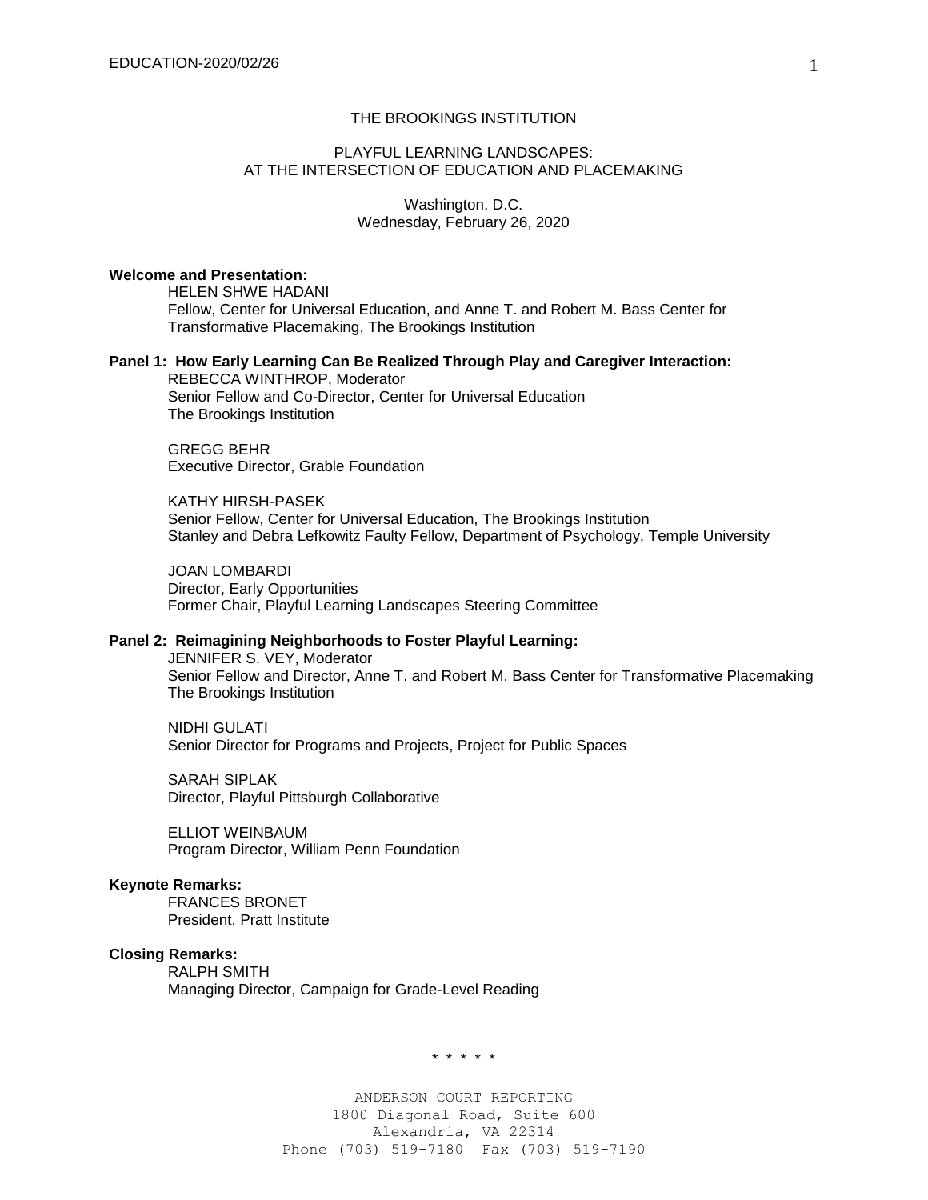# THE BROOKINGS INSTITUTION

## PLAYFUL LEARNING LANDSCAPES: AT THE INTERSECTION OF EDUCATION AND PLACEMAKING

Washington, D.C.
Wednesday, February 26, 2020

**Welcome and Presentation:**

HELEN SHWE HADANI
Fellow, Center for Universal Education, and Anne T. and Robert M. Bass Center for Transformative Placemaking, The Brookings Institution

**Panel 1: How Early Learning Can Be Realized Through Play and Caregiver Interaction:**

REBECCA WINTHROP, Moderator
Senior Fellow and Co-Director, Center for Universal Education
The Brookings Institution

GREGG BEHR
Executive Director, Grable Foundation

KATHY HIRSH-PASEK
Senior Fellow, Center for Universal Education, The Brookings Institution
Stanley and Debra Lefkowitz Faulty Fellow, Department of Psychology, Temple University

JOAN LOMBARDI
Director, Early Opportunities
Former Chair, Playful Learning Landscapes Steering Committee

**Panel 2: Reimagining Neighborhoods to Foster Playful Learning:**

JENNIFER S. VEY, Moderator
Senior Fellow and Director, Anne T. and Robert M. Bass Center for Transformative Placemaking
The Brookings Institution

NIDHI GULATI
Senior Director for Programs and Projects, Project for Public Spaces

SARAH SIPLAK
Director, Playful Pittsburgh Collaborative

ELLIOT WEINBAUM
Program Director, William Penn Foundation

**Keynote Remarks:**

FRANCES BRONET
President, Pratt Institute

**Closing Remarks:**

RALPH SMITH
Managing Director, Campaign for Grade-Level Reading

\* \* \* \* \*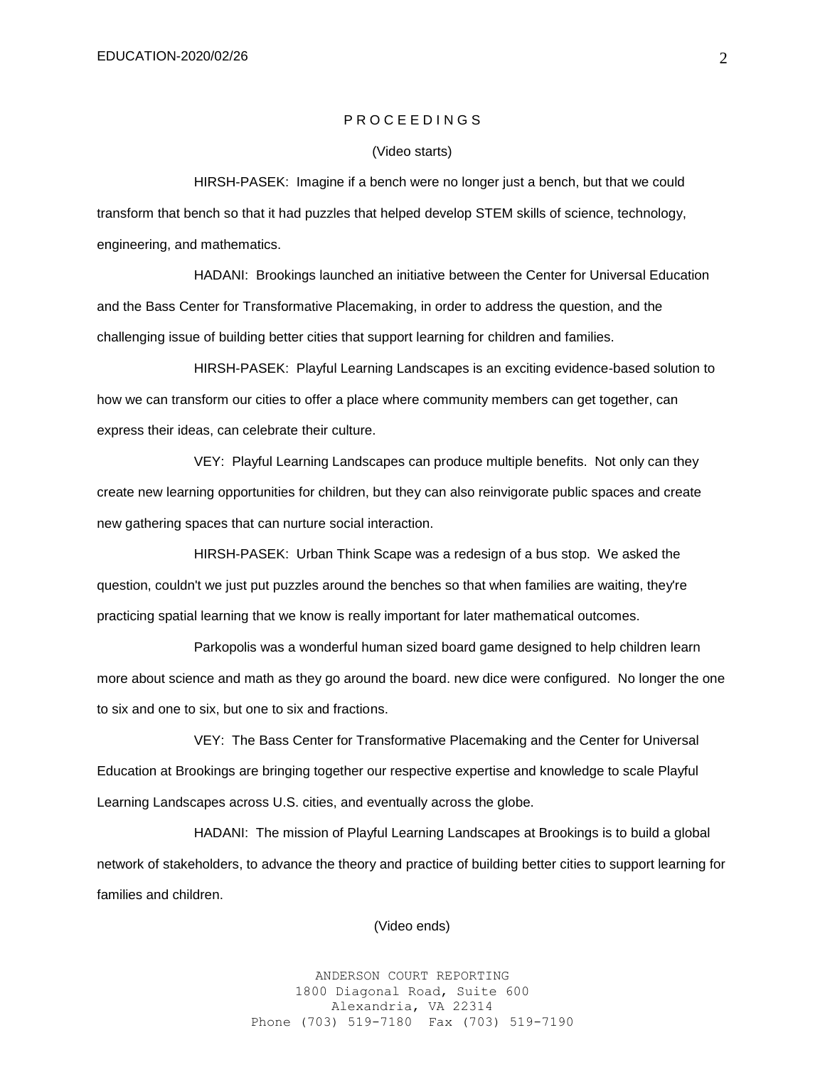P R O C E E D I N G S

(Video starts)

HIRSH-PASEK: Imagine if a bench were no longer just a bench, but that we could transform that bench so that it had puzzles that helped develop STEM skills of science, technology, engineering, and mathematics.

HADANI: Brookings launched an initiative between the Center for Universal Education and the Bass Center for Transformative Placemaking, in order to address the question, and the challenging issue of building better cities that support learning for children and families.

HIRSH-PASEK: Playful Learning Landscapes is an exciting evidence-based solution to how we can transform our cities to offer a place where community members can get together, can express their ideas, can celebrate their culture.

VEY: Playful Learning Landscapes can produce multiple benefits. Not only can they create new learning opportunities for children, but they can also reinvigorate public spaces and create new gathering spaces that can nurture social interaction.

HIRSH-PASEK: Urban Think Scape was a redesign of a bus stop. We asked the question, couldn't we just put puzzles around the benches so that when families are waiting, they're practicing spatial learning that we know is really important for later mathematical outcomes.

Parkopolis was a wonderful human sized board game designed to help children learn more about science and math as they go around the board. new dice were configured. No longer the one to six and one to six, but one to six and fractions.

VEY: The Bass Center for Transformative Placemaking and the Center for Universal Education at Brookings are bringing together our respective expertise and knowledge to scale Playful Learning Landscapes across U.S. cities, and eventually across the globe.

HADANI: The mission of Playful Learning Landscapes at Brookings is to build a global network of stakeholders, to advance the theory and practice of building better cities to support learning for families and children.

(Video ends)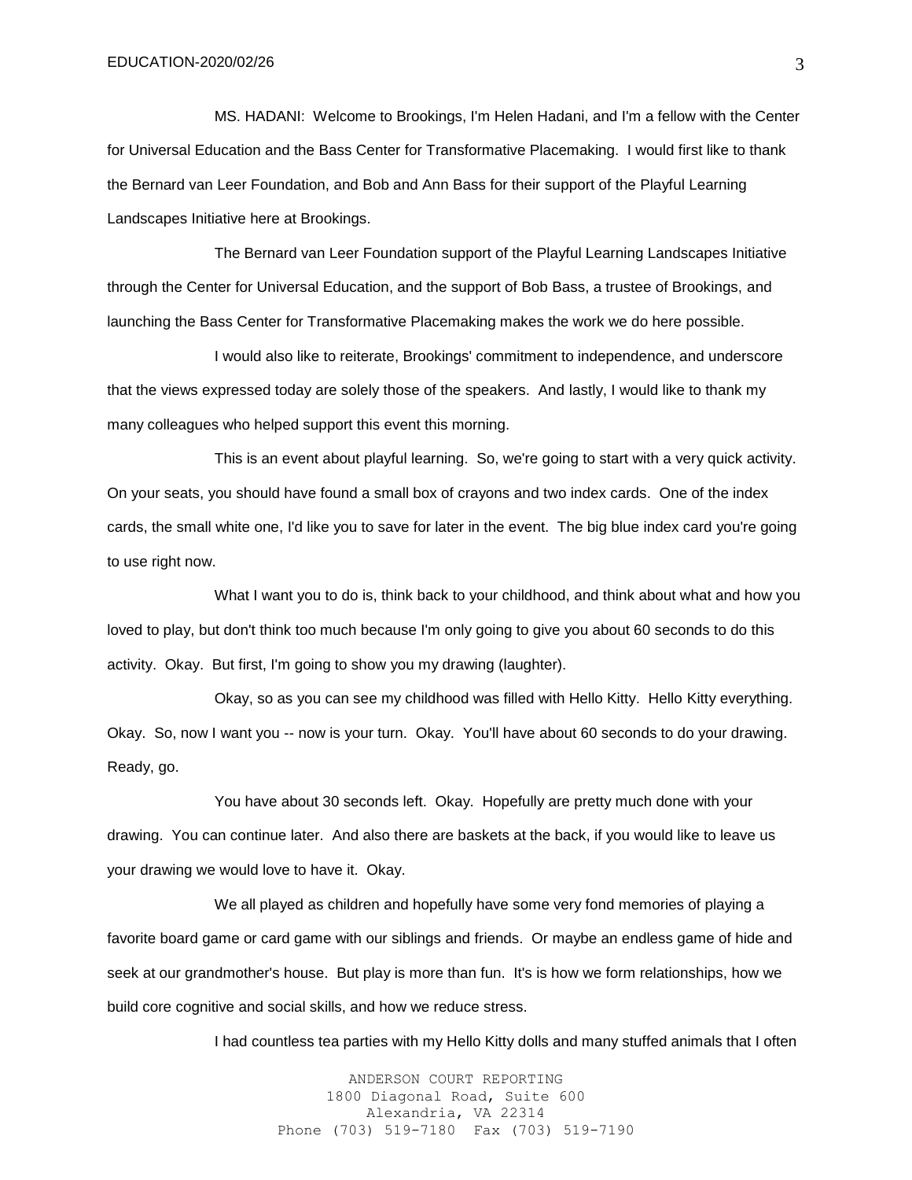MS. HADANI: Welcome to Brookings, I'm Helen Hadani, and I'm a fellow with the Center for Universal Education and the Bass Center for Transformative Placemaking. I would first like to thank the Bernard van Leer Foundation, and Bob and Ann Bass for their support of the Playful Learning Landscapes Initiative here at Brookings.

The Bernard van Leer Foundation support of the Playful Learning Landscapes Initiative through the Center for Universal Education, and the support of Bob Bass, a trustee of Brookings, and launching the Bass Center for Transformative Placemaking makes the work we do here possible.

I would also like to reiterate, Brookings' commitment to independence, and underscore that the views expressed today are solely those of the speakers. And lastly, I would like to thank my many colleagues who helped support this event this morning.

This is an event about playful learning. So, we're going to start with a very quick activity. On your seats, you should have found a small box of crayons and two index cards. One of the index cards, the small white one, I'd like you to save for later in the event. The big blue index card you're going to use right now.

What I want you to do is, think back to your childhood, and think about what and how you loved to play, but don't think too much because I'm only going to give you about 60 seconds to do this activity. Okay. But first, I'm going to show you my drawing (laughter).

Okay, so as you can see my childhood was filled with Hello Kitty. Hello Kitty everything. Okay. So, now I want you -- now is your turn. Okay. You'll have about 60 seconds to do your drawing. Ready, go.

You have about 30 seconds left. Okay. Hopefully are pretty much done with your drawing. You can continue later. And also there are baskets at the back, if you would like to leave us your drawing we would love to have it. Okay.

We all played as children and hopefully have some very fond memories of playing a favorite board game or card game with our siblings and friends. Or maybe an endless game of hide and seek at our grandmother's house. But play is more than fun. It's is how we form relationships, how we build core cognitive and social skills, and how we reduce stress.

I had countless tea parties with my Hello Kitty dolls and many stuffed animals that I often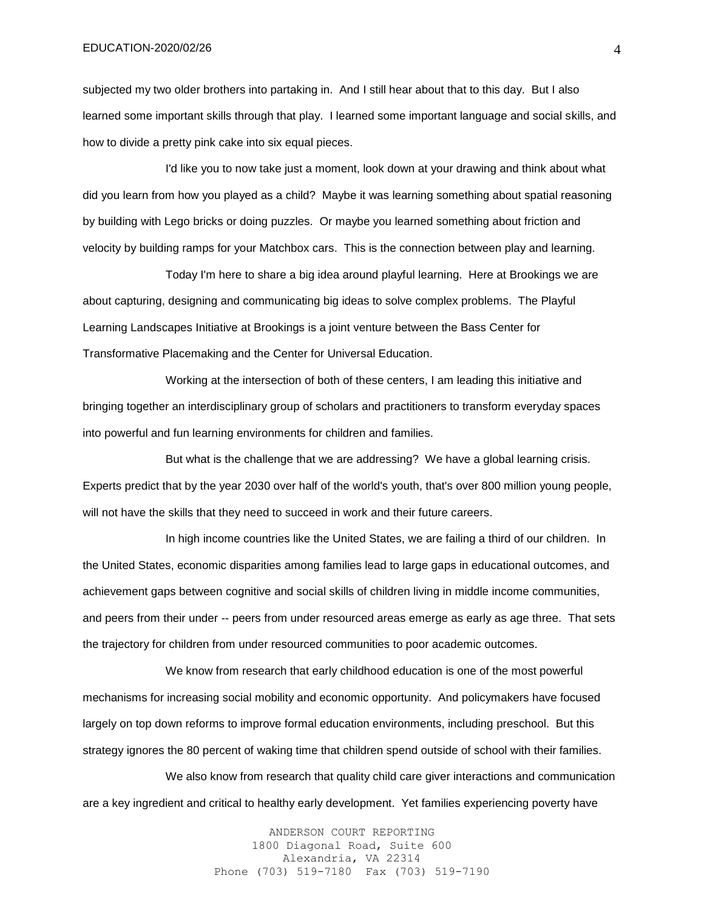subjected my two older brothers into partaking in. And I still hear about that to this day. But I also learned some important skills through that play. I learned some important language and social skills, and how to divide a pretty pink cake into six equal pieces.

I'd like you to now take just a moment, look down at your drawing and think about what did you learn from how you played as a child? Maybe it was learning something about spatial reasoning by building with Lego bricks or doing puzzles. Or maybe you learned something about friction and velocity by building ramps for your Matchbox cars. This is the connection between play and learning.

Today I'm here to share a big idea around playful learning. Here at Brookings we are about capturing, designing and communicating big ideas to solve complex problems. The Playful Learning Landscapes Initiative at Brookings is a joint venture between the Bass Center for Transformative Placemaking and the Center for Universal Education.

Working at the intersection of both of these centers, I am leading this initiative and bringing together an interdisciplinary group of scholars and practitioners to transform everyday spaces into powerful and fun learning environments for children and families.

But what is the challenge that we are addressing? We have a global learning crisis. Experts predict that by the year 2030 over half of the world's youth, that's over 800 million young people, will not have the skills that they need to succeed in work and their future careers.

In high income countries like the United States, we are failing a third of our children. In the United States, economic disparities among families lead to large gaps in educational outcomes, and achievement gaps between cognitive and social skills of children living in middle income communities, and peers from their under -- peers from under resourced areas emerge as early as age three. That sets the trajectory for children from under resourced communities to poor academic outcomes.

We know from research that early childhood education is one of the most powerful mechanisms for increasing social mobility and economic opportunity. And policymakers have focused largely on top down reforms to improve formal education environments, including preschool. But this strategy ignores the 80 percent of waking time that children spend outside of school with their families.

We also know from research that quality child care giver interactions and communication are a key ingredient and critical to healthy early development. Yet families experiencing poverty have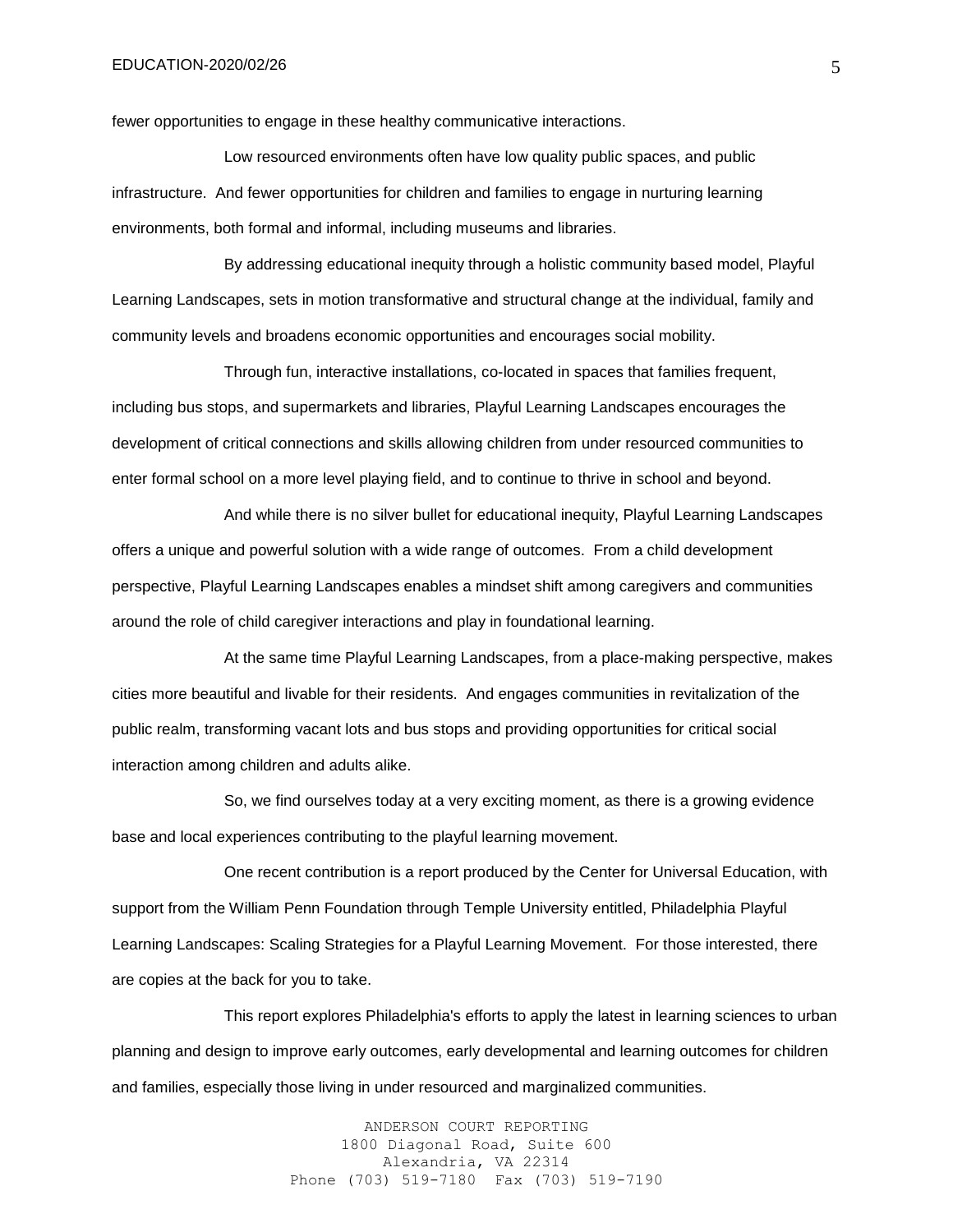fewer opportunities to engage in these healthy communicative interactions.

Low resourced environments often have low quality public spaces, and public infrastructure. And fewer opportunities for children and families to engage in nurturing learning environments, both formal and informal, including museums and libraries.

By addressing educational inequity through a holistic community based model, Playful Learning Landscapes, sets in motion transformative and structural change at the individual, family and community levels and broadens economic opportunities and encourages social mobility.

Through fun, interactive installations, co-located in spaces that families frequent, including bus stops, and supermarkets and libraries, Playful Learning Landscapes encourages the development of critical connections and skills allowing children from under resourced communities to enter formal school on a more level playing field, and to continue to thrive in school and beyond.

And while there is no silver bullet for educational inequity, Playful Learning Landscapes offers a unique and powerful solution with a wide range of outcomes. From a child development perspective, Playful Learning Landscapes enables a mindset shift among caregivers and communities around the role of child caregiver interactions and play in foundational learning.

At the same time Playful Learning Landscapes, from a place-making perspective, makes cities more beautiful and livable for their residents. And engages communities in revitalization of the public realm, transforming vacant lots and bus stops and providing opportunities for critical social interaction among children and adults alike.

So, we find ourselves today at a very exciting moment, as there is a growing evidence base and local experiences contributing to the playful learning movement.

One recent contribution is a report produced by the Center for Universal Education, with support from the William Penn Foundation through Temple University entitled, Philadelphia Playful Learning Landscapes: Scaling Strategies for a Playful Learning Movement. For those interested, there are copies at the back for you to take.

This report explores Philadelphia's efforts to apply the latest in learning sciences to urban planning and design to improve early outcomes, early developmental and learning outcomes for children and families, especially those living in under resourced and marginalized communities.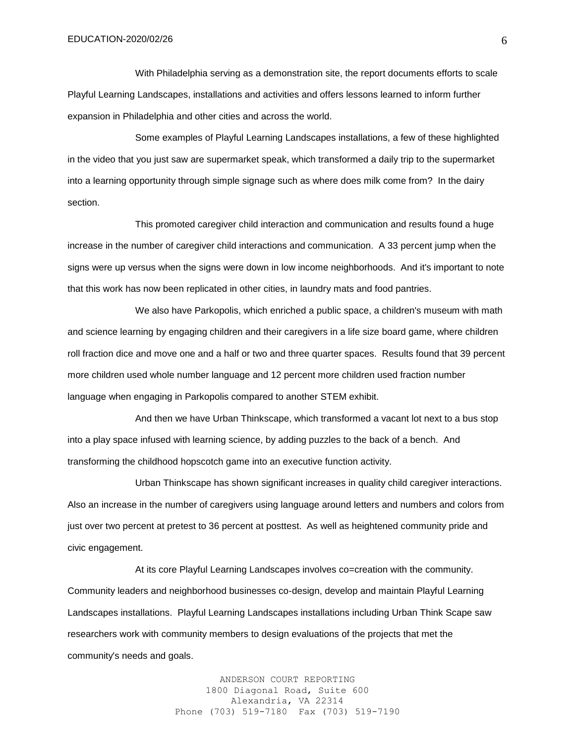With Philadelphia serving as a demonstration site, the report documents efforts to scale Playful Learning Landscapes, installations and activities and offers lessons learned to inform further expansion in Philadelphia and other cities and across the world.

Some examples of Playful Learning Landscapes installations, a few of these highlighted in the video that you just saw are supermarket speak, which transformed a daily trip to the supermarket into a learning opportunity through simple signage such as where does milk come from? In the dairy section.

This promoted caregiver child interaction and communication and results found a huge increase in the number of caregiver child interactions and communication. A 33 percent jump when the signs were up versus when the signs were down in low income neighborhoods. And it's important to note that this work has now been replicated in other cities, in laundry mats and food pantries.

We also have Parkopolis, which enriched a public space, a children's museum with math and science learning by engaging children and their caregivers in a life size board game, where children roll fraction dice and move one and a half or two and three quarter spaces. Results found that 39 percent more children used whole number language and 12 percent more children used fraction number language when engaging in Parkopolis compared to another STEM exhibit.

And then we have Urban Thinkscape, which transformed a vacant lot next to a bus stop into a play space infused with learning science, by adding puzzles to the back of a bench. And transforming the childhood hopscotch game into an executive function activity.

Urban Thinkscape has shown significant increases in quality child caregiver interactions. Also an increase in the number of caregivers using language around letters and numbers and colors from just over two percent at pretest to 36 percent at posttest. As well as heightened community pride and civic engagement.

At its core Playful Learning Landscapes involves co=creation with the community. Community leaders and neighborhood businesses co-design, develop and maintain Playful Learning Landscapes installations. Playful Learning Landscapes installations including Urban Think Scape saw researchers work with community members to design evaluations of the projects that met the community's needs and goals.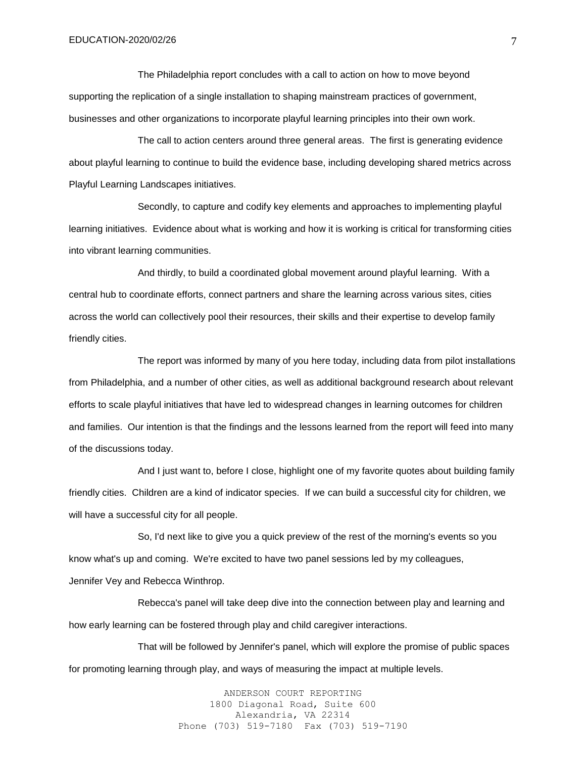The Philadelphia report concludes with a call to action on how to move beyond supporting the replication of a single installation to shaping mainstream practices of government, businesses and other organizations to incorporate playful learning principles into their own work.

The call to action centers around three general areas. The first is generating evidence about playful learning to continue to build the evidence base, including developing shared metrics across Playful Learning Landscapes initiatives.

Secondly, to capture and codify key elements and approaches to implementing playful learning initiatives. Evidence about what is working and how it is working is critical for transforming cities into vibrant learning communities.

And thirdly, to build a coordinated global movement around playful learning. With a central hub to coordinate efforts, connect partners and share the learning across various sites, cities across the world can collectively pool their resources, their skills and their expertise to develop family friendly cities.

The report was informed by many of you here today, including data from pilot installations from Philadelphia, and a number of other cities, as well as additional background research about relevant efforts to scale playful initiatives that have led to widespread changes in learning outcomes for children and families. Our intention is that the findings and the lessons learned from the report will feed into many of the discussions today.

And I just want to, before I close, highlight one of my favorite quotes about building family friendly cities. Children are a kind of indicator species. If we can build a successful city for children, we will have a successful city for all people.

So, I'd next like to give you a quick preview of the rest of the morning's events so you know what's up and coming. We're excited to have two panel sessions led by my colleagues, Jennifer Vey and Rebecca Winthrop.

Rebecca's panel will take deep dive into the connection between play and learning and how early learning can be fostered through play and child caregiver interactions.

That will be followed by Jennifer's panel, which will explore the promise of public spaces for promoting learning through play, and ways of measuring the impact at multiple levels.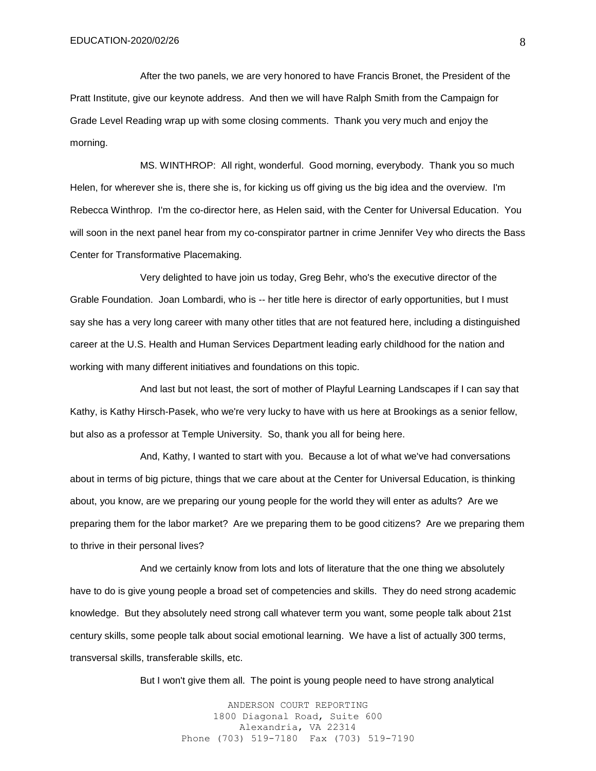After the two panels, we are very honored to have Francis Bronet, the President of the Pratt Institute, give our keynote address. And then we will have Ralph Smith from the Campaign for Grade Level Reading wrap up with some closing comments. Thank you very much and enjoy the morning.

MS. WINTHROP: All right, wonderful. Good morning, everybody. Thank you so much Helen, for wherever she is, there she is, for kicking us off giving us the big idea and the overview. I'm Rebecca Winthrop. I'm the co-director here, as Helen said, with the Center for Universal Education. You will soon in the next panel hear from my co-conspirator partner in crime Jennifer Vey who directs the Bass Center for Transformative Placemaking.

Very delighted to have join us today, Greg Behr, who's the executive director of the Grable Foundation. Joan Lombardi, who is -- her title here is director of early opportunities, but I must say she has a very long career with many other titles that are not featured here, including a distinguished career at the U.S. Health and Human Services Department leading early childhood for the nation and working with many different initiatives and foundations on this topic.

And last but not least, the sort of mother of Playful Learning Landscapes if I can say that Kathy, is Kathy Hirsch-Pasek, who we're very lucky to have with us here at Brookings as a senior fellow, but also as a professor at Temple University. So, thank you all for being here.

And, Kathy, I wanted to start with you. Because a lot of what we've had conversations about in terms of big picture, things that we care about at the Center for Universal Education, is thinking about, you know, are we preparing our young people for the world they will enter as adults? Are we preparing them for the labor market? Are we preparing them to be good citizens? Are we preparing them to thrive in their personal lives?

And we certainly know from lots and lots of literature that the one thing we absolutely have to do is give young people a broad set of competencies and skills. They do need strong academic knowledge. But they absolutely need strong call whatever term you want, some people talk about 21st century skills, some people talk about social emotional learning. We have a list of actually 300 terms, transversal skills, transferable skills, etc.

But I won't give them all. The point is young people need to have strong analytical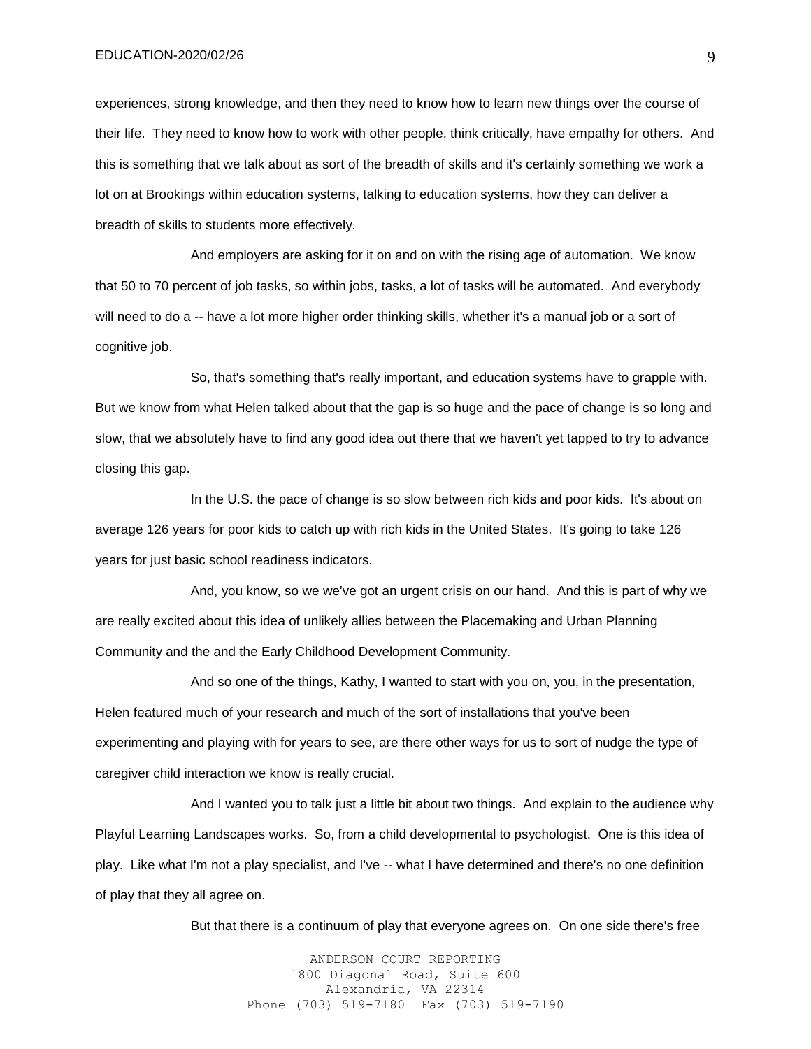experiences, strong knowledge, and then they need to know how to learn new things over the course of their life. They need to know how to work with other people, think critically, have empathy for others. And this is something that we talk about as sort of the breadth of skills and it's certainly something we work a lot on at Brookings within education systems, talking to education systems, how they can deliver a breadth of skills to students more effectively.

And employers are asking for it on and on with the rising age of automation. We know that 50 to 70 percent of job tasks, so within jobs, tasks, a lot of tasks will be automated. And everybody will need to do a -- have a lot more higher order thinking skills, whether it's a manual job or a sort of cognitive job.

So, that's something that's really important, and education systems have to grapple with. But we know from what Helen talked about that the gap is so huge and the pace of change is so long and slow, that we absolutely have to find any good idea out there that we haven't yet tapped to try to advance closing this gap.

In the U.S. the pace of change is so slow between rich kids and poor kids. It's about on average 126 years for poor kids to catch up with rich kids in the United States. It's going to take 126 years for just basic school readiness indicators.

And, you know, so we we've got an urgent crisis on our hand. And this is part of why we are really excited about this idea of unlikely allies between the Placemaking and Urban Planning Community and the and the Early Childhood Development Community.

And so one of the things, Kathy, I wanted to start with you on, you, in the presentation, Helen featured much of your research and much of the sort of installations that you've been experimenting and playing with for years to see, are there other ways for us to sort of nudge the type of caregiver child interaction we know is really crucial.

And I wanted you to talk just a little bit about two things. And explain to the audience why Playful Learning Landscapes works. So, from a child developmental to psychologist. One is this idea of play. Like what I'm not a play specialist, and I've -- what I have determined and there's no one definition of play that they all agree on.

But that there is a continuum of play that everyone agrees on. On one side there's free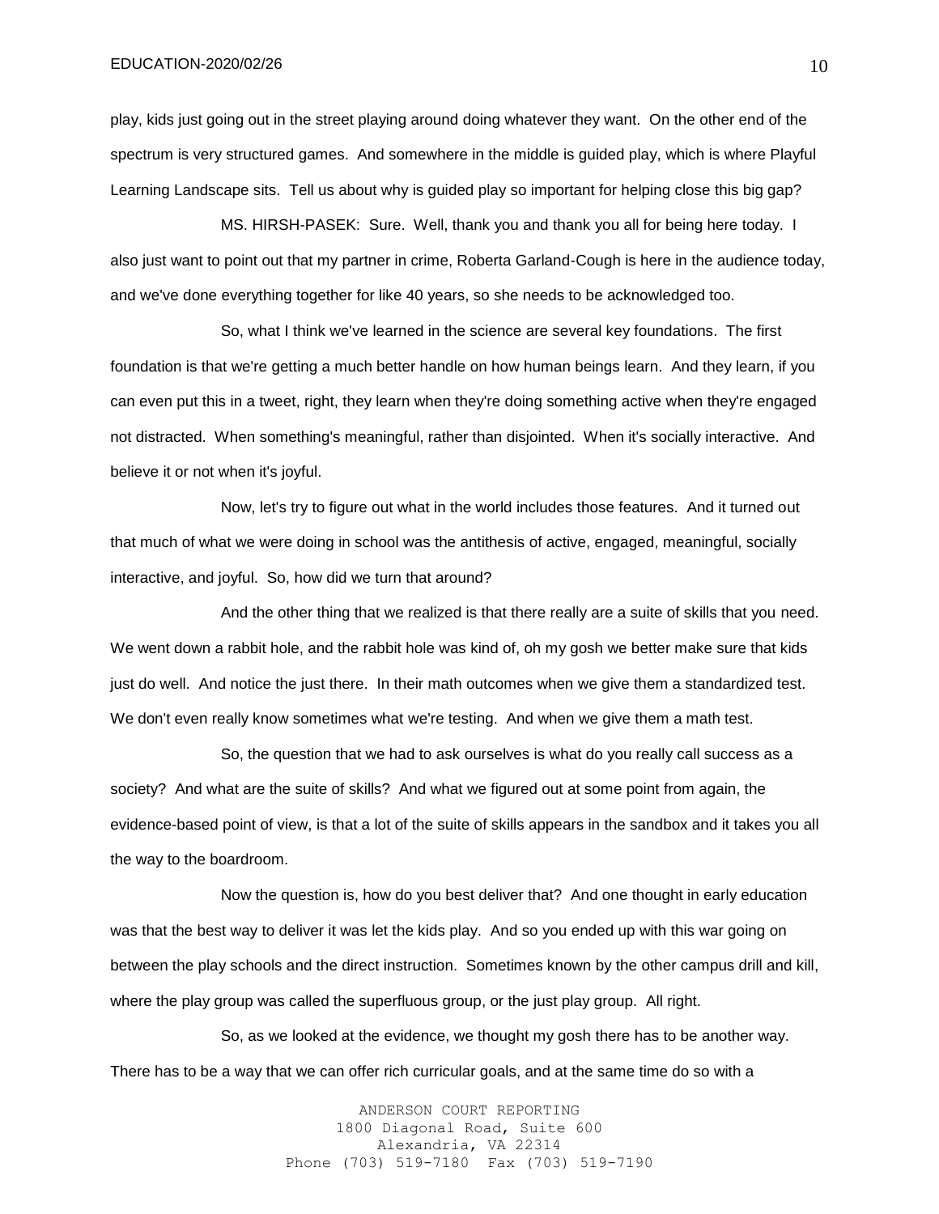play, kids just going out in the street playing around doing whatever they want. On the other end of the spectrum is very structured games. And somewhere in the middle is guided play, which is where Playful Learning Landscape sits. Tell us about why is guided play so important for helping close this big gap?

MS. HIRSH-PASEK: Sure. Well, thank you and thank you all for being here today. I also just want to point out that my partner in crime, Roberta Garland-Cough is here in the audience today, and we've done everything together for like 40 years, so she needs to be acknowledged too.

So, what I think we've learned in the science are several key foundations. The first foundation is that we're getting a much better handle on how human beings learn. And they learn, if you can even put this in a tweet, right, they learn when they're doing something active when they're engaged not distracted. When something's meaningful, rather than disjointed. When it's socially interactive. And believe it or not when it's joyful.

Now, let's try to figure out what in the world includes those features. And it turned out that much of what we were doing in school was the antithesis of active, engaged, meaningful, socially interactive, and joyful. So, how did we turn that around?

And the other thing that we realized is that there really are a suite of skills that you need. We went down a rabbit hole, and the rabbit hole was kind of, oh my gosh we better make sure that kids just do well. And notice the just there. In their math outcomes when we give them a standardized test. We don't even really know sometimes what we're testing. And when we give them a math test.

So, the question that we had to ask ourselves is what do you really call success as a society? And what are the suite of skills? And what we figured out at some point from again, the evidence-based point of view, is that a lot of the suite of skills appears in the sandbox and it takes you all the way to the boardroom.

Now the question is, how do you best deliver that? And one thought in early education was that the best way to deliver it was let the kids play. And so you ended up with this war going on between the play schools and the direct instruction. Sometimes known by the other campus drill and kill, where the play group was called the superfluous group, or the just play group. All right.

So, as we looked at the evidence, we thought my gosh there has to be another way. There has to be a way that we can offer rich curricular goals, and at the same time do so with a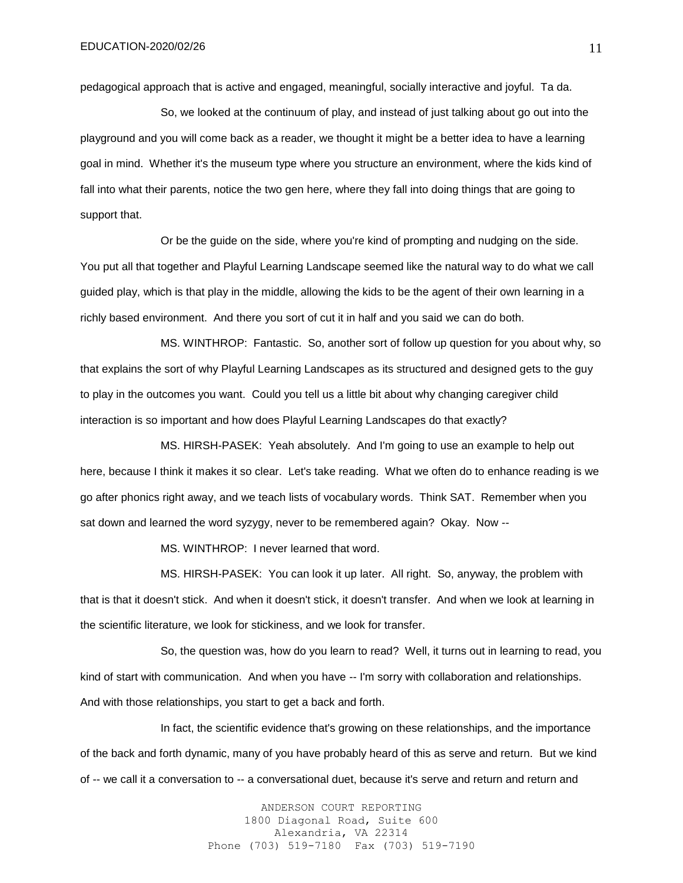pedagogical approach that is active and engaged, meaningful, socially interactive and joyful. Ta da.

So, we looked at the continuum of play, and instead of just talking about go out into the playground and you will come back as a reader, we thought it might be a better idea to have a learning goal in mind. Whether it's the museum type where you structure an environment, where the kids kind of fall into what their parents, notice the two gen here, where they fall into doing things that are going to support that.

Or be the guide on the side, where you're kind of prompting and nudging on the side. You put all that together and Playful Learning Landscape seemed like the natural way to do what we call guided play, which is that play in the middle, allowing the kids to be the agent of their own learning in a richly based environment. And there you sort of cut it in half and you said we can do both.

MS. WINTHROP: Fantastic. So, another sort of follow up question for you about why, so that explains the sort of why Playful Learning Landscapes as its structured and designed gets to the guy to play in the outcomes you want. Could you tell us a little bit about why changing caregiver child interaction is so important and how does Playful Learning Landscapes do that exactly?

MS. HIRSH-PASEK: Yeah absolutely. And I'm going to use an example to help out here, because I think it makes it so clear. Let's take reading. What we often do to enhance reading is we go after phonics right away, and we teach lists of vocabulary words. Think SAT. Remember when you sat down and learned the word syzygy, never to be remembered again? Okay. Now --

MS. WINTHROP: I never learned that word.

MS. HIRSH-PASEK: You can look it up later. All right. So, anyway, the problem with that is that it doesn't stick. And when it doesn't stick, it doesn't transfer. And when we look at learning in the scientific literature, we look for stickiness, and we look for transfer.

So, the question was, how do you learn to read? Well, it turns out in learning to read, you kind of start with communication. And when you have -- I'm sorry with collaboration and relationships. And with those relationships, you start to get a back and forth.

In fact, the scientific evidence that's growing on these relationships, and the importance of the back and forth dynamic, many of you have probably heard of this as serve and return. But we kind of -- we call it a conversation to -- a conversational duet, because it's serve and return and return and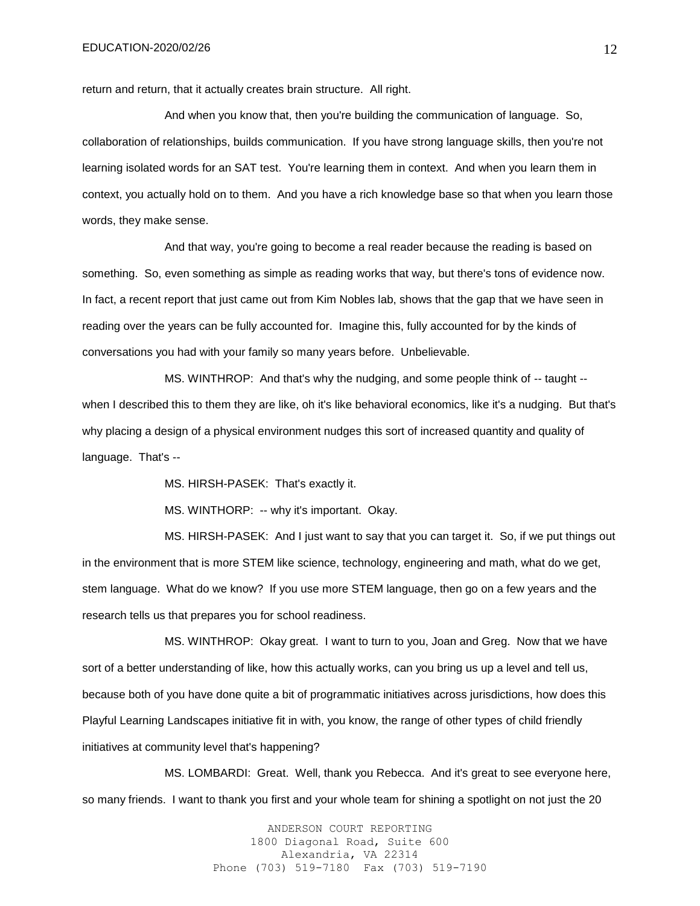return and return, that it actually creates brain structure. All right.

And when you know that, then you're building the communication of language. So, collaboration of relationships, builds communication. If you have strong language skills, then you're not learning isolated words for an SAT test. You're learning them in context. And when you learn them in context, you actually hold on to them. And you have a rich knowledge base so that when you learn those words, they make sense.

And that way, you're going to become a real reader because the reading is based on something. So, even something as simple as reading works that way, but there's tons of evidence now. In fact, a recent report that just came out from Kim Nobles lab, shows that the gap that we have seen in reading over the years can be fully accounted for. Imagine this, fully accounted for by the kinds of conversations you had with your family so many years before. Unbelievable.

MS. WINTHROP: And that's why the nudging, and some people think of -- taught -- when I described this to them they are like, oh it's like behavioral economics, like it's a nudging. But that's why placing a design of a physical environment nudges this sort of increased quantity and quality of language. That's --

MS. HIRSH-PASEK: That's exactly it.

MS. WINTHORP: -- why it's important. Okay.

MS. HIRSH-PASEK: And I just want to say that you can target it. So, if we put things out in the environment that is more STEM like science, technology, engineering and math, what do we get, stem language. What do we know? If you use more STEM language, then go on a few years and the research tells us that prepares you for school readiness.

MS. WINTHROP: Okay great. I want to turn to you, Joan and Greg. Now that we have sort of a better understanding of like, how this actually works, can you bring us up a level and tell us, because both of you have done quite a bit of programmatic initiatives across jurisdictions, how does this Playful Learning Landscapes initiative fit in with, you know, the range of other types of child friendly initiatives at community level that's happening?

MS. LOMBARDI: Great. Well, thank you Rebecca. And it's great to see everyone here, so many friends. I want to thank you first and your whole team for shining a spotlight on not just the 20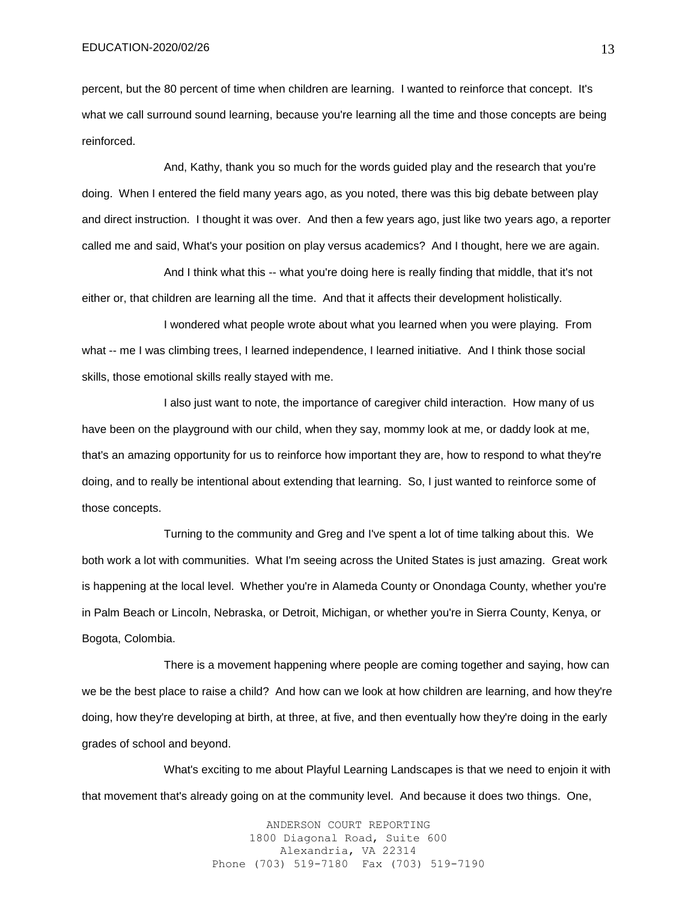percent, but the 80 percent of time when children are learning. I wanted to reinforce that concept. It's what we call surround sound learning, because you're learning all the time and those concepts are being reinforced.

And, Kathy, thank you so much for the words guided play and the research that you're doing. When I entered the field many years ago, as you noted, there was this big debate between play and direct instruction. I thought it was over. And then a few years ago, just like two years ago, a reporter called me and said, What's your position on play versus academics? And I thought, here we are again.

And I think what this -- what you're doing here is really finding that middle, that it's not either or, that children are learning all the time. And that it affects their development holistically.

I wondered what people wrote about what you learned when you were playing. From what -- me I was climbing trees, I learned independence, I learned initiative. And I think those social skills, those emotional skills really stayed with me.

I also just want to note, the importance of caregiver child interaction. How many of us have been on the playground with our child, when they say, mommy look at me, or daddy look at me, that's an amazing opportunity for us to reinforce how important they are, how to respond to what they're doing, and to really be intentional about extending that learning. So, I just wanted to reinforce some of those concepts.

Turning to the community and Greg and I've spent a lot of time talking about this. We both work a lot with communities. What I'm seeing across the United States is just amazing. Great work is happening at the local level. Whether you're in Alameda County or Onondaga County, whether you're in Palm Beach or Lincoln, Nebraska, or Detroit, Michigan, or whether you're in Sierra County, Kenya, or Bogota, Colombia.

There is a movement happening where people are coming together and saying, how can we be the best place to raise a child? And how can we look at how children are learning, and how they're doing, how they're developing at birth, at three, at five, and then eventually how they're doing in the early grades of school and beyond.

What's exciting to me about Playful Learning Landscapes is that we need to enjoin it with that movement that's already going on at the community level. And because it does two things. One,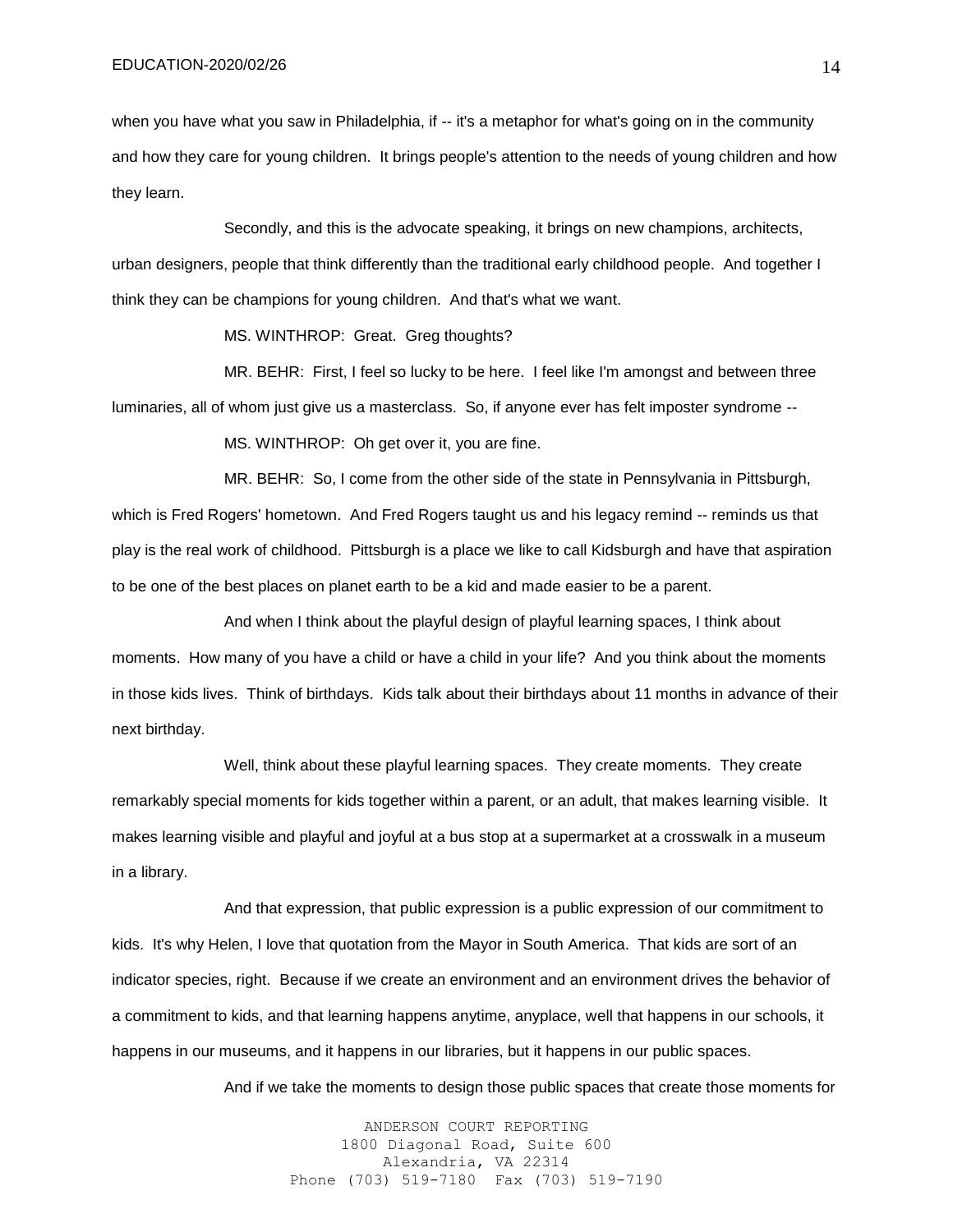when you have what you saw in Philadelphia, if -- it's a metaphor for what's going on in the community and how they care for young children. It brings people's attention to the needs of young children and how they learn.

Secondly, and this is the advocate speaking, it brings on new champions, architects, urban designers, people that think differently than the traditional early childhood people. And together I think they can be champions for young children. And that's what we want.

MS. WINTHROP: Great. Greg thoughts?

MR. BEHR: First, I feel so lucky to be here. I feel like I'm amongst and between three luminaries, all of whom just give us a masterclass. So, if anyone ever has felt imposter syndrome --

MS. WINTHROP: Oh get over it, you are fine.

MR. BEHR: So, I come from the other side of the state in Pennsylvania in Pittsburgh, which is Fred Rogers' hometown. And Fred Rogers taught us and his legacy remind -- reminds us that play is the real work of childhood. Pittsburgh is a place we like to call Kidsburgh and have that aspiration to be one of the best places on planet earth to be a kid and made easier to be a parent.

And when I think about the playful design of playful learning spaces, I think about moments. How many of you have a child or have a child in your life? And you think about the moments in those kids lives. Think of birthdays. Kids talk about their birthdays about 11 months in advance of their next birthday.

Well, think about these playful learning spaces. They create moments. They create remarkably special moments for kids together within a parent, or an adult, that makes learning visible. It makes learning visible and playful and joyful at a bus stop at a supermarket at a crosswalk in a museum in a library.

And that expression, that public expression is a public expression of our commitment to kids. It's why Helen, I love that quotation from the Mayor in South America. That kids are sort of an indicator species, right. Because if we create an environment and an environment drives the behavior of a commitment to kids, and that learning happens anytime, anyplace, well that happens in our schools, it happens in our museums, and it happens in our libraries, but it happens in our public spaces.

And if we take the moments to design those public spaces that create those moments for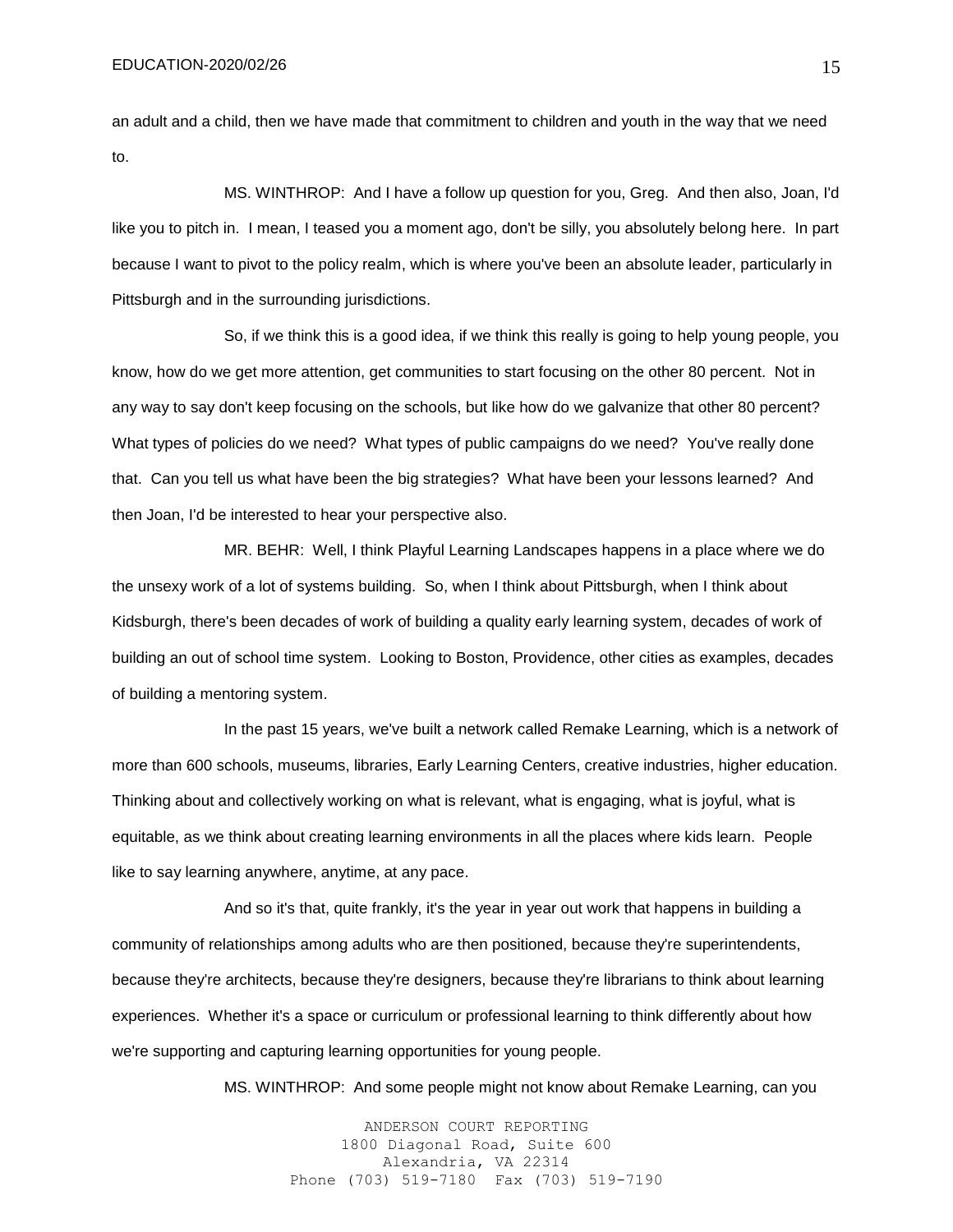an adult and a child, then we have made that commitment to children and youth in the way that we need to.

MS. WINTHROP: And I have a follow up question for you, Greg. And then also, Joan, I'd like you to pitch in. I mean, I teased you a moment ago, don't be silly, you absolutely belong here. In part because I want to pivot to the policy realm, which is where you've been an absolute leader, particularly in Pittsburgh and in the surrounding jurisdictions.

So, if we think this is a good idea, if we think this really is going to help young people, you know, how do we get more attention, get communities to start focusing on the other 80 percent. Not in any way to say don't keep focusing on the schools, but like how do we galvanize that other 80 percent? What types of policies do we need? What types of public campaigns do we need? You've really done that. Can you tell us what have been the big strategies? What have been your lessons learned? And then Joan, I'd be interested to hear your perspective also.

MR. BEHR: Well, I think Playful Learning Landscapes happens in a place where we do the unsexy work of a lot of systems building. So, when I think about Pittsburgh, when I think about Kidsburgh, there's been decades of work of building a quality early learning system, decades of work of building an out of school time system. Looking to Boston, Providence, other cities as examples, decades of building a mentoring system.

In the past 15 years, we've built a network called Remake Learning, which is a network of more than 600 schools, museums, libraries, Early Learning Centers, creative industries, higher education. Thinking about and collectively working on what is relevant, what is engaging, what is joyful, what is equitable, as we think about creating learning environments in all the places where kids learn. People like to say learning anywhere, anytime, at any pace.

And so it's that, quite frankly, it's the year in year out work that happens in building a community of relationships among adults who are then positioned, because they're superintendents, because they're architects, because they're designers, because they're librarians to think about learning experiences. Whether it's a space or curriculum or professional learning to think differently about how we're supporting and capturing learning opportunities for young people.

MS. WINTHROP: And some people might not know about Remake Learning, can you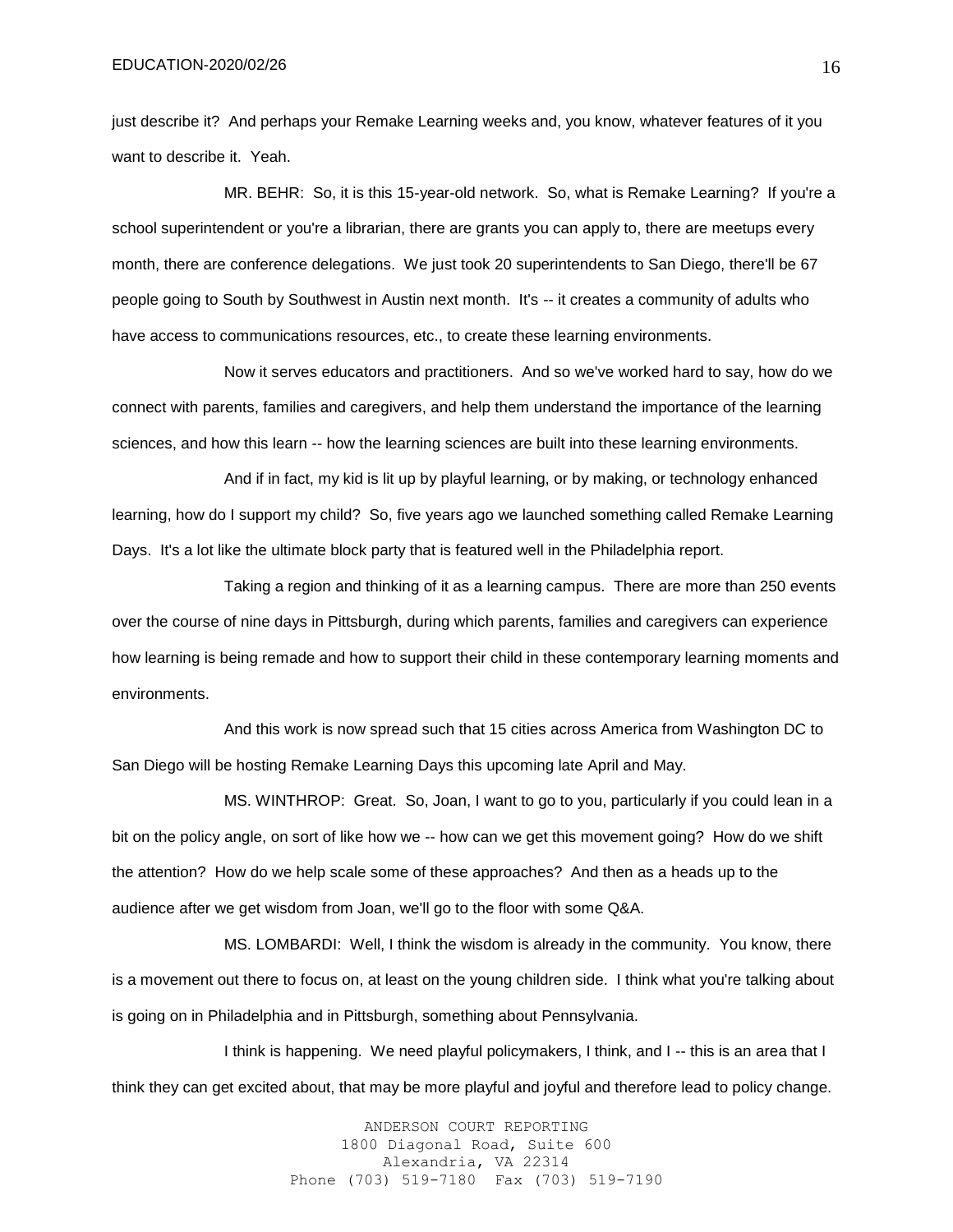just describe it? And perhaps your Remake Learning weeks and, you know, whatever features of it you want to describe it. Yeah.

MR. BEHR: So, it is this 15-year-old network. So, what is Remake Learning? If you're a school superintendent or you're a librarian, there are grants you can apply to, there are meetups every month, there are conference delegations. We just took 20 superintendents to San Diego, there'll be 67 people going to South by Southwest in Austin next month. It's -- it creates a community of adults who have access to communications resources, etc., to create these learning environments.

Now it serves educators and practitioners. And so we've worked hard to say, how do we connect with parents, families and caregivers, and help them understand the importance of the learning sciences, and how this learn -- how the learning sciences are built into these learning environments.

And if in fact, my kid is lit up by playful learning, or by making, or technology enhanced learning, how do I support my child? So, five years ago we launched something called Remake Learning Days. It's a lot like the ultimate block party that is featured well in the Philadelphia report.

Taking a region and thinking of it as a learning campus. There are more than 250 events over the course of nine days in Pittsburgh, during which parents, families and caregivers can experience how learning is being remade and how to support their child in these contemporary learning moments and environments.

And this work is now spread such that 15 cities across America from Washington DC to San Diego will be hosting Remake Learning Days this upcoming late April and May.

MS. WINTHROP: Great. So, Joan, I want to go to you, particularly if you could lean in a bit on the policy angle, on sort of like how we -- how can we get this movement going? How do we shift the attention? How do we help scale some of these approaches? And then as a heads up to the audience after we get wisdom from Joan, we'll go to the floor with some Q&A.

MS. LOMBARDI: Well, I think the wisdom is already in the community. You know, there is a movement out there to focus on, at least on the young children side. I think what you're talking about is going on in Philadelphia and in Pittsburgh, something about Pennsylvania.

I think is happening. We need playful policymakers, I think, and I -- this is an area that I think they can get excited about, that may be more playful and joyful and therefore lead to policy change.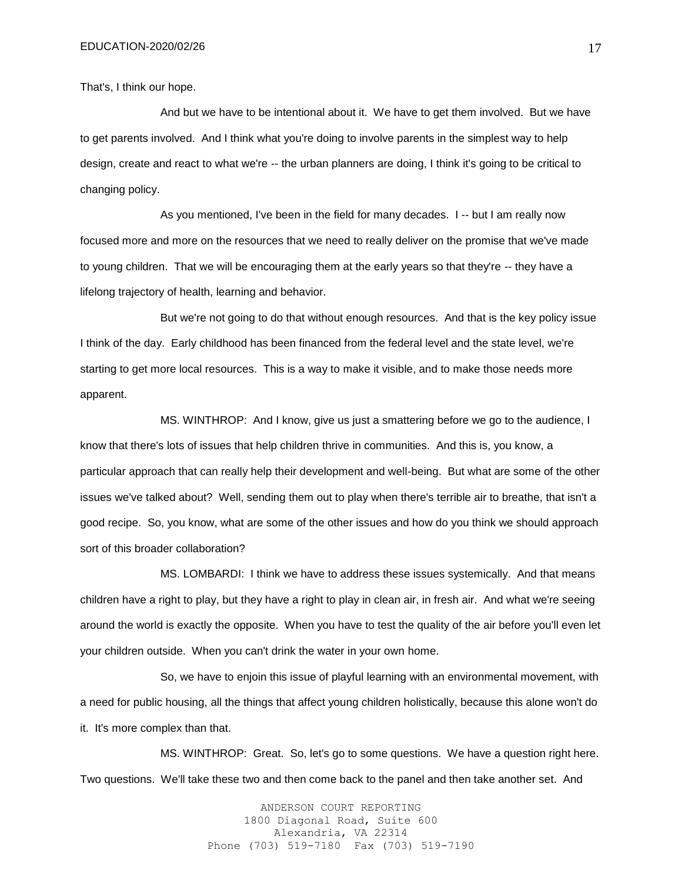That's, I think our hope.

And but we have to be intentional about it. We have to get them involved. But we have to get parents involved. And I think what you're doing to involve parents in the simplest way to help design, create and react to what we're -- the urban planners are doing, I think it's going to be critical to changing policy.

As you mentioned, I've been in the field for many decades. I -- but I am really now focused more and more on the resources that we need to really deliver on the promise that we've made to young children. That we will be encouraging them at the early years so that they're -- they have a lifelong trajectory of health, learning and behavior.

But we're not going to do that without enough resources. And that is the key policy issue I think of the day. Early childhood has been financed from the federal level and the state level, we're starting to get more local resources. This is a way to make it visible, and to make those needs more apparent.

MS. WINTHROP: And I know, give us just a smattering before we go to the audience, I know that there's lots of issues that help children thrive in communities. And this is, you know, a particular approach that can really help their development and well-being. But what are some of the other issues we've talked about? Well, sending them out to play when there's terrible air to breathe, that isn't a good recipe. So, you know, what are some of the other issues and how do you think we should approach sort of this broader collaboration?

MS. LOMBARDI: I think we have to address these issues systemically. And that means children have a right to play, but they have a right to play in clean air, in fresh air. And what we're seeing around the world is exactly the opposite. When you have to test the quality of the air before you'll even let your children outside. When you can't drink the water in your own home.

So, we have to enjoin this issue of playful learning with an environmental movement, with a need for public housing, all the things that affect young children holistically, because this alone won't do it. It's more complex than that.

MS. WINTHROP: Great. So, let's go to some questions. We have a question right here. Two questions. We'll take these two and then come back to the panel and then take another set. And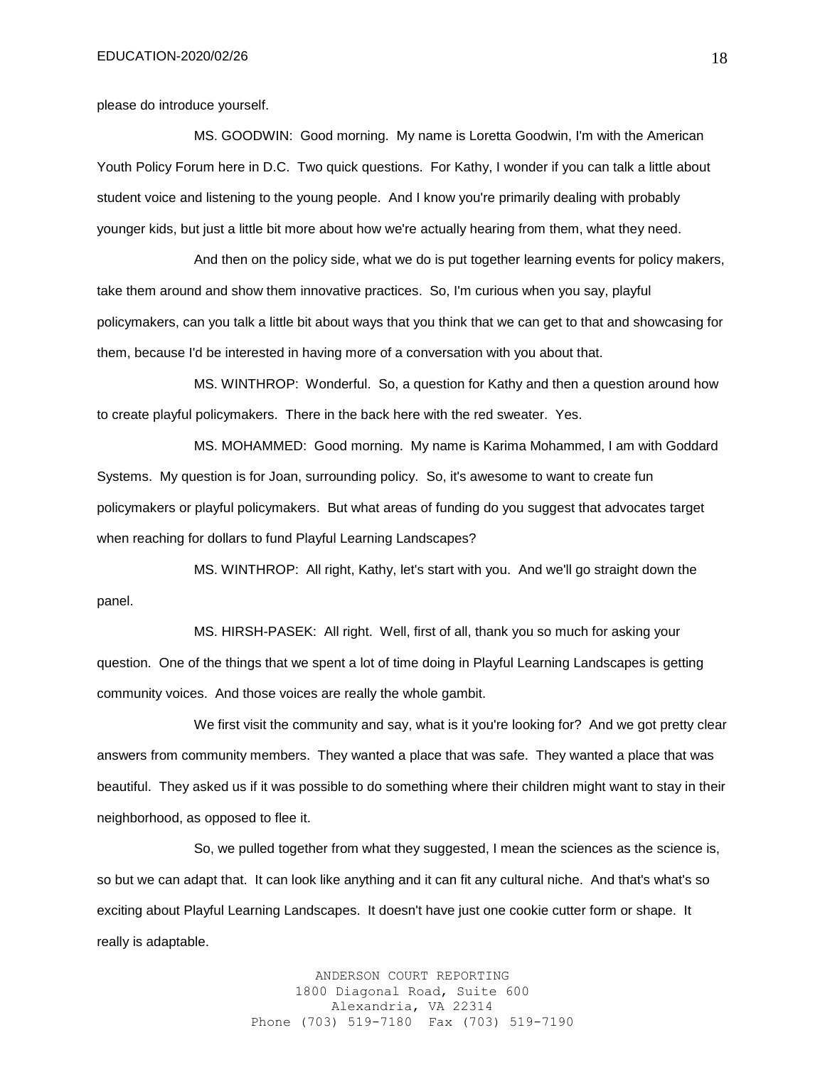please do introduce yourself.

MS. GOODWIN: Good morning. My name is Loretta Goodwin, I'm with the American Youth Policy Forum here in D.C. Two quick questions. For Kathy, I wonder if you can talk a little about student voice and listening to the young people. And I know you're primarily dealing with probably younger kids, but just a little bit more about how we're actually hearing from them, what they need.

And then on the policy side, what we do is put together learning events for policy makers, take them around and show them innovative practices. So, I'm curious when you say, playful policymakers, can you talk a little bit about ways that you think that we can get to that and showcasing for them, because I'd be interested in having more of a conversation with you about that.

MS. WINTHROP: Wonderful. So, a question for Kathy and then a question around how to create playful policymakers. There in the back here with the red sweater. Yes.

MS. MOHAMMED: Good morning. My name is Karima Mohammed, I am with Goddard Systems. My question is for Joan, surrounding policy. So, it's awesome to want to create fun policymakers or playful policymakers. But what areas of funding do you suggest that advocates target when reaching for dollars to fund Playful Learning Landscapes?

MS. WINTHROP: All right, Kathy, let's start with you. And we'll go straight down the panel.

MS. HIRSH-PASEK: All right. Well, first of all, thank you so much for asking your question. One of the things that we spent a lot of time doing in Playful Learning Landscapes is getting community voices. And those voices are really the whole gambit.

We first visit the community and say, what is it you're looking for? And we got pretty clear answers from community members. They wanted a place that was safe. They wanted a place that was beautiful. They asked us if it was possible to do something where their children might want to stay in their neighborhood, as opposed to flee it.

So, we pulled together from what they suggested, I mean the sciences as the science is, so but we can adapt that. It can look like anything and it can fit any cultural niche. And that's what's so exciting about Playful Learning Landscapes. It doesn't have just one cookie cutter form or shape. It really is adaptable.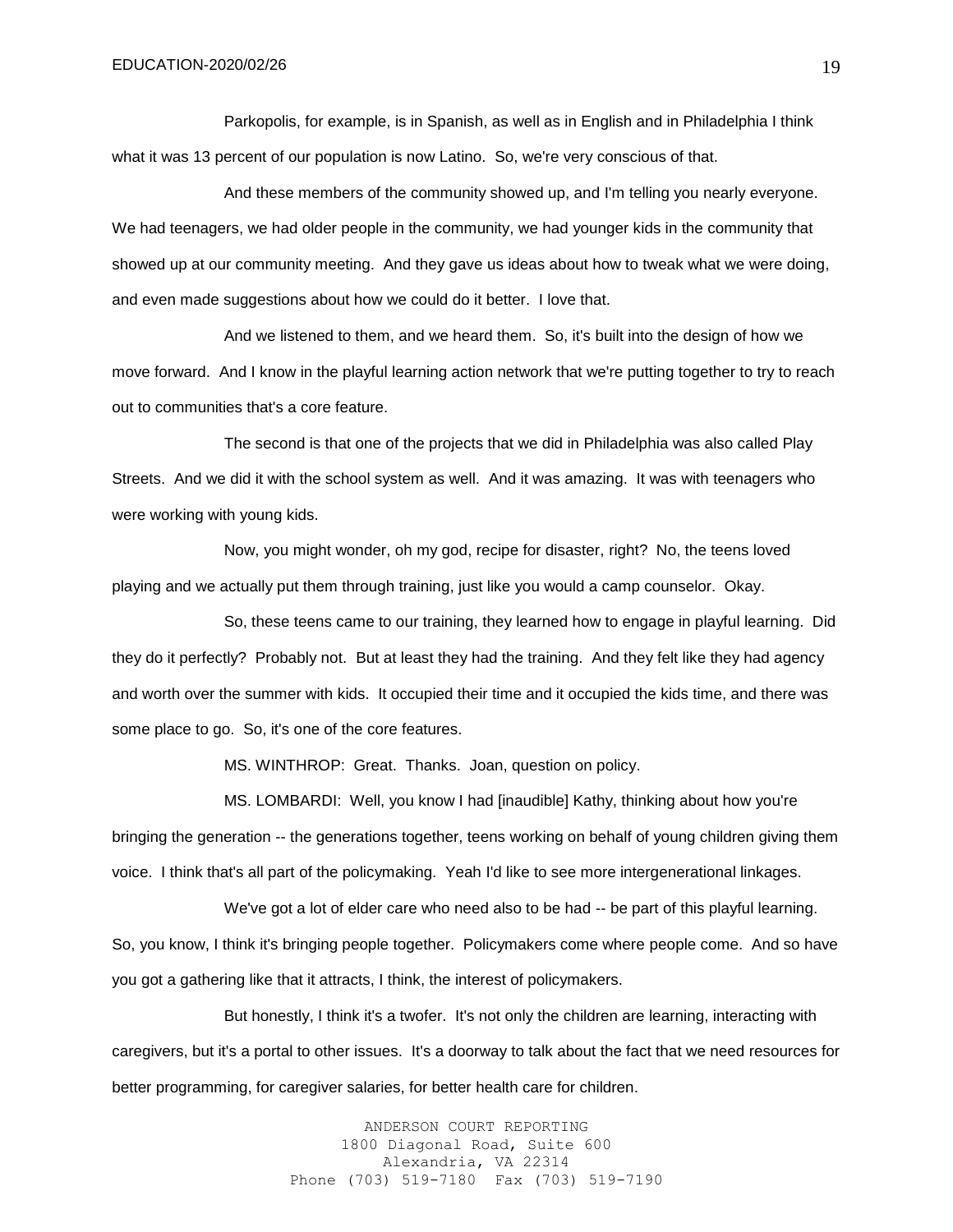Parkopolis, for example, is in Spanish, as well as in English and in Philadelphia I think what it was 13 percent of our population is now Latino. So, we're very conscious of that.

And these members of the community showed up, and I'm telling you nearly everyone. We had teenagers, we had older people in the community, we had younger kids in the community that showed up at our community meeting. And they gave us ideas about how to tweak what we were doing, and even made suggestions about how we could do it better. I love that.

And we listened to them, and we heard them. So, it's built into the design of how we move forward. And I know in the playful learning action network that we're putting together to try to reach out to communities that's a core feature.

The second is that one of the projects that we did in Philadelphia was also called Play Streets. And we did it with the school system as well. And it was amazing. It was with teenagers who were working with young kids.

Now, you might wonder, oh my god, recipe for disaster, right? No, the teens loved playing and we actually put them through training, just like you would a camp counselor. Okay.

So, these teens came to our training, they learned how to engage in playful learning. Did they do it perfectly? Probably not. But at least they had the training. And they felt like they had agency and worth over the summer with kids. It occupied their time and it occupied the kids time, and there was some place to go. So, it's one of the core features.

MS. WINTHROP: Great. Thanks. Joan, question on policy.

MS. LOMBARDI: Well, you know I had [inaudible] Kathy, thinking about how you're bringing the generation -- the generations together, teens working on behalf of young children giving them voice. I think that's all part of the policymaking. Yeah I'd like to see more intergenerational linkages.

We've got a lot of elder care who need also to be had -- be part of this playful learning. So, you know, I think it's bringing people together. Policymakers come where people come. And so have you got a gathering like that it attracts, I think, the interest of policymakers.

But honestly, I think it's a twofer. It's not only the children are learning, interacting with caregivers, but it's a portal to other issues. It's a doorway to talk about the fact that we need resources for better programming, for caregiver salaries, for better health care for children.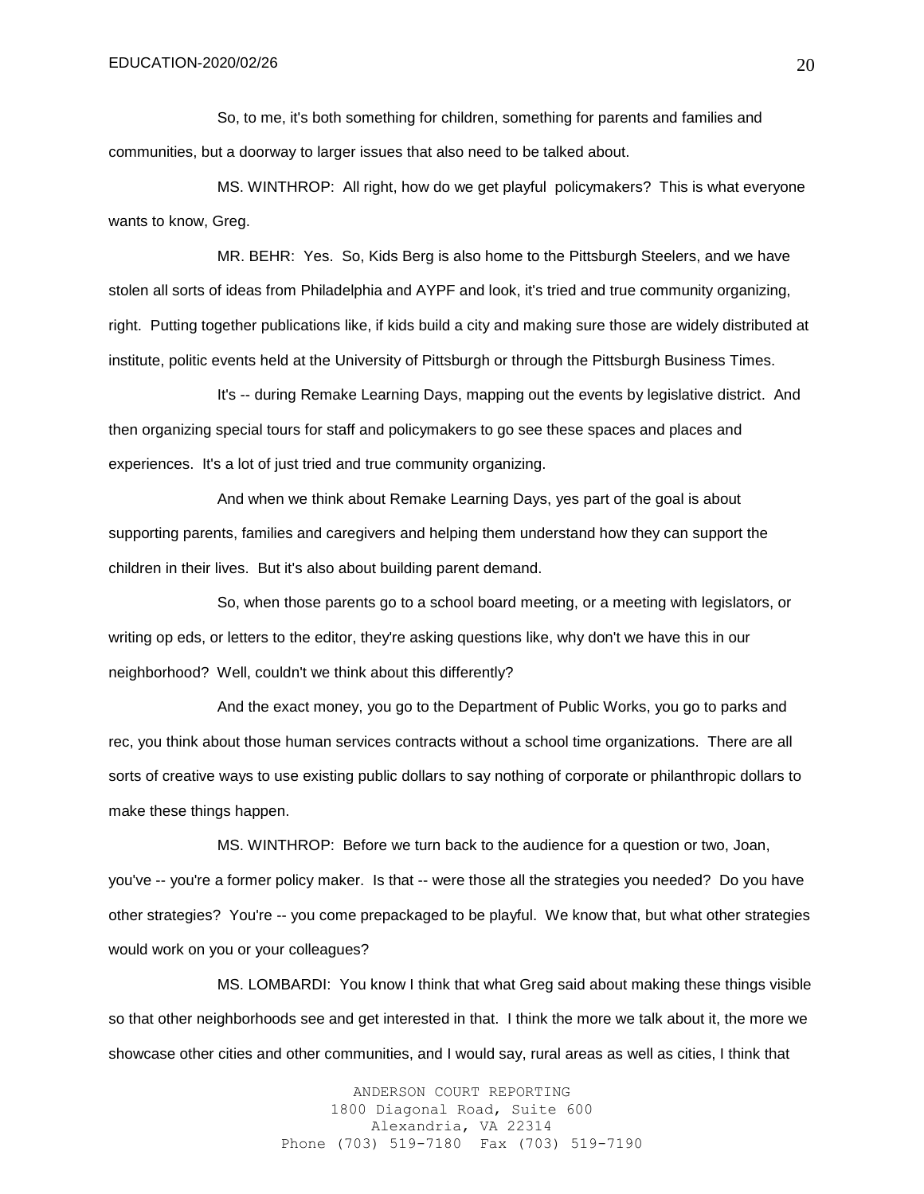So, to me, it's both something for children, something for parents and families and communities, but a doorway to larger issues that also need to be talked about.

MS. WINTHROP: All right, how do we get playful policymakers? This is what everyone wants to know, Greg.

MR. BEHR: Yes. So, Kids Berg is also home to the Pittsburgh Steelers, and we have stolen all sorts of ideas from Philadelphia and AYPF and look, it's tried and true community organizing, right. Putting together publications like, if kids build a city and making sure those are widely distributed at institute, politic events held at the University of Pittsburgh or through the Pittsburgh Business Times.

It's -- during Remake Learning Days, mapping out the events by legislative district. And then organizing special tours for staff and policymakers to go see these spaces and places and experiences. It's a lot of just tried and true community organizing.

And when we think about Remake Learning Days, yes part of the goal is about supporting parents, families and caregivers and helping them understand how they can support the children in their lives. But it's also about building parent demand.

So, when those parents go to a school board meeting, or a meeting with legislators, or writing op eds, or letters to the editor, they're asking questions like, why don't we have this in our neighborhood? Well, couldn't we think about this differently?

And the exact money, you go to the Department of Public Works, you go to parks and rec, you think about those human services contracts without a school time organizations. There are all sorts of creative ways to use existing public dollars to say nothing of corporate or philanthropic dollars to make these things happen.

MS. WINTHROP: Before we turn back to the audience for a question or two, Joan, you've -- you're a former policy maker. Is that -- were those all the strategies you needed? Do you have other strategies? You're -- you come prepackaged to be playful. We know that, but what other strategies would work on you or your colleagues?

MS. LOMBARDI: You know I think that what Greg said about making these things visible so that other neighborhoods see and get interested in that. I think the more we talk about it, the more we showcase other cities and other communities, and I would say, rural areas as well as cities, I think that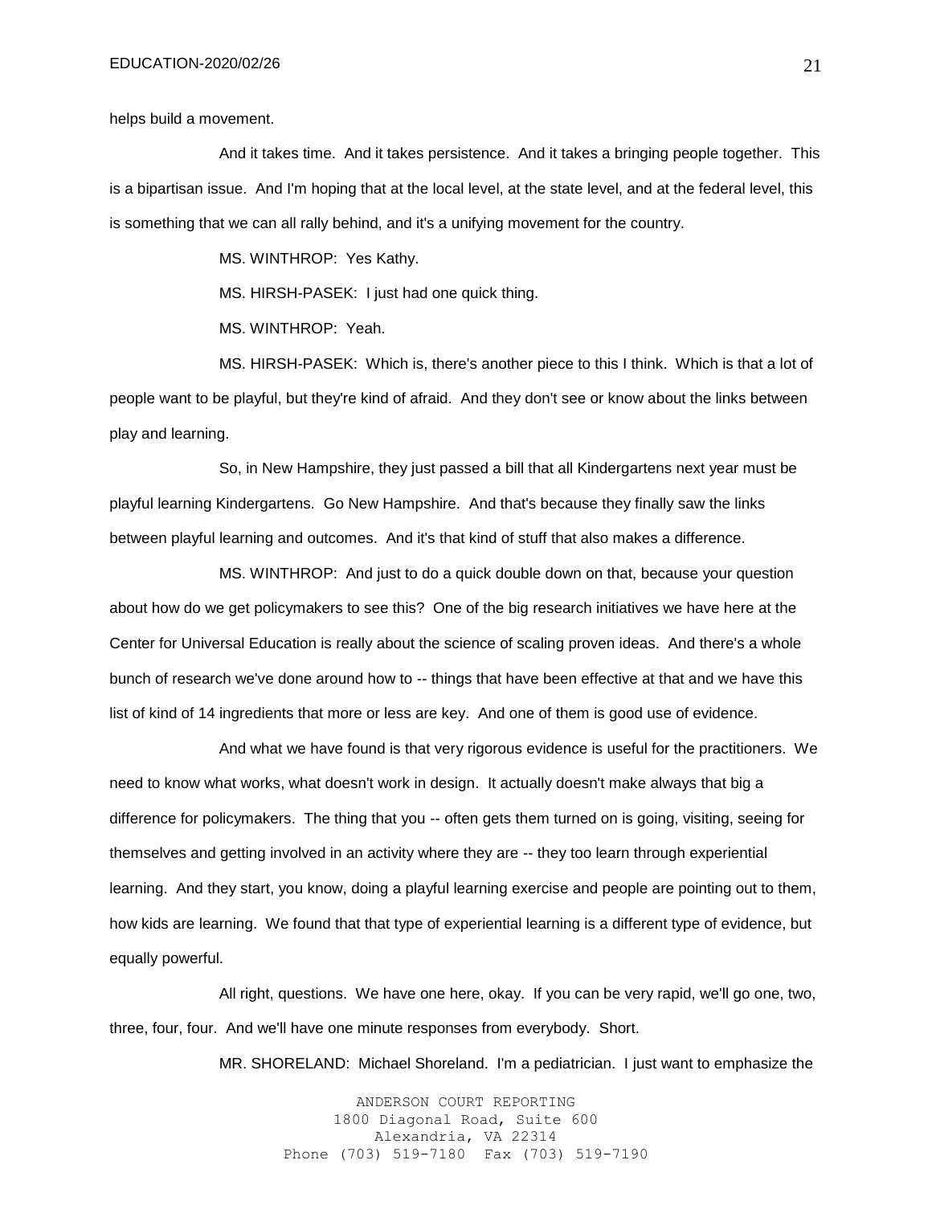helps build a movement.

And it takes time. And it takes persistence. And it takes a bringing people together. This is a bipartisan issue. And I'm hoping that at the local level, at the state level, and at the federal level, this is something that we can all rally behind, and it's a unifying movement for the country.

MS. WINTHROP: Yes Kathy.

MS. HIRSH-PASEK: I just had one quick thing.

MS. WINTHROP: Yeah.

MS. HIRSH-PASEK: Which is, there's another piece to this I think. Which is that a lot of people want to be playful, but they're kind of afraid. And they don't see or know about the links between play and learning.

So, in New Hampshire, they just passed a bill that all Kindergartens next year must be playful learning Kindergartens. Go New Hampshire. And that's because they finally saw the links between playful learning and outcomes. And it's that kind of stuff that also makes a difference.

MS. WINTHROP: And just to do a quick double down on that, because your question about how do we get policymakers to see this? One of the big research initiatives we have here at the Center for Universal Education is really about the science of scaling proven ideas. And there's a whole bunch of research we've done around how to -- things that have been effective at that and we have this list of kind of 14 ingredients that more or less are key. And one of them is good use of evidence.

And what we have found is that very rigorous evidence is useful for the practitioners. We need to know what works, what doesn't work in design. It actually doesn't make always that big a difference for policymakers. The thing that you -- often gets them turned on is going, visiting, seeing for themselves and getting involved in an activity where they are -- they too learn through experiential learning. And they start, you know, doing a playful learning exercise and people are pointing out to them, how kids are learning. We found that that type of experiential learning is a different type of evidence, but equally powerful.

All right, questions. We have one here, okay. If you can be very rapid, we'll go one, two, three, four, four. And we'll have one minute responses from everybody. Short.

MR. SHORELAND: Michael Shoreland. I'm a pediatrician. I just want to emphasize the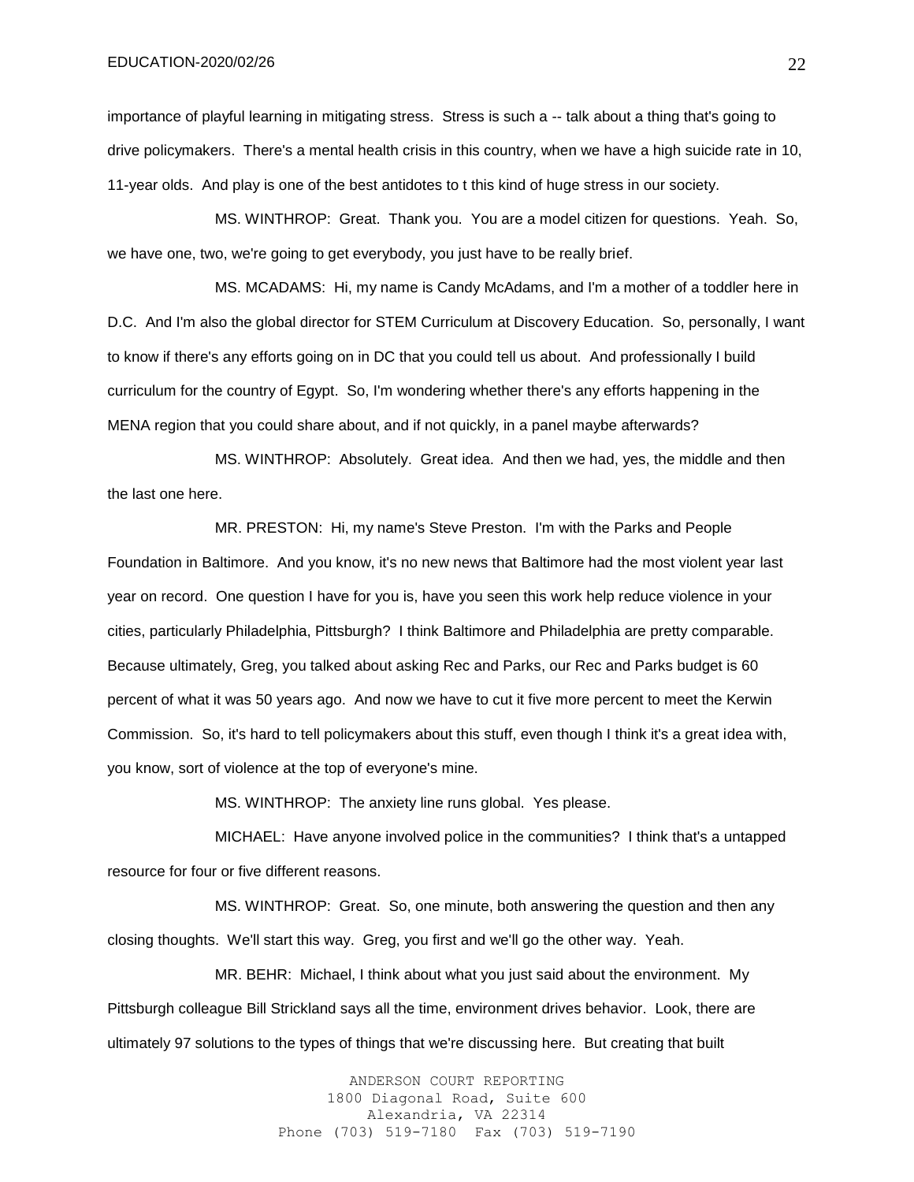importance of playful learning in mitigating stress. Stress is such a -- talk about a thing that's going to drive policymakers. There's a mental health crisis in this country, when we have a high suicide rate in 10, 11-year olds. And play is one of the best antidotes to t this kind of huge stress in our society.

MS. WINTHROP: Great. Thank you. You are a model citizen for questions. Yeah. So, we have one, two, we're going to get everybody, you just have to be really brief.

MS. MCADAMS: Hi, my name is Candy McAdams, and I'm a mother of a toddler here in D.C. And I'm also the global director for STEM Curriculum at Discovery Education. So, personally, I want to know if there's any efforts going on in DC that you could tell us about. And professionally I build curriculum for the country of Egypt. So, I'm wondering whether there's any efforts happening in the MENA region that you could share about, and if not quickly, in a panel maybe afterwards?

MS. WINTHROP: Absolutely. Great idea. And then we had, yes, the middle and then the last one here.

MR. PRESTON: Hi, my name's Steve Preston. I'm with the Parks and People Foundation in Baltimore. And you know, it's no new news that Baltimore had the most violent year last year on record. One question I have for you is, have you seen this work help reduce violence in your cities, particularly Philadelphia, Pittsburgh? I think Baltimore and Philadelphia are pretty comparable. Because ultimately, Greg, you talked about asking Rec and Parks, our Rec and Parks budget is 60 percent of what it was 50 years ago. And now we have to cut it five more percent to meet the Kerwin Commission. So, it's hard to tell policymakers about this stuff, even though I think it's a great idea with, you know, sort of violence at the top of everyone's mine.

MS. WINTHROP: The anxiety line runs global. Yes please.

MICHAEL: Have anyone involved police in the communities? I think that's a untapped resource for four or five different reasons.

MS. WINTHROP: Great. So, one minute, both answering the question and then any closing thoughts. We'll start this way. Greg, you first and we'll go the other way. Yeah.

MR. BEHR: Michael, I think about what you just said about the environment. My Pittsburgh colleague Bill Strickland says all the time, environment drives behavior. Look, there are ultimately 97 solutions to the types of things that we're discussing here. But creating that built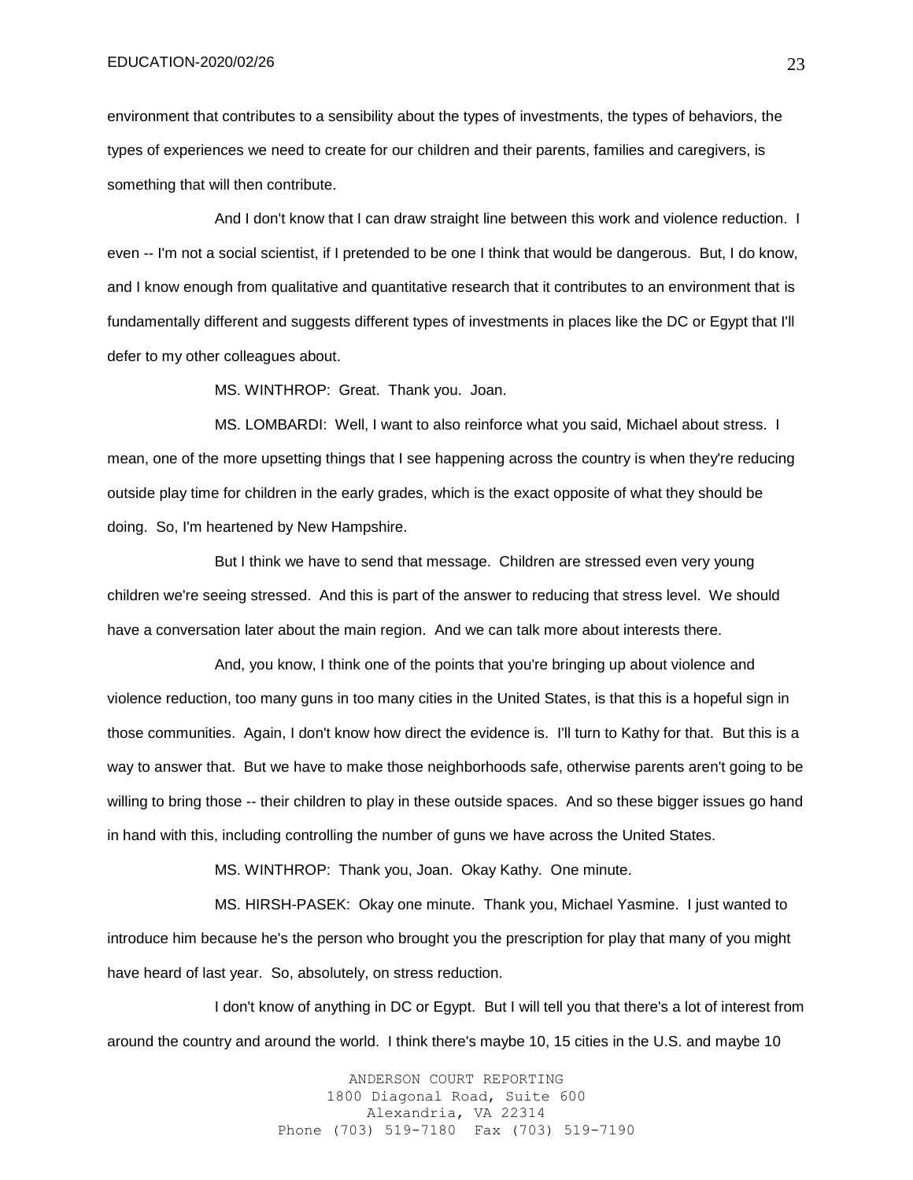environment that contributes to a sensibility about the types of investments, the types of behaviors, the types of experiences we need to create for our children and their parents, families and caregivers, is something that will then contribute.

And I don't know that I can draw straight line between this work and violence reduction. I even -- I'm not a social scientist, if I pretended to be one I think that would be dangerous. But, I do know, and I know enough from qualitative and quantitative research that it contributes to an environment that is fundamentally different and suggests different types of investments in places like the DC or Egypt that I'll defer to my other colleagues about.

MS. WINTHROP: Great. Thank you. Joan.

MS. LOMBARDI: Well, I want to also reinforce what you said, Michael about stress. I mean, one of the more upsetting things that I see happening across the country is when they're reducing outside play time for children in the early grades, which is the exact opposite of what they should be doing. So, I'm heartened by New Hampshire.

But I think we have to send that message. Children are stressed even very young children we're seeing stressed. And this is part of the answer to reducing that stress level. We should have a conversation later about the main region. And we can talk more about interests there.

And, you know, I think one of the points that you're bringing up about violence and violence reduction, too many guns in too many cities in the United States, is that this is a hopeful sign in those communities. Again, I don't know how direct the evidence is. I'll turn to Kathy for that. But this is a way to answer that. But we have to make those neighborhoods safe, otherwise parents aren't going to be willing to bring those -- their children to play in these outside spaces. And so these bigger issues go hand in hand with this, including controlling the number of guns we have across the United States.

MS. WINTHROP: Thank you, Joan. Okay Kathy. One minute.

MS. HIRSH-PASEK: Okay one minute. Thank you, Michael Yasmine. I just wanted to introduce him because he's the person who brought you the prescription for play that many of you might have heard of last year. So, absolutely, on stress reduction.

I don't know of anything in DC or Egypt. But I will tell you that there's a lot of interest from around the country and around the world. I think there's maybe 10, 15 cities in the U.S. and maybe 10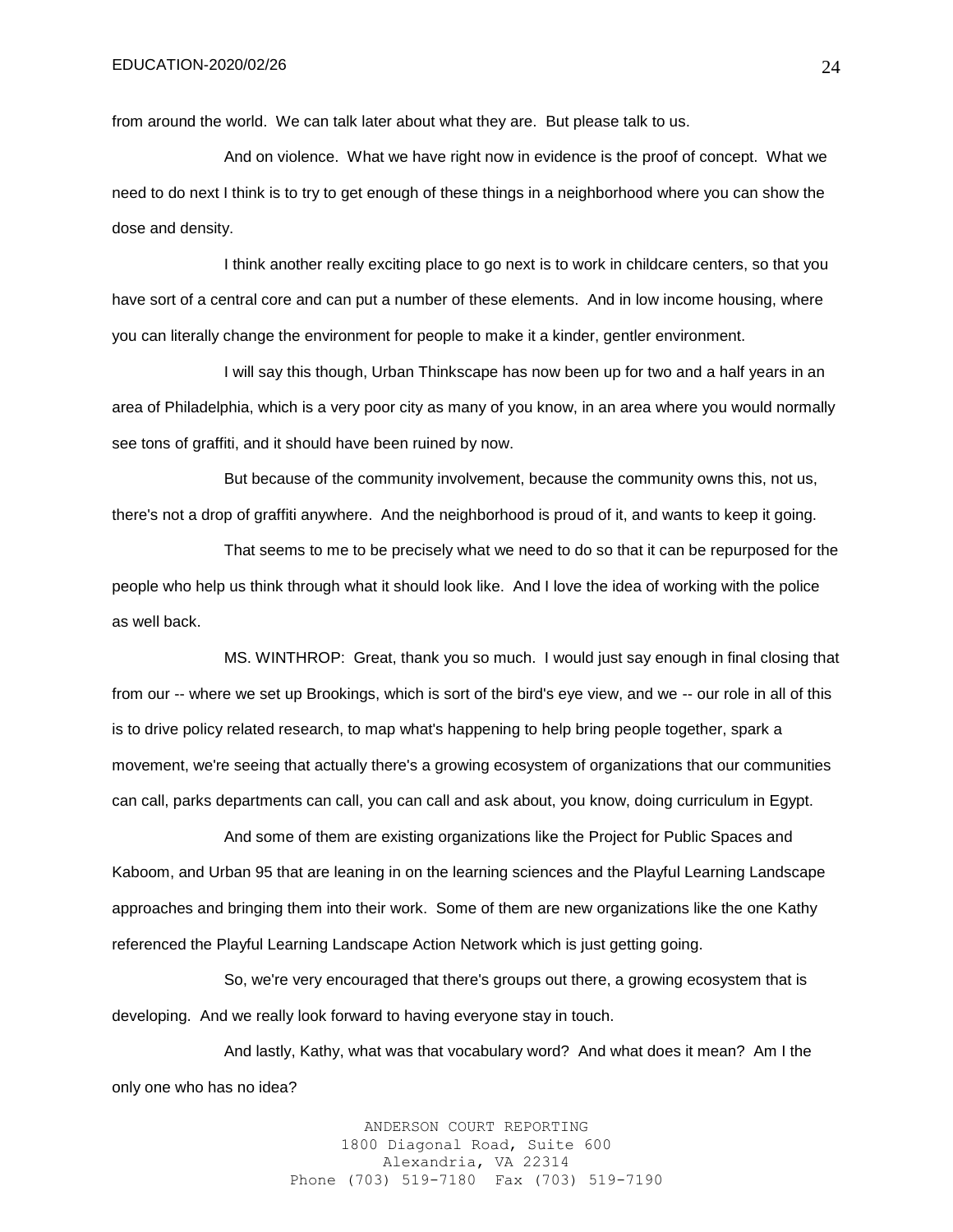from around the world. We can talk later about what they are. But please talk to us.

And on violence. What we have right now in evidence is the proof of concept. What we need to do next I think is to try to get enough of these things in a neighborhood where you can show the dose and density.

I think another really exciting place to go next is to work in childcare centers, so that you have sort of a central core and can put a number of these elements. And in low income housing, where you can literally change the environment for people to make it a kinder, gentler environment.

I will say this though, Urban Thinkscape has now been up for two and a half years in an area of Philadelphia, which is a very poor city as many of you know, in an area where you would normally see tons of graffiti, and it should have been ruined by now.

But because of the community involvement, because the community owns this, not us, there's not a drop of graffiti anywhere. And the neighborhood is proud of it, and wants to keep it going.

That seems to me to be precisely what we need to do so that it can be repurposed for the people who help us think through what it should look like. And I love the idea of working with the police as well back.

MS. WINTHROP: Great, thank you so much. I would just say enough in final closing that from our -- where we set up Brookings, which is sort of the bird's eye view, and we -- our role in all of this is to drive policy related research, to map what's happening to help bring people together, spark a movement, we're seeing that actually there's a growing ecosystem of organizations that our communities can call, parks departments can call, you can call and ask about, you know, doing curriculum in Egypt.

And some of them are existing organizations like the Project for Public Spaces and Kaboom, and Urban 95 that are leaning in on the learning sciences and the Playful Learning Landscape approaches and bringing them into their work. Some of them are new organizations like the one Kathy referenced the Playful Learning Landscape Action Network which is just getting going.

So, we're very encouraged that there's groups out there, a growing ecosystem that is developing. And we really look forward to having everyone stay in touch.

And lastly, Kathy, what was that vocabulary word? And what does it mean? Am I the only one who has no idea?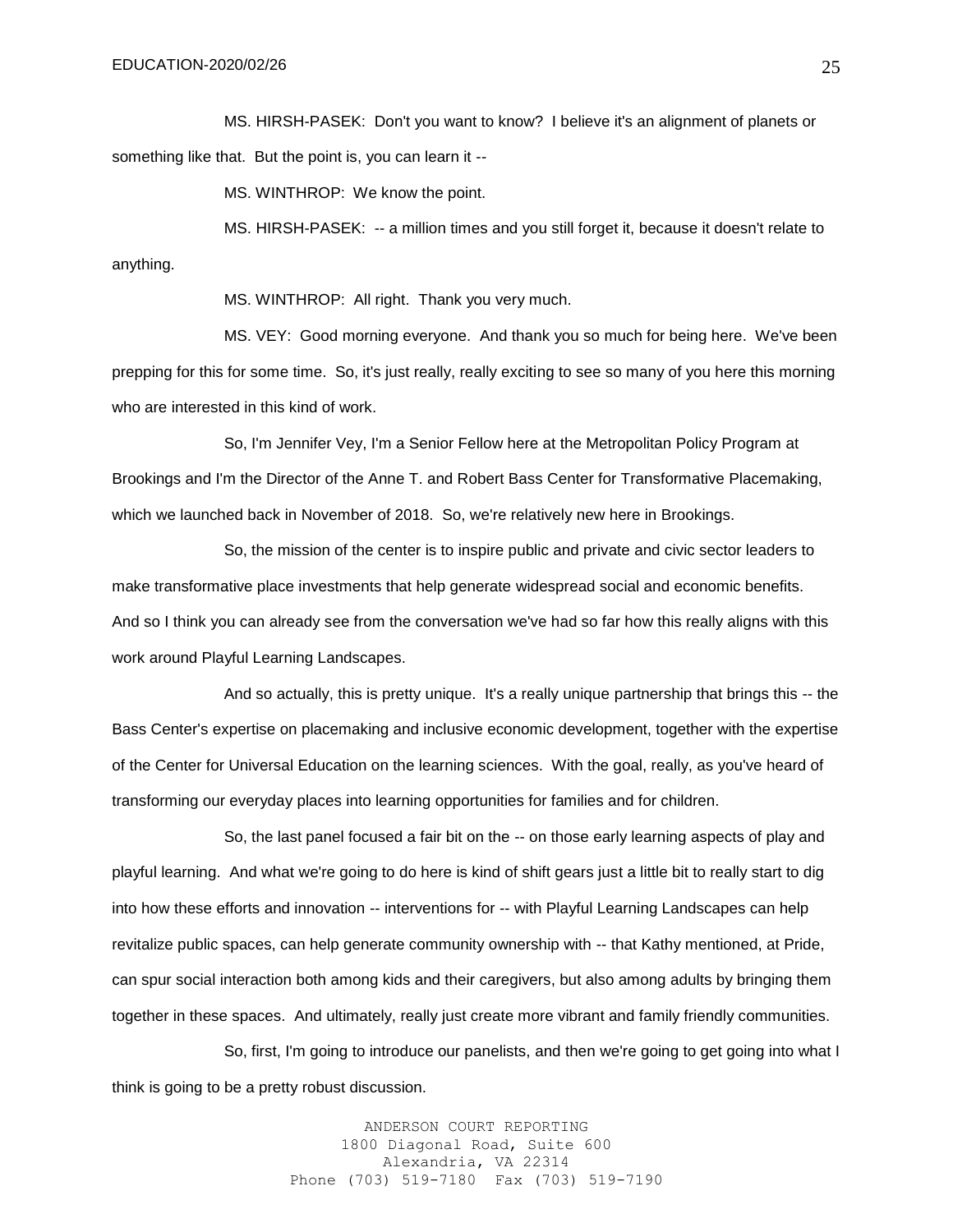MS. HIRSH-PASEK: Don't you want to know? I believe it's an alignment of planets or something like that. But the point is, you can learn it --

MS. WINTHROP: We know the point.

MS. HIRSH-PASEK: -- a million times and you still forget it, because it doesn't relate to anything.

MS. WINTHROP: All right. Thank you very much.

MS. VEY: Good morning everyone. And thank you so much for being here. We've been prepping for this for some time. So, it's just really, really exciting to see so many of you here this morning who are interested in this kind of work.

So, I'm Jennifer Vey, I'm a Senior Fellow here at the Metropolitan Policy Program at Brookings and I'm the Director of the Anne T. and Robert Bass Center for Transformative Placemaking, which we launched back in November of 2018. So, we're relatively new here in Brookings.

So, the mission of the center is to inspire public and private and civic sector leaders to make transformative place investments that help generate widespread social and economic benefits. And so I think you can already see from the conversation we've had so far how this really aligns with this work around Playful Learning Landscapes.

And so actually, this is pretty unique. It's a really unique partnership that brings this -- the Bass Center's expertise on placemaking and inclusive economic development, together with the expertise of the Center for Universal Education on the learning sciences. With the goal, really, as you've heard of transforming our everyday places into learning opportunities for families and for children.

So, the last panel focused a fair bit on the -- on those early learning aspects of play and playful learning. And what we're going to do here is kind of shift gears just a little bit to really start to dig into how these efforts and innovation -- interventions for -- with Playful Learning Landscapes can help revitalize public spaces, can help generate community ownership with -- that Kathy mentioned, at Pride, can spur social interaction both among kids and their caregivers, but also among adults by bringing them together in these spaces. And ultimately, really just create more vibrant and family friendly communities.

So, first, I'm going to introduce our panelists, and then we're going to get going into what I think is going to be a pretty robust discussion.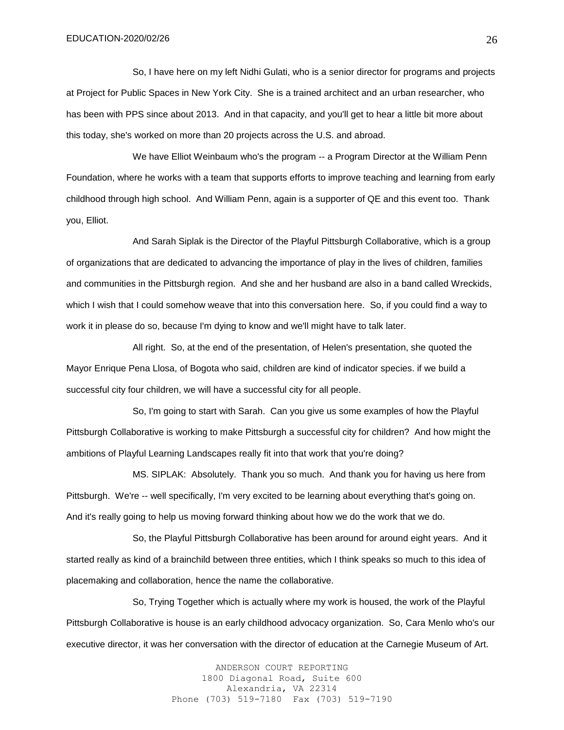So, I have here on my left Nidhi Gulati, who is a senior director for programs and projects at Project for Public Spaces in New York City. She is a trained architect and an urban researcher, who has been with PPS since about 2013. And in that capacity, and you'll get to hear a little bit more about this today, she's worked on more than 20 projects across the U.S. and abroad.

We have Elliot Weinbaum who's the program -- a Program Director at the William Penn Foundation, where he works with a team that supports efforts to improve teaching and learning from early childhood through high school. And William Penn, again is a supporter of QE and this event too. Thank you, Elliot.

And Sarah Siplak is the Director of the Playful Pittsburgh Collaborative, which is a group of organizations that are dedicated to advancing the importance of play in the lives of children, families and communities in the Pittsburgh region. And she and her husband are also in a band called Wreckids, which I wish that I could somehow weave that into this conversation here. So, if you could find a way to work it in please do so, because I'm dying to know and we'll might have to talk later.

All right. So, at the end of the presentation, of Helen's presentation, she quoted the Mayor Enrique Pena Llosa, of Bogota who said, children are kind of indicator species. if we build a successful city four children, we will have a successful city for all people.

So, I'm going to start with Sarah. Can you give us some examples of how the Playful Pittsburgh Collaborative is working to make Pittsburgh a successful city for children? And how might the ambitions of Playful Learning Landscapes really fit into that work that you're doing?

MS. SIPLAK: Absolutely. Thank you so much. And thank you for having us here from Pittsburgh. We're -- well specifically, I'm very excited to be learning about everything that's going on. And it's really going to help us moving forward thinking about how we do the work that we do.

So, the Playful Pittsburgh Collaborative has been around for around eight years. And it started really as kind of a brainchild between three entities, which I think speaks so much to this idea of placemaking and collaboration, hence the name the collaborative.

So, Trying Together which is actually where my work is housed, the work of the Playful Pittsburgh Collaborative is house is an early childhood advocacy organization. So, Cara Menlo who's our executive director, it was her conversation with the director of education at the Carnegie Museum of Art.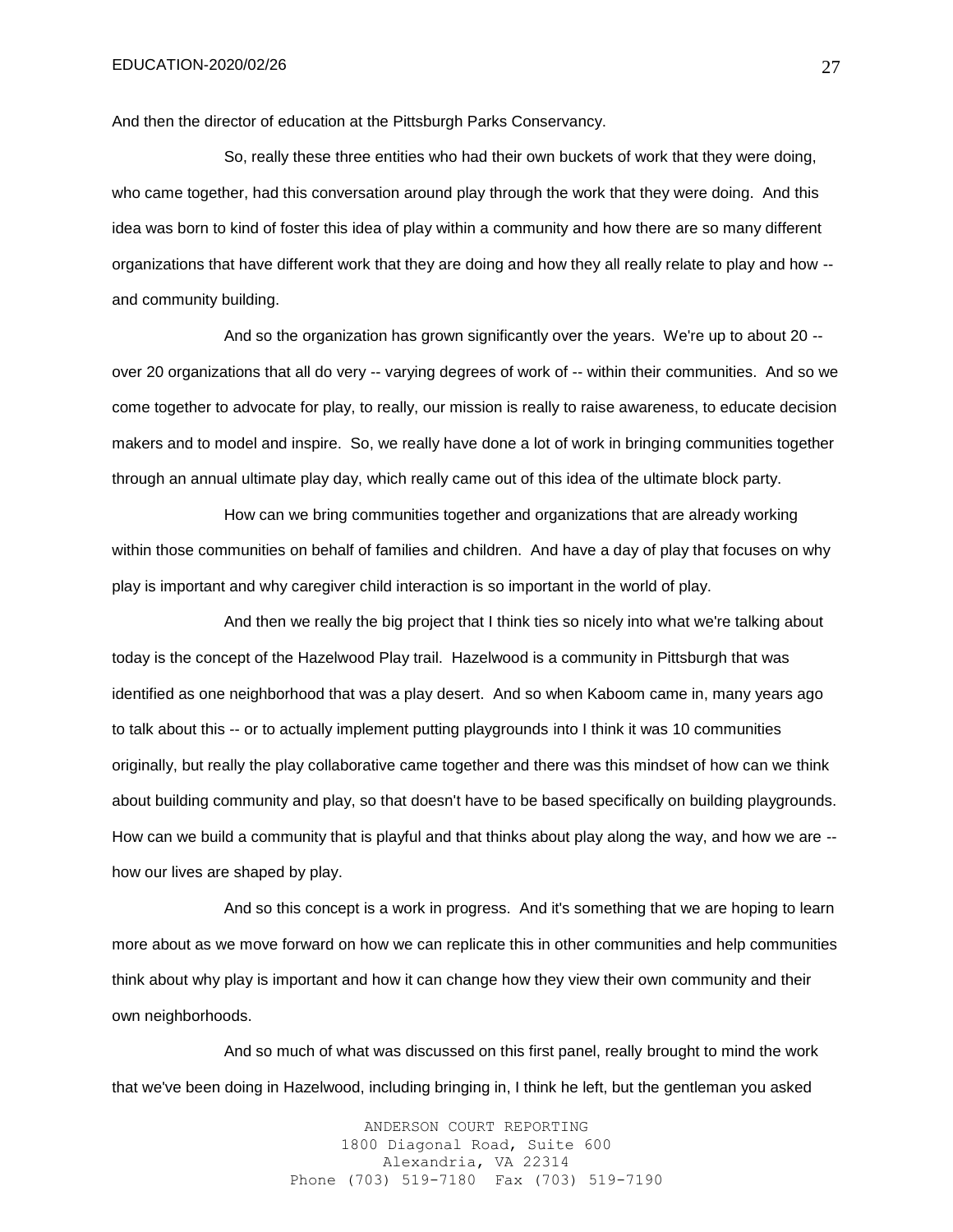And then the director of education at the Pittsburgh Parks Conservancy.

So, really these three entities who had their own buckets of work that they were doing, who came together, had this conversation around play through the work that they were doing. And this idea was born to kind of foster this idea of play within a community and how there are so many different organizations that have different work that they are doing and how they all really relate to play and how -- and community building.

And so the organization has grown significantly over the years. We're up to about 20 -- over 20 organizations that all do very -- varying degrees of work of -- within their communities. And so we come together to advocate for play, to really, our mission is really to raise awareness, to educate decision makers and to model and inspire. So, we really have done a lot of work in bringing communities together through an annual ultimate play day, which really came out of this idea of the ultimate block party.

How can we bring communities together and organizations that are already working within those communities on behalf of families and children. And have a day of play that focuses on why play is important and why caregiver child interaction is so important in the world of play.

And then we really the big project that I think ties so nicely into what we're talking about today is the concept of the Hazelwood Play trail. Hazelwood is a community in Pittsburgh that was identified as one neighborhood that was a play desert. And so when Kaboom came in, many years ago to talk about this -- or to actually implement putting playgrounds into I think it was 10 communities originally, but really the play collaborative came together and there was this mindset of how can we think about building community and play, so that doesn't have to be based specifically on building playgrounds. How can we build a community that is playful and that thinks about play along the way, and how we are -- how our lives are shaped by play.

And so this concept is a work in progress. And it's something that we are hoping to learn more about as we move forward on how we can replicate this in other communities and help communities think about why play is important and how it can change how they view their own community and their own neighborhoods.

And so much of what was discussed on this first panel, really brought to mind the work that we've been doing in Hazelwood, including bringing in, I think he left, but the gentleman you asked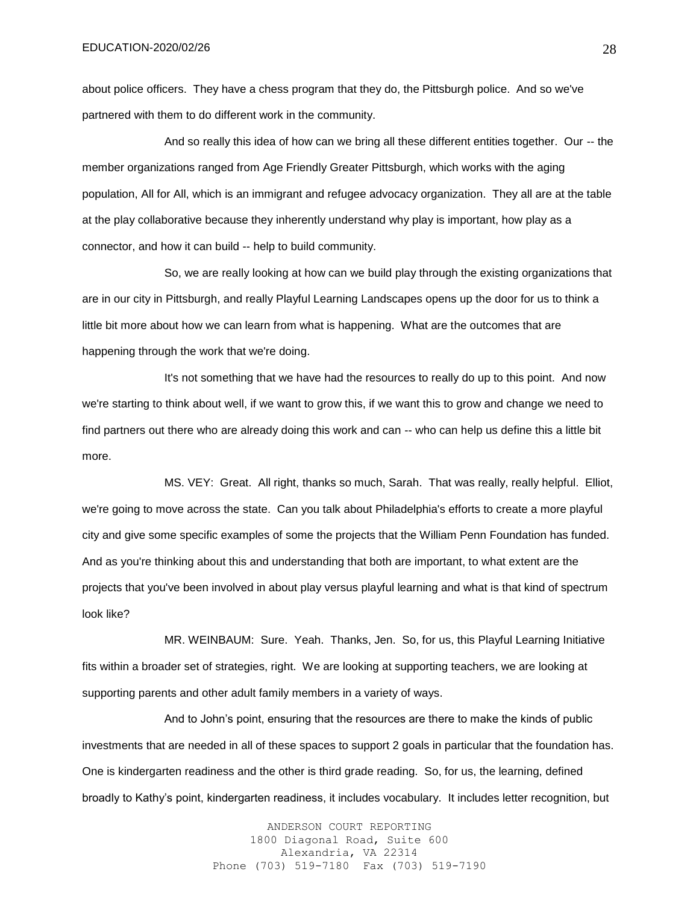about police officers. They have a chess program that they do, the Pittsburgh police. And so we've partnered with them to do different work in the community.

And so really this idea of how can we bring all these different entities together. Our -- the member organizations ranged from Age Friendly Greater Pittsburgh, which works with the aging population, All for All, which is an immigrant and refugee advocacy organization. They all are at the table at the play collaborative because they inherently understand why play is important, how play as a connector, and how it can build -- help to build community.

So, we are really looking at how can we build play through the existing organizations that are in our city in Pittsburgh, and really Playful Learning Landscapes opens up the door for us to think a little bit more about how we can learn from what is happening. What are the outcomes that are happening through the work that we're doing.

It's not something that we have had the resources to really do up to this point. And now we're starting to think about well, if we want to grow this, if we want this to grow and change we need to find partners out there who are already doing this work and can -- who can help us define this a little bit more.

MS. VEY: Great. All right, thanks so much, Sarah. That was really, really helpful. Elliot, we're going to move across the state. Can you talk about Philadelphia's efforts to create a more playful city and give some specific examples of some the projects that the William Penn Foundation has funded. And as you're thinking about this and understanding that both are important, to what extent are the projects that you've been involved in about play versus playful learning and what is that kind of spectrum look like?

MR. WEINBAUM: Sure. Yeah. Thanks, Jen. So, for us, this Playful Learning Initiative fits within a broader set of strategies, right. We are looking at supporting teachers, we are looking at supporting parents and other adult family members in a variety of ways.

And to John's point, ensuring that the resources are there to make the kinds of public investments that are needed in all of these spaces to support 2 goals in particular that the foundation has. One is kindergarten readiness and the other is third grade reading. So, for us, the learning, defined broadly to Kathy's point, kindergarten readiness, it includes vocabulary. It includes letter recognition, but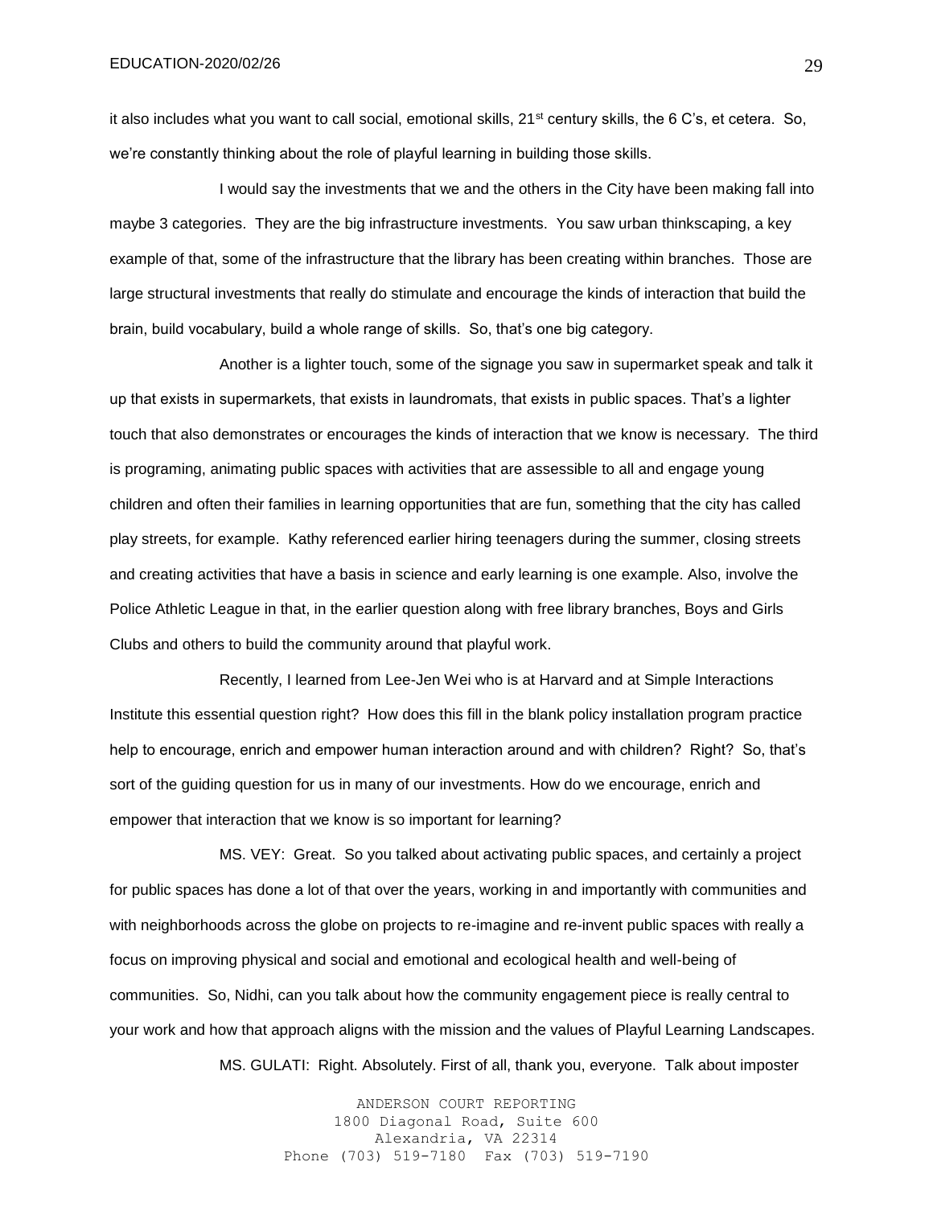it also includes what you want to call social, emotional skills, 21st century skills, the 6 C's, et cetera. So, we're constantly thinking about the role of playful learning in building those skills.

I would say the investments that we and the others in the City have been making fall into maybe 3 categories. They are the big infrastructure investments. You saw urban thinkscaping, a key example of that, some of the infrastructure that the library has been creating within branches. Those are large structural investments that really do stimulate and encourage the kinds of interaction that build the brain, build vocabulary, build a whole range of skills. So, that's one big category.

Another is a lighter touch, some of the signage you saw in supermarket speak and talk it up that exists in supermarkets, that exists in laundromats, that exists in public spaces. That's a lighter touch that also demonstrates or encourages the kinds of interaction that we know is necessary. The third is programing, animating public spaces with activities that are assessible to all and engage young children and often their families in learning opportunities that are fun, something that the city has called play streets, for example. Kathy referenced earlier hiring teenagers during the summer, closing streets and creating activities that have a basis in science and early learning is one example. Also, involve the Police Athletic League in that, in the earlier question along with free library branches, Boys and Girls Clubs and others to build the community around that playful work.

Recently, I learned from Lee-Jen Wei who is at Harvard and at Simple Interactions Institute this essential question right? How does this fill in the blank policy installation program practice help to encourage, enrich and empower human interaction around and with children? Right? So, that's sort of the guiding question for us in many of our investments. How do we encourage, enrich and empower that interaction that we know is so important for learning?

MS. VEY: Great. So you talked about activating public spaces, and certainly a project for public spaces has done a lot of that over the years, working in and importantly with communities and with neighborhoods across the globe on projects to re-imagine and re-invent public spaces with really a focus on improving physical and social and emotional and ecological health and well-being of communities. So, Nidhi, can you talk about how the community engagement piece is really central to your work and how that approach aligns with the mission and the values of Playful Learning Landscapes.

MS. GULATI: Right. Absolutely. First of all, thank you, everyone. Talk about imposter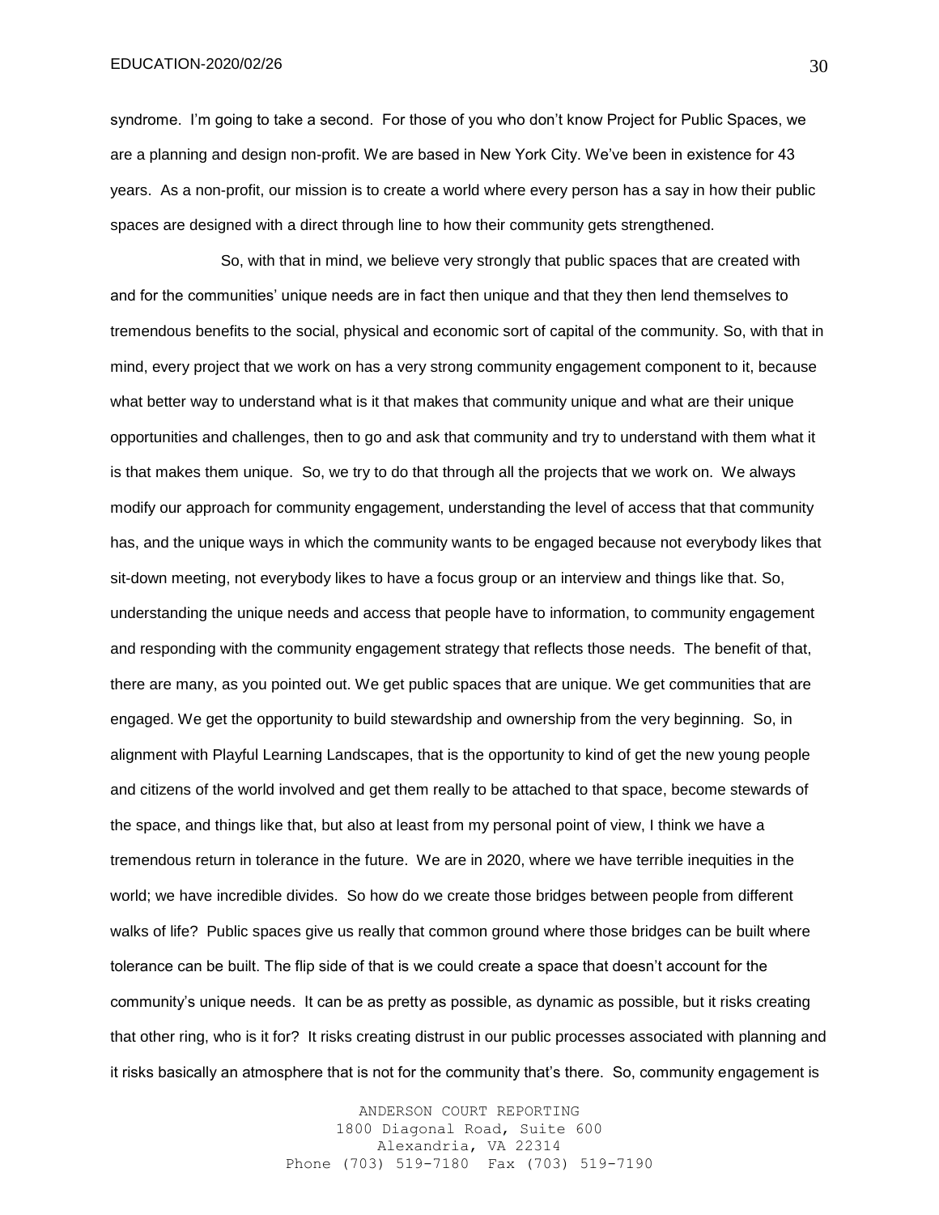syndrome. I'm going to take a second. For those of you who don't know Project for Public Spaces, we are a planning and design non-profit. We are based in New York City. We've been in existence for 43 years. As a non-profit, our mission is to create a world where every person has a say in how their public spaces are designed with a direct through line to how their community gets strengthened.

So, with that in mind, we believe very strongly that public spaces that are created with and for the communities' unique needs are in fact then unique and that they then lend themselves to tremendous benefits to the social, physical and economic sort of capital of the community. So, with that in mind, every project that we work on has a very strong community engagement component to it, because what better way to understand what is it that makes that community unique and what are their unique opportunities and challenges, then to go and ask that community and try to understand with them what it is that makes them unique. So, we try to do that through all the projects that we work on. We always modify our approach for community engagement, understanding the level of access that that community has, and the unique ways in which the community wants to be engaged because not everybody likes that sit-down meeting, not everybody likes to have a focus group or an interview and things like that. So, understanding the unique needs and access that people have to information, to community engagement and responding with the community engagement strategy that reflects those needs. The benefit of that, there are many, as you pointed out. We get public spaces that are unique. We get communities that are engaged. We get the opportunity to build stewardship and ownership from the very beginning. So, in alignment with Playful Learning Landscapes, that is the opportunity to kind of get the new young people and citizens of the world involved and get them really to be attached to that space, become stewards of the space, and things like that, but also at least from my personal point of view, I think we have a tremendous return in tolerance in the future. We are in 2020, where we have terrible inequities in the world; we have incredible divides. So how do we create those bridges between people from different walks of life? Public spaces give us really that common ground where those bridges can be built where tolerance can be built. The flip side of that is we could create a space that doesn't account for the community's unique needs. It can be as pretty as possible, as dynamic as possible, but it risks creating that other ring, who is it for? It risks creating distrust in our public processes associated with planning and it risks basically an atmosphere that is not for the community that's there. So, community engagement is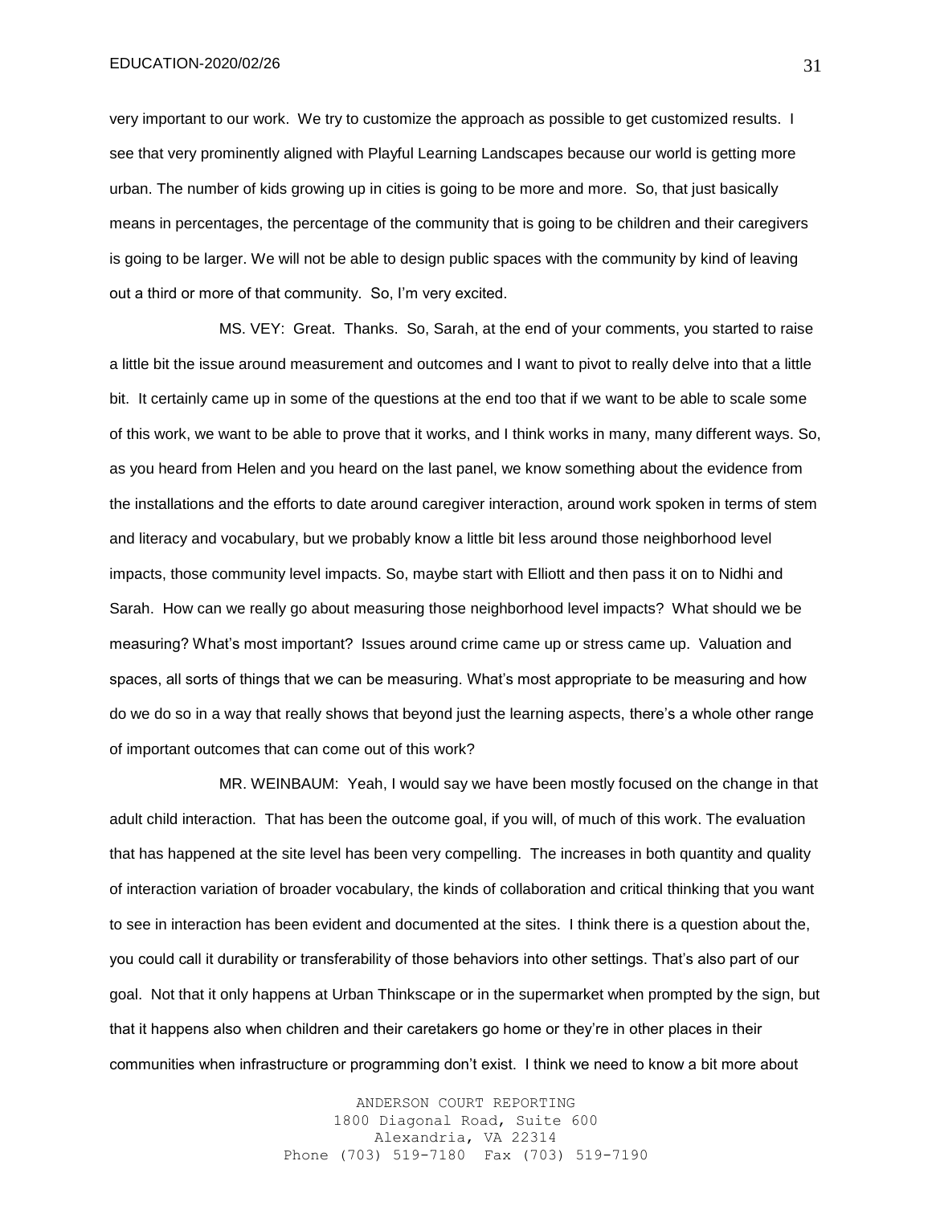very important to our work. We try to customize the approach as possible to get customized results. I see that very prominently aligned with Playful Learning Landscapes because our world is getting more urban. The number of kids growing up in cities is going to be more and more. So, that just basically means in percentages, the percentage of the community that is going to be children and their caregivers is going to be larger. We will not be able to design public spaces with the community by kind of leaving out a third or more of that community. So, I'm very excited.

MS. VEY: Great. Thanks. So, Sarah, at the end of your comments, you started to raise a little bit the issue around measurement and outcomes and I want to pivot to really delve into that a little bit. It certainly came up in some of the questions at the end too that if we want to be able to scale some of this work, we want to be able to prove that it works, and I think works in many, many different ways. So, as you heard from Helen and you heard on the last panel, we know something about the evidence from the installations and the efforts to date around caregiver interaction, around work spoken in terms of stem and literacy and vocabulary, but we probably know a little bit less around those neighborhood level impacts, those community level impacts. So, maybe start with Elliott and then pass it on to Nidhi and Sarah. How can we really go about measuring those neighborhood level impacts? What should we be measuring? What's most important? Issues around crime came up or stress came up. Valuation and spaces, all sorts of things that we can be measuring. What's most appropriate to be measuring and how do we do so in a way that really shows that beyond just the learning aspects, there's a whole other range of important outcomes that can come out of this work?

MR. WEINBAUM: Yeah, I would say we have been mostly focused on the change in that adult child interaction. That has been the outcome goal, if you will, of much of this work. The evaluation that has happened at the site level has been very compelling. The increases in both quantity and quality of interaction variation of broader vocabulary, the kinds of collaboration and critical thinking that you want to see in interaction has been evident and documented at the sites. I think there is a question about the, you could call it durability or transferability of those behaviors into other settings. That's also part of our goal. Not that it only happens at Urban Thinkscape or in the supermarket when prompted by the sign, but that it happens also when children and their caretakers go home or they're in other places in their communities when infrastructure or programming don't exist. I think we need to know a bit more about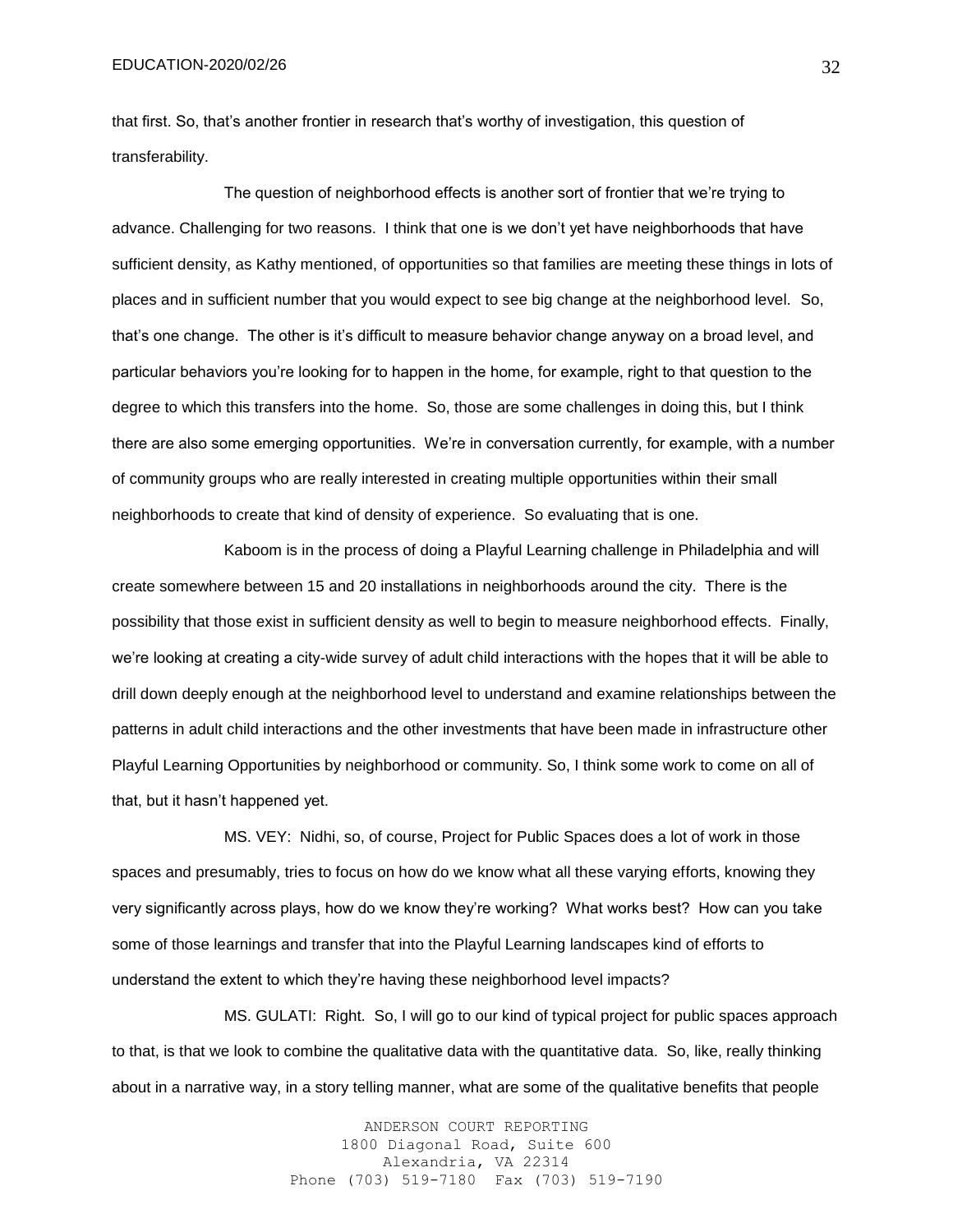that first. So, that's another frontier in research that's worthy of investigation, this question of transferability.

The question of neighborhood effects is another sort of frontier that we're trying to advance. Challenging for two reasons. I think that one is we don't yet have neighborhoods that have sufficient density, as Kathy mentioned, of opportunities so that families are meeting these things in lots of places and in sufficient number that you would expect to see big change at the neighborhood level. So, that's one change. The other is it's difficult to measure behavior change anyway on a broad level, and particular behaviors you're looking for to happen in the home, for example, right to that question to the degree to which this transfers into the home. So, those are some challenges in doing this, but I think there are also some emerging opportunities. We're in conversation currently, for example, with a number of community groups who are really interested in creating multiple opportunities within their small neighborhoods to create that kind of density of experience. So evaluating that is one.

Kaboom is in the process of doing a Playful Learning challenge in Philadelphia and will create somewhere between 15 and 20 installations in neighborhoods around the city. There is the possibility that those exist in sufficient density as well to begin to measure neighborhood effects. Finally, we're looking at creating a city-wide survey of adult child interactions with the hopes that it will be able to drill down deeply enough at the neighborhood level to understand and examine relationships between the patterns in adult child interactions and the other investments that have been made in infrastructure other Playful Learning Opportunities by neighborhood or community. So, I think some work to come on all of that, but it hasn't happened yet.

MS. VEY: Nidhi, so, of course, Project for Public Spaces does a lot of work in those spaces and presumably, tries to focus on how do we know what all these varying efforts, knowing they very significantly across plays, how do we know they're working? What works best? How can you take some of those learnings and transfer that into the Playful Learning landscapes kind of efforts to understand the extent to which they're having these neighborhood level impacts?

MS. GULATI: Right. So, I will go to our kind of typical project for public spaces approach to that, is that we look to combine the qualitative data with the quantitative data. So, like, really thinking about in a narrative way, in a story telling manner, what are some of the qualitative benefits that people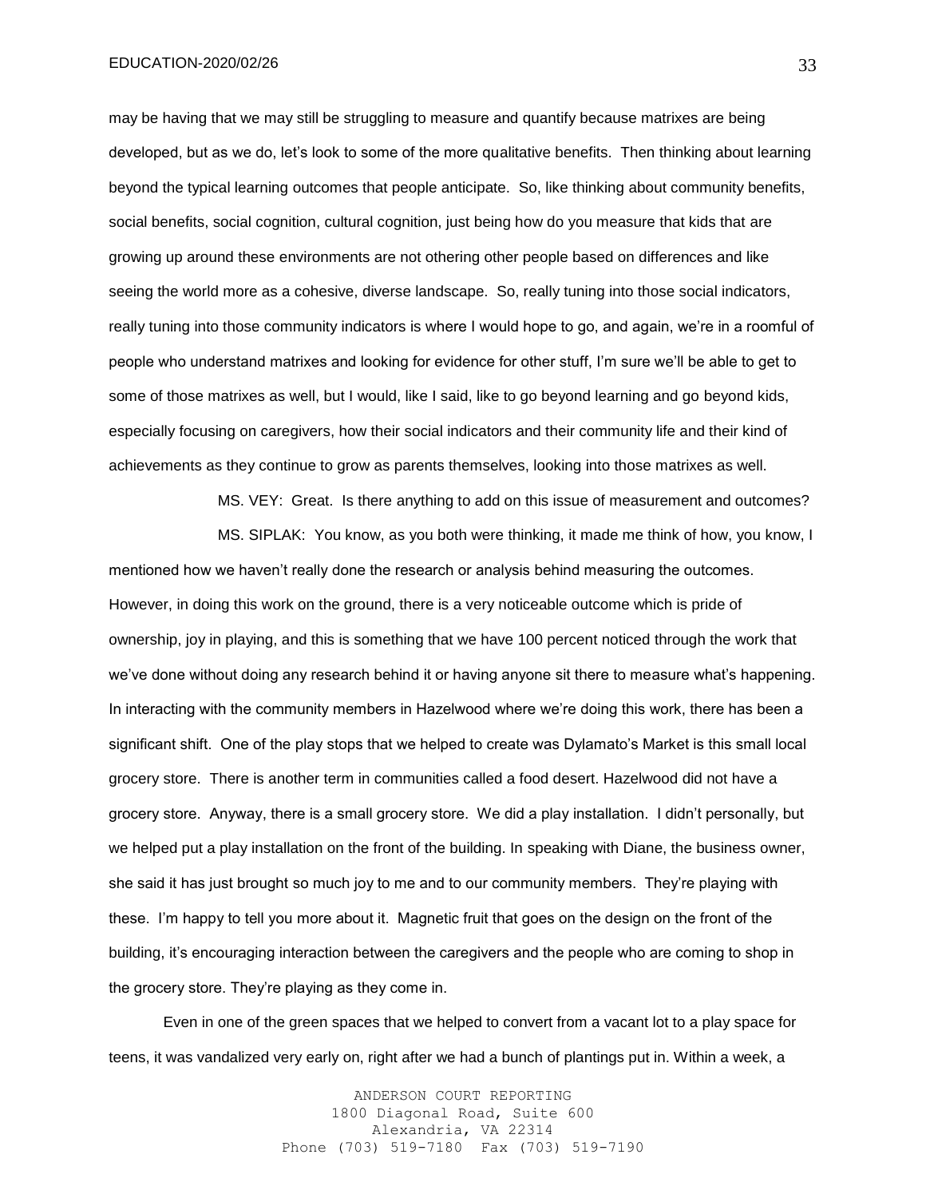may be having that we may still be struggling to measure and quantify because matrixes are being developed, but as we do, let's look to some of the more qualitative benefits. Then thinking about learning beyond the typical learning outcomes that people anticipate. So, like thinking about community benefits, social benefits, social cognition, cultural cognition, just being how do you measure that kids that are growing up around these environments are not othering other people based on differences and like seeing the world more as a cohesive, diverse landscape. So, really tuning into those social indicators, really tuning into those community indicators is where I would hope to go, and again, we're in a roomful of people who understand matrixes and looking for evidence for other stuff, I'm sure we'll be able to get to some of those matrixes as well, but I would, like I said, like to go beyond learning and go beyond kids, especially focusing on caregivers, how their social indicators and their community life and their kind of achievements as they continue to grow as parents themselves, looking into those matrixes as well.

MS. VEY: Great. Is there anything to add on this issue of measurement and outcomes?

MS. SIPLAK: You know, as you both were thinking, it made me think of how, you know, I mentioned how we haven't really done the research or analysis behind measuring the outcomes. However, in doing this work on the ground, there is a very noticeable outcome which is pride of ownership, joy in playing, and this is something that we have 100 percent noticed through the work that we've done without doing any research behind it or having anyone sit there to measure what's happening. In interacting with the community members in Hazelwood where we're doing this work, there has been a significant shift. One of the play stops that we helped to create was Dylamato's Market is this small local grocery store. There is another term in communities called a food desert. Hazelwood did not have a grocery store. Anyway, there is a small grocery store. We did a play installation. I didn't personally, but we helped put a play installation on the front of the building. In speaking with Diane, the business owner, she said it has just brought so much joy to me and to our community members. They're playing with these. I'm happy to tell you more about it. Magnetic fruit that goes on the design on the front of the building, it's encouraging interaction between the caregivers and the people who are coming to shop in the grocery store. They're playing as they come in.

Even in one of the green spaces that we helped to convert from a vacant lot to a play space for teens, it was vandalized very early on, right after we had a bunch of plantings put in. Within a week, a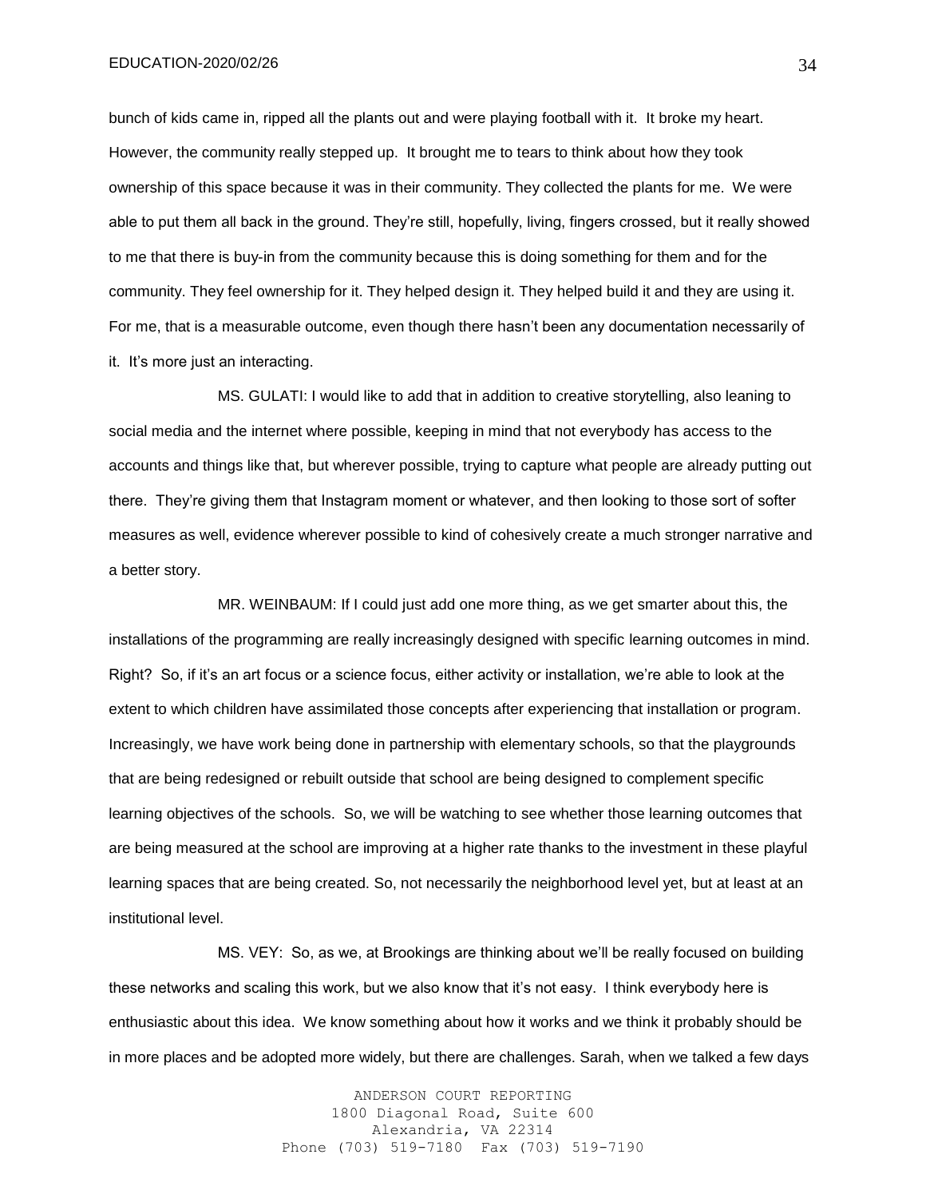bunch of kids came in, ripped all the plants out and were playing football with it. It broke my heart. However, the community really stepped up. It brought me to tears to think about how they took ownership of this space because it was in their community. They collected the plants for me. We were able to put them all back in the ground. They're still, hopefully, living, fingers crossed, but it really showed to me that there is buy-in from the community because this is doing something for them and for the community. They feel ownership for it. They helped design it. They helped build it and they are using it. For me, that is a measurable outcome, even though there hasn't been any documentation necessarily of it. It's more just an interacting.

MS. GULATI: I would like to add that in addition to creative storytelling, also leaning to social media and the internet where possible, keeping in mind that not everybody has access to the accounts and things like that, but wherever possible, trying to capture what people are already putting out there. They're giving them that Instagram moment or whatever, and then looking to those sort of softer measures as well, evidence wherever possible to kind of cohesively create a much stronger narrative and a better story.

MR. WEINBAUM: If I could just add one more thing, as we get smarter about this, the installations of the programming are really increasingly designed with specific learning outcomes in mind. Right? So, if it's an art focus or a science focus, either activity or installation, we're able to look at the extent to which children have assimilated those concepts after experiencing that installation or program. Increasingly, we have work being done in partnership with elementary schools, so that the playgrounds that are being redesigned or rebuilt outside that school are being designed to complement specific learning objectives of the schools. So, we will be watching to see whether those learning outcomes that are being measured at the school are improving at a higher rate thanks to the investment in these playful learning spaces that are being created. So, not necessarily the neighborhood level yet, but at least at an institutional level.

MS. VEY: So, as we, at Brookings are thinking about we'll be really focused on building these networks and scaling this work, but we also know that it's not easy. I think everybody here is enthusiastic about this idea. We know something about how it works and we think it probably should be in more places and be adopted more widely, but there are challenges. Sarah, when we talked a few days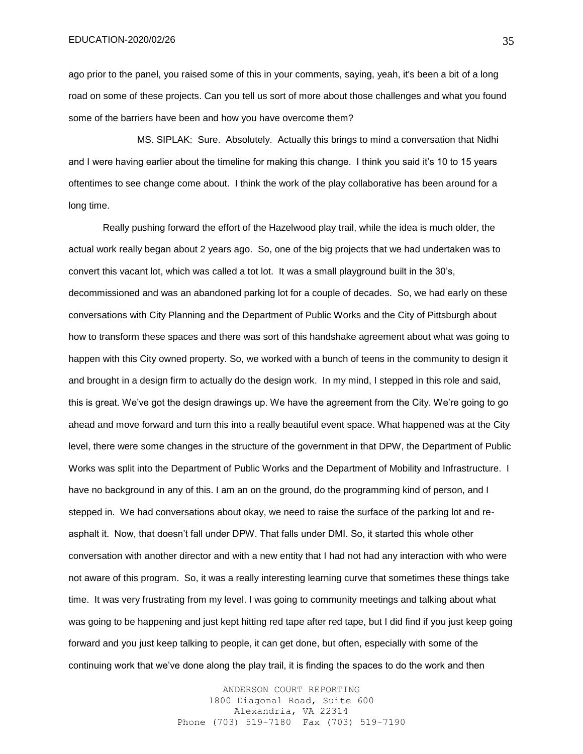ago prior to the panel, you raised some of this in your comments, saying, yeah, it's been a bit of a long road on some of these projects. Can you tell us sort of more about those challenges and what you found some of the barriers have been and how you have overcome them?

MS. SIPLAK: Sure. Absolutely. Actually this brings to mind a conversation that Nidhi and I were having earlier about the timeline for making this change. I think you said it's 10 to 15 years oftentimes to see change come about. I think the work of the play collaborative has been around for a long time.

Really pushing forward the effort of the Hazelwood play trail, while the idea is much older, the actual work really began about 2 years ago. So, one of the big projects that we had undertaken was to convert this vacant lot, which was called a tot lot. It was a small playground built in the 30's, decommissioned and was an abandoned parking lot for a couple of decades. So, we had early on these conversations with City Planning and the Department of Public Works and the City of Pittsburgh about how to transform these spaces and there was sort of this handshake agreement about what was going to happen with this City owned property. So, we worked with a bunch of teens in the community to design it and brought in a design firm to actually do the design work. In my mind, I stepped in this role and said, this is great. We've got the design drawings up. We have the agreement from the City. We're going to go ahead and move forward and turn this into a really beautiful event space. What happened was at the City level, there were some changes in the structure of the government in that DPW, the Department of Public Works was split into the Department of Public Works and the Department of Mobility and Infrastructure. I have no background in any of this. I am an on the ground, do the programming kind of person, and I stepped in. We had conversations about okay, we need to raise the surface of the parking lot and re-asphalt it. Now, that doesn't fall under DPW. That falls under DMI. So, it started this whole other conversation with another director and with a new entity that I had not had any interaction with who were not aware of this program. So, it was a really interesting learning curve that sometimes these things take time. It was very frustrating from my level. I was going to community meetings and talking about what was going to be happening and just kept hitting red tape after red tape, but I did find if you just keep going forward and you just keep talking to people, it can get done, but often, especially with some of the continuing work that we've done along the play trail, it is finding the spaces to do the work and then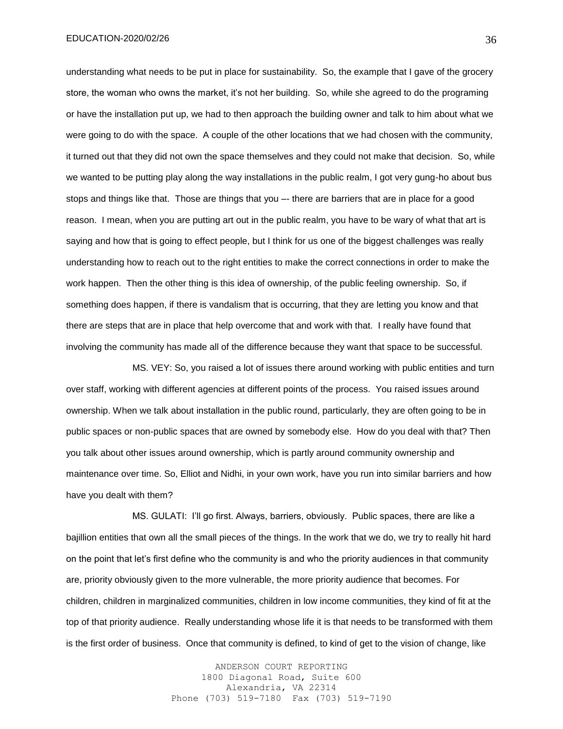understanding what needs to be put in place for sustainability. So, the example that I gave of the grocery store, the woman who owns the market, it's not her building. So, while she agreed to do the programing or have the installation put up, we had to then approach the building owner and talk to him about what we were going to do with the space. A couple of the other locations that we had chosen with the community, it turned out that they did not own the space themselves and they could not make that decision. So, while we wanted to be putting play along the way installations in the public realm, I got very gung-ho about bus stops and things like that. Those are things that you –- there are barriers that are in place for a good reason. I mean, when you are putting art out in the public realm, you have to be wary of what that art is saying and how that is going to effect people, but I think for us one of the biggest challenges was really understanding how to reach out to the right entities to make the correct connections in order to make the work happen. Then the other thing is this idea of ownership, of the public feeling ownership. So, if something does happen, if there is vandalism that is occurring, that they are letting you know and that there are steps that are in place that help overcome that and work with that. I really have found that involving the community has made all of the difference because they want that space to be successful.

MS. VEY: So, you raised a lot of issues there around working with public entities and turn over staff, working with different agencies at different points of the process. You raised issues around ownership. When we talk about installation in the public round, particularly, they are often going to be in public spaces or non-public spaces that are owned by somebody else. How do you deal with that? Then you talk about other issues around ownership, which is partly around community ownership and maintenance over time. So, Elliot and Nidhi, in your own work, have you run into similar barriers and how have you dealt with them?

MS. GULATI: I'll go first. Always, barriers, obviously. Public spaces, there are like a bajillion entities that own all the small pieces of the things. In the work that we do, we try to really hit hard on the point that let's first define who the community is and who the priority audiences in that community are, priority obviously given to the more vulnerable, the more priority audience that becomes. For children, children in marginalized communities, children in low income communities, they kind of fit at the top of that priority audience. Really understanding whose life it is that needs to be transformed with them is the first order of business. Once that community is defined, to kind of get to the vision of change, like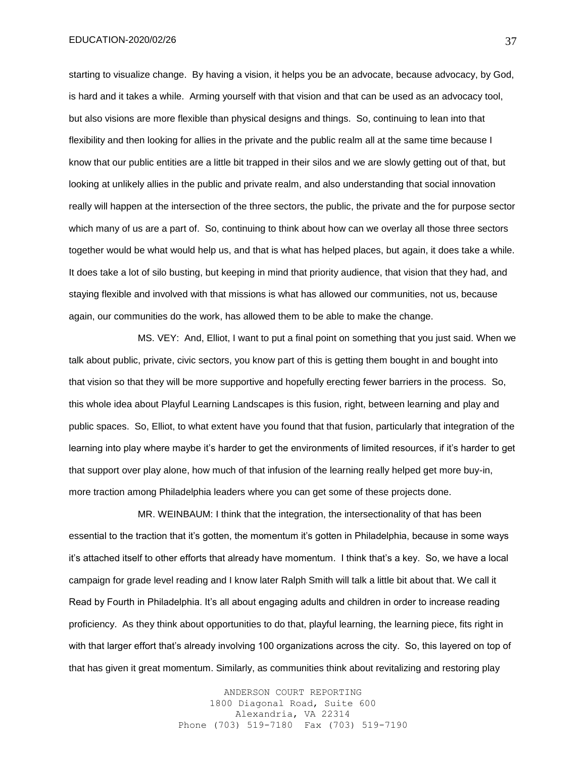starting to visualize change. By having a vision, it helps you be an advocate, because advocacy, by God, is hard and it takes a while. Arming yourself with that vision and that can be used as an advocacy tool, but also visions are more flexible than physical designs and things. So, continuing to lean into that flexibility and then looking for allies in the private and the public realm all at the same time because I know that our public entities are a little bit trapped in their silos and we are slowly getting out of that, but looking at unlikely allies in the public and private realm, and also understanding that social innovation really will happen at the intersection of the three sectors, the public, the private and the for purpose sector which many of us are a part of. So, continuing to think about how can we overlay all those three sectors together would be what would help us, and that is what has helped places, but again, it does take a while. It does take a lot of silo busting, but keeping in mind that priority audience, that vision that they had, and staying flexible and involved with that missions is what has allowed our communities, not us, because again, our communities do the work, has allowed them to be able to make the change.

MS. VEY: And, Elliot, I want to put a final point on something that you just said. When we talk about public, private, civic sectors, you know part of this is getting them bought in and bought into that vision so that they will be more supportive and hopefully erecting fewer barriers in the process. So, this whole idea about Playful Learning Landscapes is this fusion, right, between learning and play and public spaces. So, Elliot, to what extent have you found that that fusion, particularly that integration of the learning into play where maybe it's harder to get the environments of limited resources, if it's harder to get that support over play alone, how much of that infusion of the learning really helped get more buy-in, more traction among Philadelphia leaders where you can get some of these projects done.

MR. WEINBAUM: I think that the integration, the intersectionality of that has been essential to the traction that it's gotten, the momentum it's gotten in Philadelphia, because in some ways it's attached itself to other efforts that already have momentum. I think that's a key. So, we have a local campaign for grade level reading and I know later Ralph Smith will talk a little bit about that. We call it Read by Fourth in Philadelphia. It's all about engaging adults and children in order to increase reading proficiency. As they think about opportunities to do that, playful learning, the learning piece, fits right in with that larger effort that's already involving 100 organizations across the city. So, this layered on top of that has given it great momentum. Similarly, as communities think about revitalizing and restoring play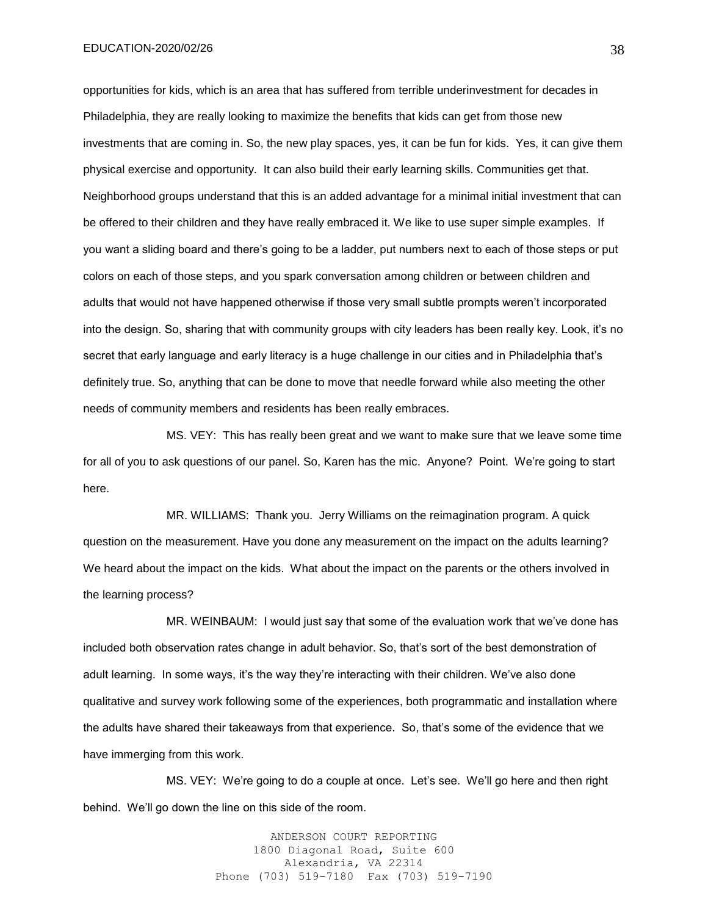opportunities for kids, which is an area that has suffered from terrible underinvestment for decades in Philadelphia, they are really looking to maximize the benefits that kids can get from those new investments that are coming in. So, the new play spaces, yes, it can be fun for kids. Yes, it can give them physical exercise and opportunity. It can also build their early learning skills. Communities get that. Neighborhood groups understand that this is an added advantage for a minimal initial investment that can be offered to their children and they have really embraced it. We like to use super simple examples. If you want a sliding board and there's going to be a ladder, put numbers next to each of those steps or put colors on each of those steps, and you spark conversation among children or between children and adults that would not have happened otherwise if those very small subtle prompts weren't incorporated into the design. So, sharing that with community groups with city leaders has been really key. Look, it's no secret that early language and early literacy is a huge challenge in our cities and in Philadelphia that's definitely true. So, anything that can be done to move that needle forward while also meeting the other needs of community members and residents has been really embraces.

MS. VEY: This has really been great and we want to make sure that we leave some time for all of you to ask questions of our panel. So, Karen has the mic. Anyone? Point. We're going to start here.

MR. WILLIAMS: Thank you. Jerry Williams on the reimagination program. A quick question on the measurement. Have you done any measurement on the impact on the adults learning? We heard about the impact on the kids. What about the impact on the parents or the others involved in the learning process?

MR. WEINBAUM: I would just say that some of the evaluation work that we've done has included both observation rates change in adult behavior. So, that's sort of the best demonstration of adult learning. In some ways, it's the way they're interacting with their children. We've also done qualitative and survey work following some of the experiences, both programmatic and installation where the adults have shared their takeaways from that experience. So, that's some of the evidence that we have immerging from this work.

MS. VEY: We're going to do a couple at once. Let's see. We'll go here and then right behind. We'll go down the line on this side of the room.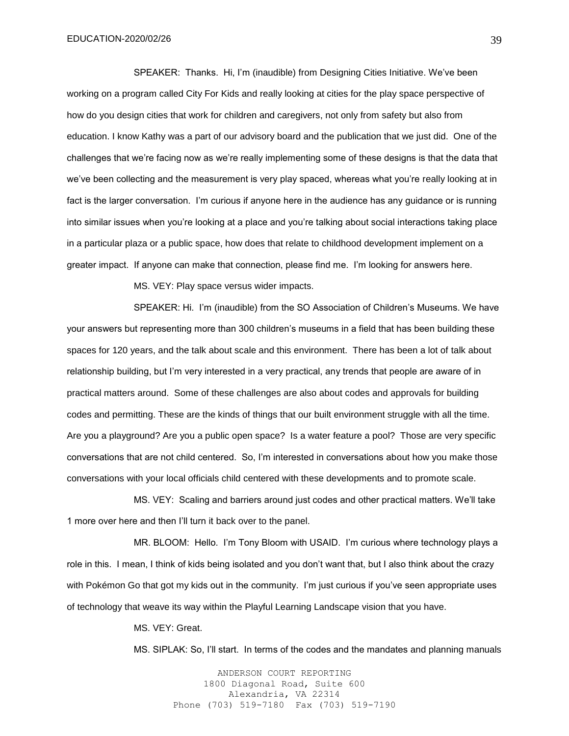SPEAKER: Thanks. Hi, I'm (inaudible) from Designing Cities Initiative. We've been working on a program called City For Kids and really looking at cities for the play space perspective of how do you design cities that work for children and caregivers, not only from safety but also from education. I know Kathy was a part of our advisory board and the publication that we just did. One of the challenges that we're facing now as we're really implementing some of these designs is that the data that we've been collecting and the measurement is very play spaced, whereas what you're really looking at in fact is the larger conversation. I'm curious if anyone here in the audience has any guidance or is running into similar issues when you're looking at a place and you're talking about social interactions taking place in a particular plaza or a public space, how does that relate to childhood development implement on a greater impact. If anyone can make that connection, please find me. I'm looking for answers here.

MS. VEY: Play space versus wider impacts.

SPEAKER: Hi. I'm (inaudible) from the SO Association of Children's Museums. We have your answers but representing more than 300 children's museums in a field that has been building these spaces for 120 years, and the talk about scale and this environment. There has been a lot of talk about relationship building, but I'm very interested in a very practical, any trends that people are aware of in practical matters around. Some of these challenges are also about codes and approvals for building codes and permitting. These are the kinds of things that our built environment struggle with all the time. Are you a playground? Are you a public open space? Is a water feature a pool? Those are very specific conversations that are not child centered. So, I'm interested in conversations about how you make those conversations with your local officials child centered with these developments and to promote scale.

MS. VEY: Scaling and barriers around just codes and other practical matters. We'll take 1 more over here and then I'll turn it back over to the panel.

MR. BLOOM: Hello. I'm Tony Bloom with USAID. I'm curious where technology plays a role in this. I mean, I think of kids being isolated and you don't want that, but I also think about the crazy with Pokémon Go that got my kids out in the community. I'm just curious if you've seen appropriate uses of technology that weave its way within the Playful Learning Landscape vision that you have.

MS. VEY: Great.

MS. SIPLAK: So, I'll start. In terms of the codes and the mandates and planning manuals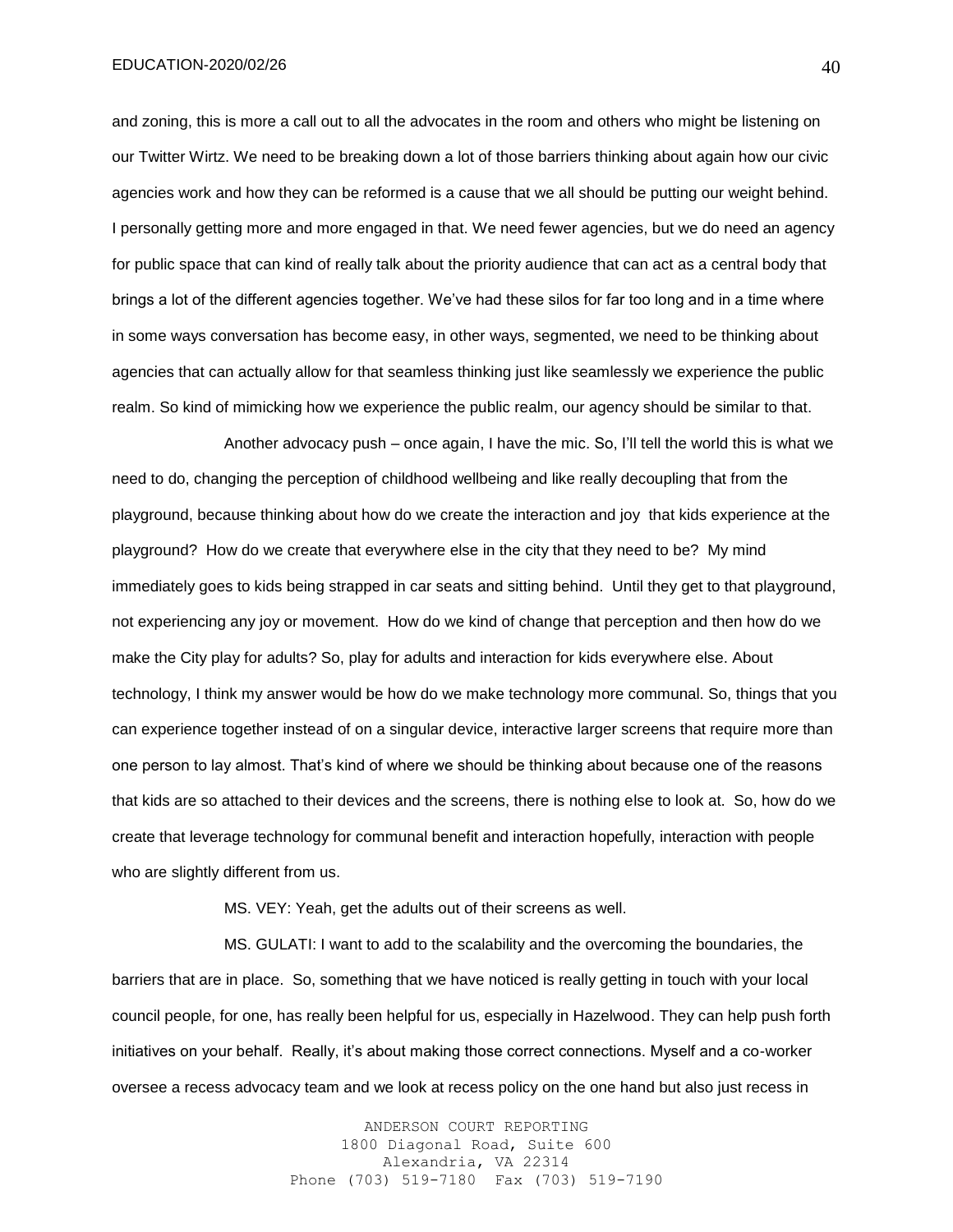and zoning, this is more a call out to all the advocates in the room and others who might be listening on our Twitter Wirtz. We need to be breaking down a lot of those barriers thinking about again how our civic agencies work and how they can be reformed is a cause that we all should be putting our weight behind. I personally getting more and more engaged in that. We need fewer agencies, but we do need an agency for public space that can kind of really talk about the priority audience that can act as a central body that brings a lot of the different agencies together. We've had these silos for far too long and in a time where in some ways conversation has become easy, in other ways, segmented, we need to be thinking about agencies that can actually allow for that seamless thinking just like seamlessly we experience the public realm. So kind of mimicking how we experience the public realm, our agency should be similar to that.

Another advocacy push – once again, I have the mic. So, I'll tell the world this is what we need to do, changing the perception of childhood wellbeing and like really decoupling that from the playground, because thinking about how do we create the interaction and joy that kids experience at the playground? How do we create that everywhere else in the city that they need to be? My mind immediately goes to kids being strapped in car seats and sitting behind. Until they get to that playground, not experiencing any joy or movement. How do we kind of change that perception and then how do we make the City play for adults? So, play for adults and interaction for kids everywhere else. About technology, I think my answer would be how do we make technology more communal. So, things that you can experience together instead of on a singular device, interactive larger screens that require more than one person to lay almost. That's kind of where we should be thinking about because one of the reasons that kids are so attached to their devices and the screens, there is nothing else to look at. So, how do we create that leverage technology for communal benefit and interaction hopefully, interaction with people who are slightly different from us.

MS. VEY: Yeah, get the adults out of their screens as well.

MS. GULATI: I want to add to the scalability and the overcoming the boundaries, the barriers that are in place. So, something that we have noticed is really getting in touch with your local council people, for one, has really been helpful for us, especially in Hazelwood. They can help push forth initiatives on your behalf. Really, it's about making those correct connections. Myself and a co-worker oversee a recess advocacy team and we look at recess policy on the one hand but also just recess in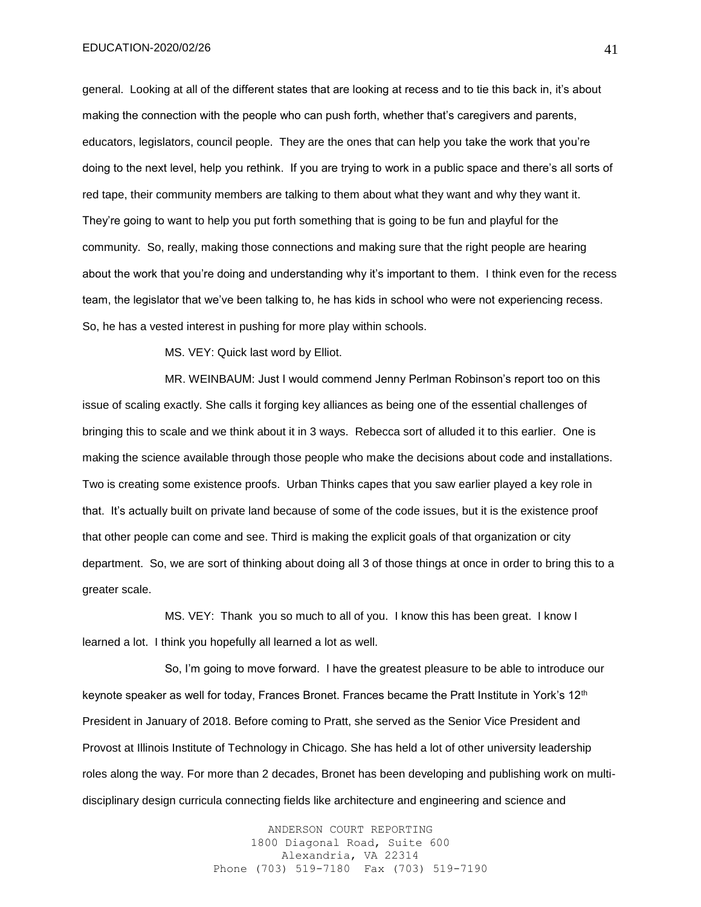general. Looking at all of the different states that are looking at recess and to tie this back in, it's about making the connection with the people who can push forth, whether that's caregivers and parents, educators, legislators, council people. They are the ones that can help you take the work that you're doing to the next level, help you rethink. If you are trying to work in a public space and there's all sorts of red tape, their community members are talking to them about what they want and why they want it. They're going to want to help you put forth something that is going to be fun and playful for the community. So, really, making those connections and making sure that the right people are hearing about the work that you're doing and understanding why it's important to them. I think even for the recess team, the legislator that we've been talking to, he has kids in school who were not experiencing recess. So, he has a vested interest in pushing for more play within schools.

MS. VEY: Quick last word by Elliot.

MR. WEINBAUM: Just I would commend Jenny Perlman Robinson's report too on this issue of scaling exactly. She calls it forging key alliances as being one of the essential challenges of bringing this to scale and we think about it in 3 ways. Rebecca sort of alluded it to this earlier. One is making the science available through those people who make the decisions about code and installations. Two is creating some existence proofs. Urban Thinks capes that you saw earlier played a key role in that. It's actually built on private land because of some of the code issues, but it is the existence proof that other people can come and see. Third is making the explicit goals of that organization or city department. So, we are sort of thinking about doing all 3 of those things at once in order to bring this to a greater scale.

MS. VEY: Thank you so much to all of you. I know this has been great. I know I learned a lot. I think you hopefully all learned a lot as well.

So, I'm going to move forward. I have the greatest pleasure to be able to introduce our keynote speaker as well for today, Frances Bronet. Frances became the Pratt Institute in York's 12th President in January of 2018. Before coming to Pratt, she served as the Senior Vice President and Provost at Illinois Institute of Technology in Chicago. She has held a lot of other university leadership roles along the way. For more than 2 decades, Bronet has been developing and publishing work on multi-disciplinary design curricula connecting fields like architecture and engineering and science and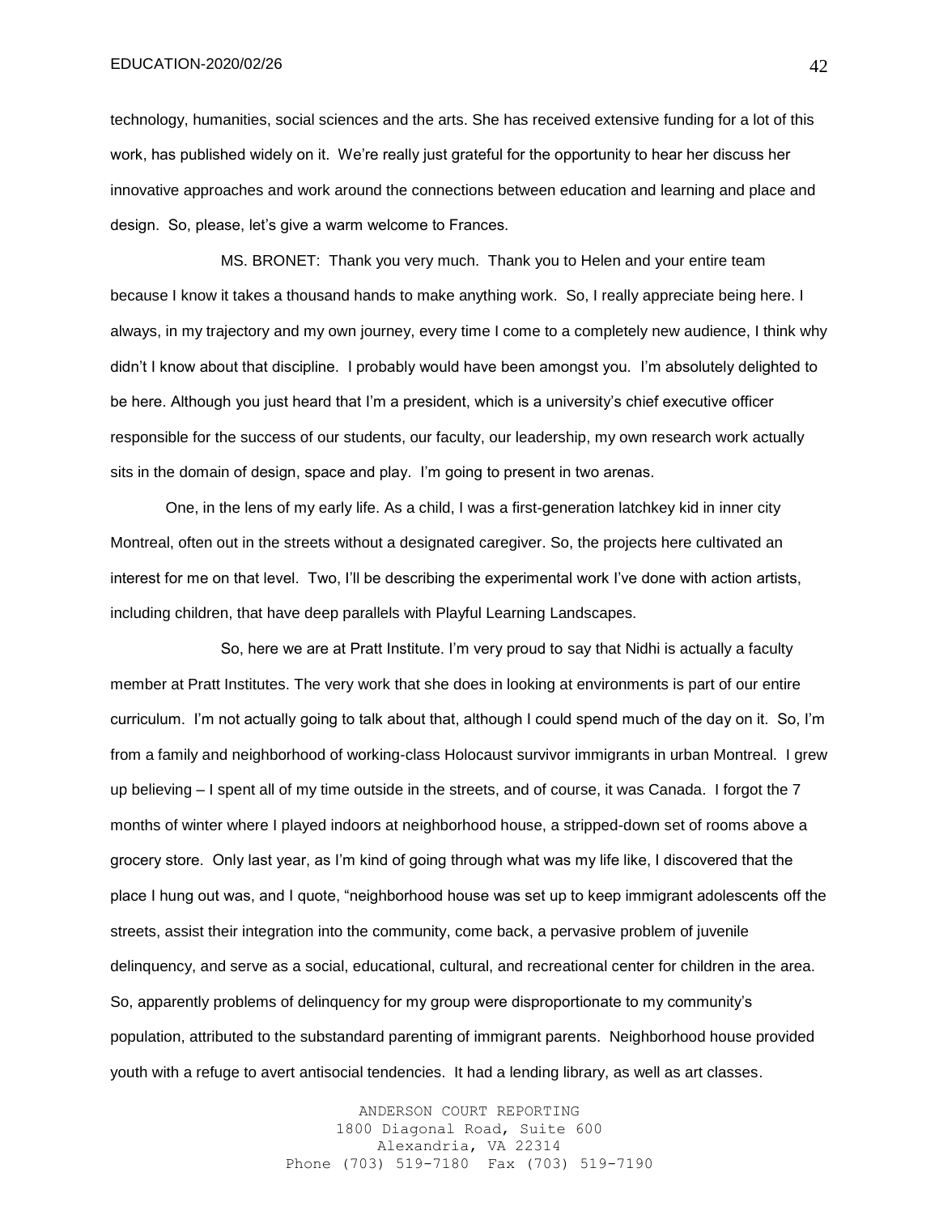technology, humanities, social sciences and the arts. She has received extensive funding for a lot of this work, has published widely on it. We're really just grateful for the opportunity to hear her discuss her innovative approaches and work around the connections between education and learning and place and design. So, please, let's give a warm welcome to Frances.

MS. BRONET: Thank you very much. Thank you to Helen and your entire team because I know it takes a thousand hands to make anything work. So, I really appreciate being here. I always, in my trajectory and my own journey, every time I come to a completely new audience, I think why didn't I know about that discipline. I probably would have been amongst you. I'm absolutely delighted to be here. Although you just heard that I'm a president, which is a university's chief executive officer responsible for the success of our students, our faculty, our leadership, my own research work actually sits in the domain of design, space and play. I'm going to present in two arenas.

One, in the lens of my early life. As a child, I was a first-generation latchkey kid in inner city Montreal, often out in the streets without a designated caregiver. So, the projects here cultivated an interest for me on that level. Two, I'll be describing the experimental work I've done with action artists, including children, that have deep parallels with Playful Learning Landscapes.

So, here we are at Pratt Institute. I'm very proud to say that Nidhi is actually a faculty member at Pratt Institutes. The very work that she does in looking at environments is part of our entire curriculum. I'm not actually going to talk about that, although I could spend much of the day on it. So, I'm from a family and neighborhood of working-class Holocaust survivor immigrants in urban Montreal. I grew up believing – I spent all of my time outside in the streets, and of course, it was Canada. I forgot the 7 months of winter where I played indoors at neighborhood house, a stripped-down set of rooms above a grocery store. Only last year, as I'm kind of going through what was my life like, I discovered that the place I hung out was, and I quote, "neighborhood house was set up to keep immigrant adolescents off the streets, assist their integration into the community, come back, a pervasive problem of juvenile delinquency, and serve as a social, educational, cultural, and recreational center for children in the area. So, apparently problems of delinquency for my group were disproportionate to my community's population, attributed to the substandard parenting of immigrant parents. Neighborhood house provided youth with a refuge to avert antisocial tendencies. It had a lending library, as well as art classes.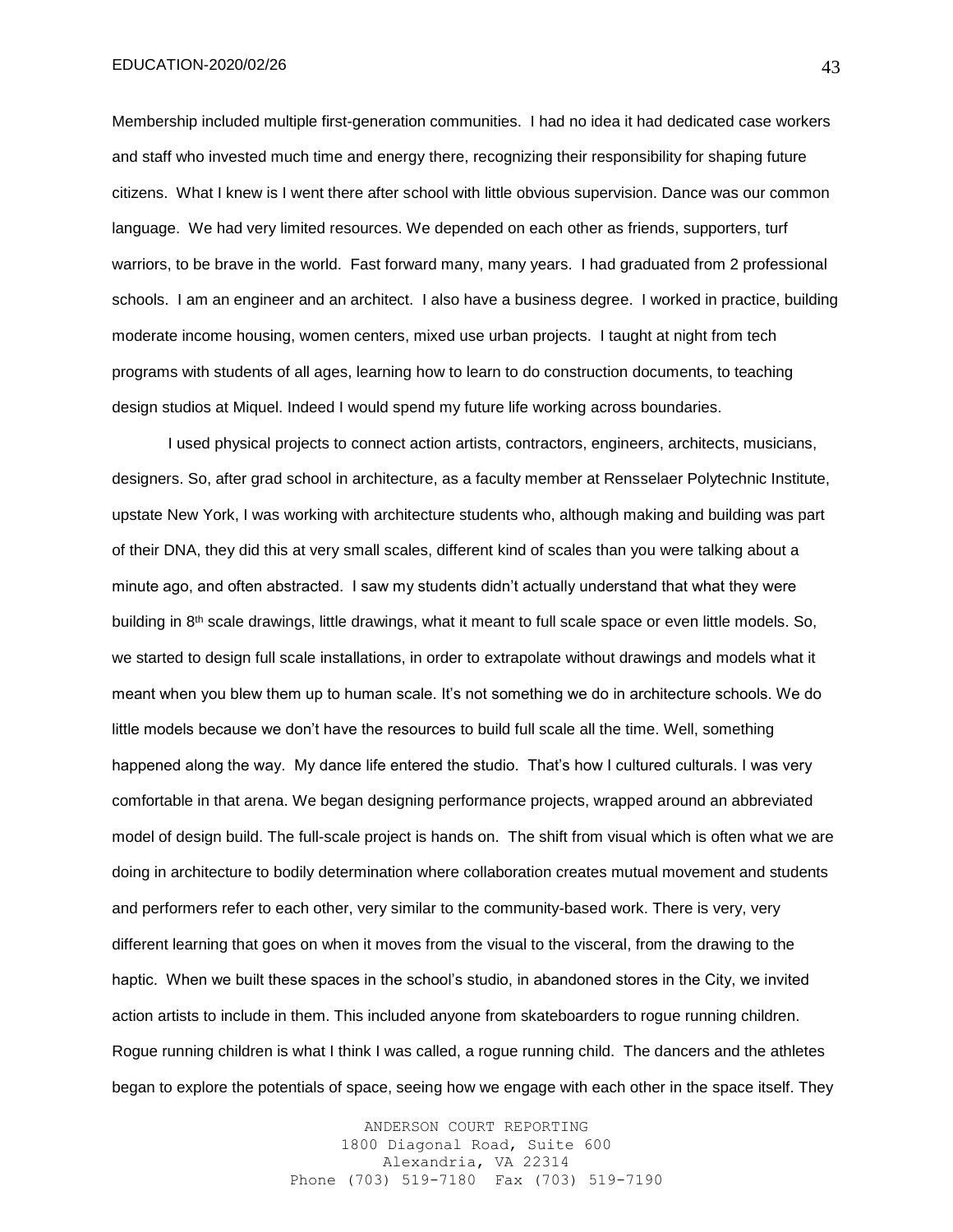Membership included multiple first-generation communities. I had no idea it had dedicated case workers and staff who invested much time and energy there, recognizing their responsibility for shaping future citizens. What I knew is I went there after school with little obvious supervision. Dance was our common language. We had very limited resources. We depended on each other as friends, supporters, turf warriors, to be brave in the world. Fast forward many, many years. I had graduated from 2 professional schools. I am an engineer and an architect. I also have a business degree. I worked in practice, building moderate income housing, women centers, mixed use urban projects. I taught at night from tech programs with students of all ages, learning how to learn to do construction documents, to teaching design studios at Miquel. Indeed I would spend my future life working across boundaries.

I used physical projects to connect action artists, contractors, engineers, architects, musicians, designers. So, after grad school in architecture, as a faculty member at Rensselaer Polytechnic Institute, upstate New York, I was working with architecture students who, although making and building was part of their DNA, they did this at very small scales, different kind of scales than you were talking about a minute ago, and often abstracted. I saw my students didn't actually understand that what they were building in 8th scale drawings, little drawings, what it meant to full scale space or even little models. So, we started to design full scale installations, in order to extrapolate without drawings and models what it meant when you blew them up to human scale. It's not something we do in architecture schools. We do little models because we don't have the resources to build full scale all the time. Well, something happened along the way. My dance life entered the studio. That's how I cultured culturals. I was very comfortable in that arena. We began designing performance projects, wrapped around an abbreviated model of design build. The full-scale project is hands on. The shift from visual which is often what we are doing in architecture to bodily determination where collaboration creates mutual movement and students and performers refer to each other, very similar to the community-based work. There is very, very different learning that goes on when it moves from the visual to the visceral, from the drawing to the haptic. When we built these spaces in the school's studio, in abandoned stores in the City, we invited action artists to include in them. This included anyone from skateboarders to rogue running children. Rogue running children is what I think I was called, a rogue running child. The dancers and the athletes began to explore the potentials of space, seeing how we engage with each other in the space itself. They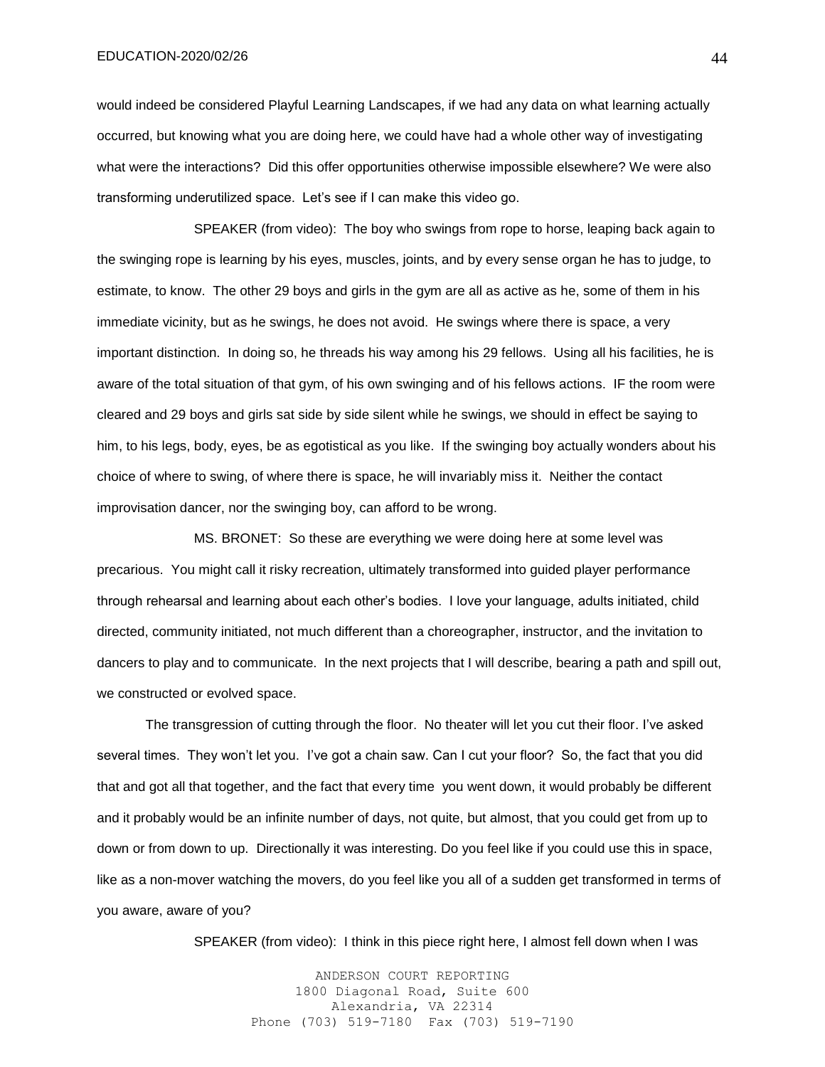would indeed be considered Playful Learning Landscapes, if we had any data on what learning actually occurred, but knowing what you are doing here, we could have had a whole other way of investigating what were the interactions? Did this offer opportunities otherwise impossible elsewhere? We were also transforming underutilized space. Let's see if I can make this video go.

SPEAKER (from video): The boy who swings from rope to horse, leaping back again to the swinging rope is learning by his eyes, muscles, joints, and by every sense organ he has to judge, to estimate, to know. The other 29 boys and girls in the gym are all as active as he, some of them in his immediate vicinity, but as he swings, he does not avoid. He swings where there is space, a very important distinction. In doing so, he threads his way among his 29 fellows. Using all his facilities, he is aware of the total situation of that gym, of his own swinging and of his fellows actions. IF the room were cleared and 29 boys and girls sat side by side silent while he swings, we should in effect be saying to him, to his legs, body, eyes, be as egotistical as you like. If the swinging boy actually wonders about his choice of where to swing, of where there is space, he will invariably miss it. Neither the contact improvisation dancer, nor the swinging boy, can afford to be wrong.

MS. BRONET: So these are everything we were doing here at some level was precarious. You might call it risky recreation, ultimately transformed into guided player performance through rehearsal and learning about each other's bodies. I love your language, adults initiated, child directed, community initiated, not much different than a choreographer, instructor, and the invitation to dancers to play and to communicate. In the next projects that I will describe, bearing a path and spill out, we constructed or evolved space.

The transgression of cutting through the floor. No theater will let you cut their floor. I've asked several times. They won't let you. I've got a chain saw. Can I cut your floor? So, the fact that you did that and got all that together, and the fact that every time you went down, it would probably be different and it probably would be an infinite number of days, not quite, but almost, that you could get from up to down or from down to up. Directionally it was interesting. Do you feel like if you could use this in space, like as a non-mover watching the movers, do you feel like you all of a sudden get transformed in terms of you aware, aware of you?

SPEAKER (from video): I think in this piece right here, I almost fell down when I was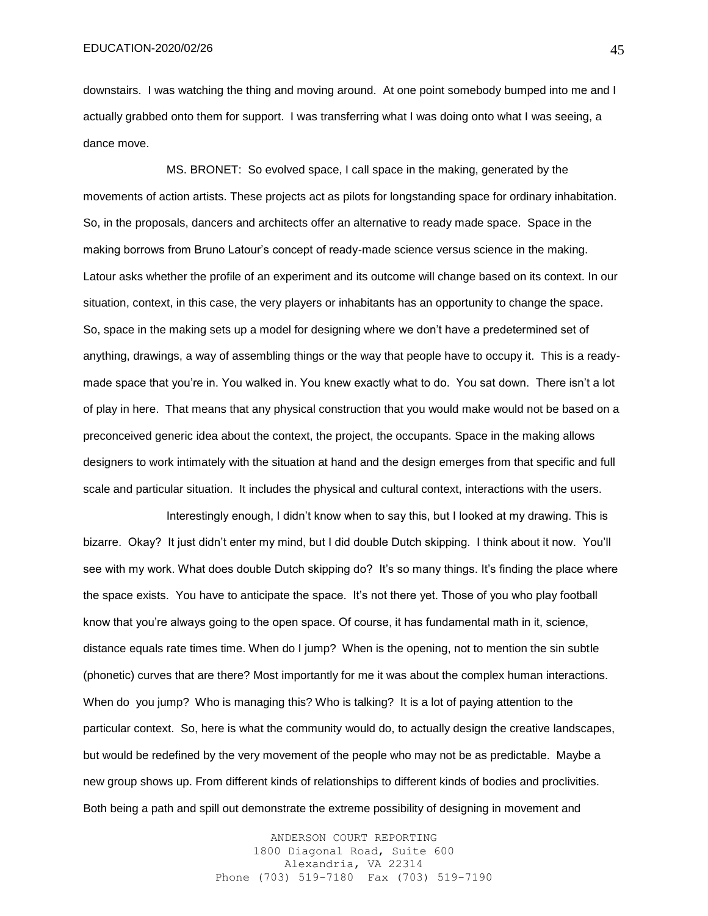downstairs. I was watching the thing and moving around. At one point somebody bumped into me and I actually grabbed onto them for support. I was transferring what I was doing onto what I was seeing, a dance move.

MS. BRONET: So evolved space, I call space in the making, generated by the movements of action artists. These projects act as pilots for longstanding space for ordinary inhabitation. So, in the proposals, dancers and architects offer an alternative to ready made space. Space in the making borrows from Bruno Latour's concept of ready-made science versus science in the making. Latour asks whether the profile of an experiment and its outcome will change based on its context. In our situation, context, in this case, the very players or inhabitants has an opportunity to change the space. So, space in the making sets up a model for designing where we don't have a predetermined set of anything, drawings, a way of assembling things or the way that people have to occupy it. This is a ready-made space that you're in. You walked in. You knew exactly what to do. You sat down. There isn't a lot of play in here. That means that any physical construction that you would make would not be based on a preconceived generic idea about the context, the project, the occupants. Space in the making allows designers to work intimately with the situation at hand and the design emerges from that specific and full scale and particular situation. It includes the physical and cultural context, interactions with the users.

Interestingly enough, I didn't know when to say this, but I looked at my drawing. This is bizarre. Okay? It just didn't enter my mind, but I did double Dutch skipping. I think about it now. You'll see with my work. What does double Dutch skipping do? It's so many things. It's finding the place where the space exists. You have to anticipate the space. It's not there yet. Those of you who play football know that you're always going to the open space. Of course, it has fundamental math in it, science, distance equals rate times time. When do I jump? When is the opening, not to mention the sin subtle (phonetic) curves that are there? Most importantly for me it was about the complex human interactions. When do you jump? Who is managing this? Who is talking? It is a lot of paying attention to the particular context. So, here is what the community would do, to actually design the creative landscapes, but would be redefined by the very movement of the people who may not be as predictable. Maybe a new group shows up. From different kinds of relationships to different kinds of bodies and proclivities. Both being a path and spill out demonstrate the extreme possibility of designing in movement and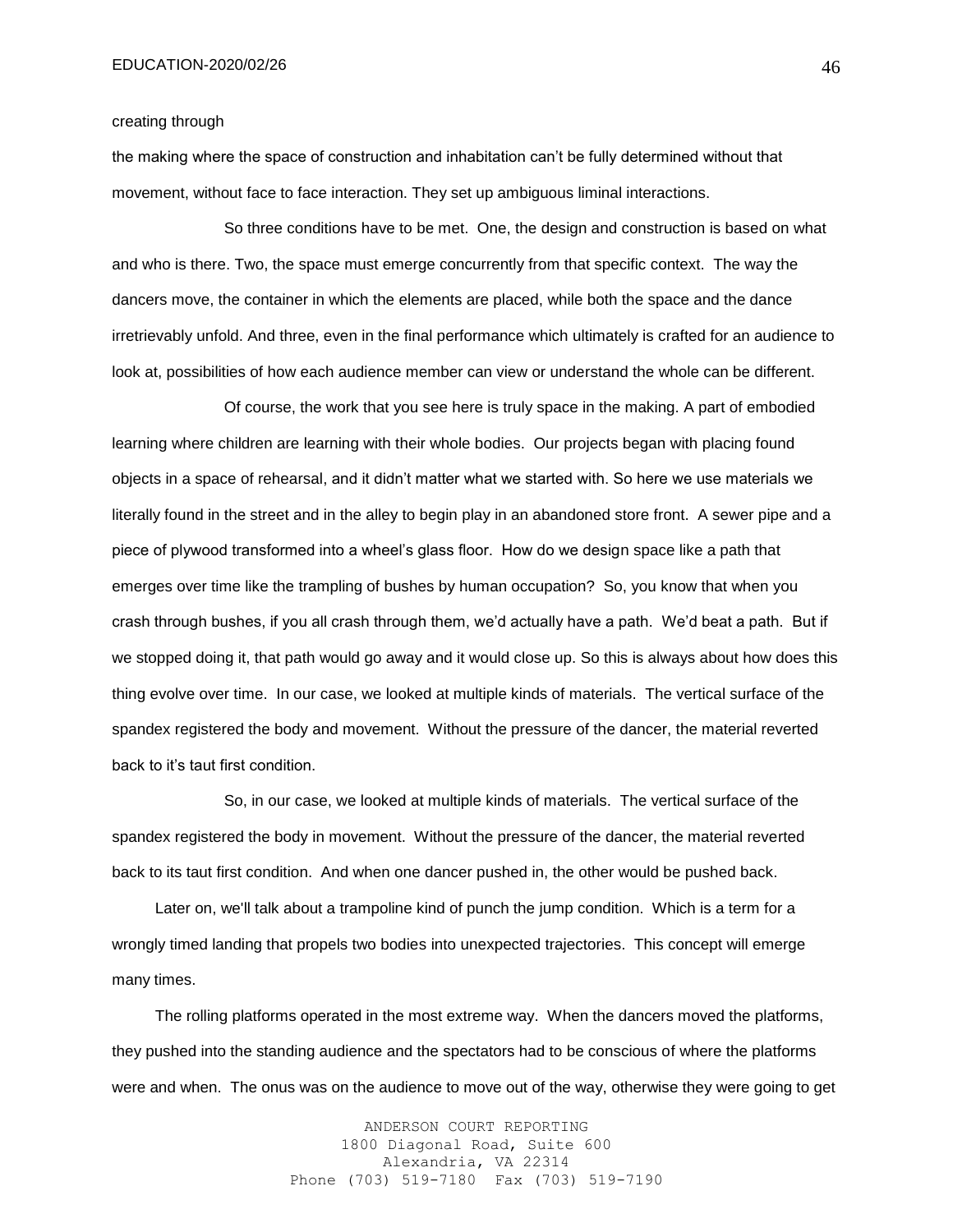creating through

the making where the space of construction and inhabitation can't be fully determined without that movement, without face to face interaction. They set up ambiguous liminal interactions.

So three conditions have to be met. One, the design and construction is based on what and who is there. Two, the space must emerge concurrently from that specific context. The way the dancers move, the container in which the elements are placed, while both the space and the dance irretrievably unfold. And three, even in the final performance which ultimately is crafted for an audience to look at, possibilities of how each audience member can view or understand the whole can be different.

Of course, the work that you see here is truly space in the making. A part of embodied learning where children are learning with their whole bodies. Our projects began with placing found objects in a space of rehearsal, and it didn't matter what we started with. So here we use materials we literally found in the street and in the alley to begin play in an abandoned store front. A sewer pipe and a piece of plywood transformed into a wheel's glass floor. How do we design space like a path that emerges over time like the trampling of bushes by human occupation? So, you know that when you crash through bushes, if you all crash through them, we'd actually have a path. We'd beat a path. But if we stopped doing it, that path would go away and it would close up. So this is always about how does this thing evolve over time. In our case, we looked at multiple kinds of materials. The vertical surface of the spandex registered the body and movement. Without the pressure of the dancer, the material reverted back to it's taut first condition.

So, in our case, we looked at multiple kinds of materials. The vertical surface of the spandex registered the body in movement. Without the pressure of the dancer, the material reverted back to its taut first condition. And when one dancer pushed in, the other would be pushed back.

Later on, we'll talk about a trampoline kind of punch the jump condition. Which is a term for a wrongly timed landing that propels two bodies into unexpected trajectories. This concept will emerge many times.

The rolling platforms operated in the most extreme way. When the dancers moved the platforms, they pushed into the standing audience and the spectators had to be conscious of where the platforms were and when. The onus was on the audience to move out of the way, otherwise they were going to get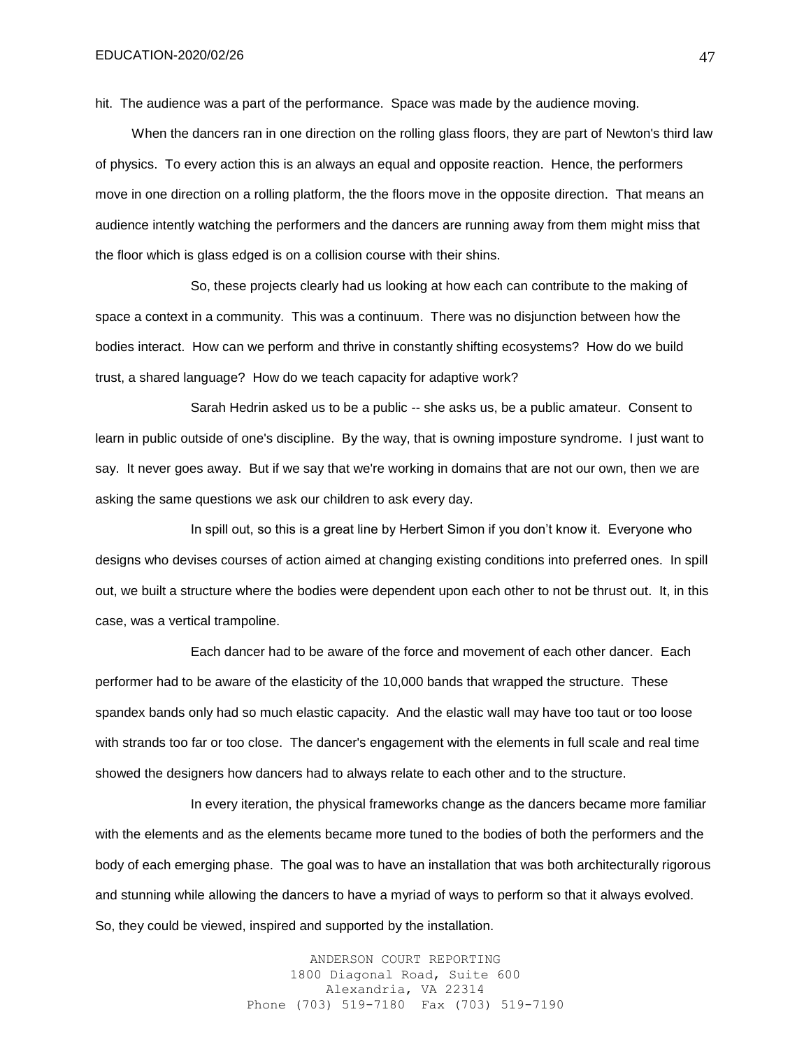hit. The audience was a part of the performance. Space was made by the audience moving.

When the dancers ran in one direction on the rolling glass floors, they are part of Newton's third law of physics. To every action this is an always an equal and opposite reaction. Hence, the performers move in one direction on a rolling platform, the the floors move in the opposite direction. That means an audience intently watching the performers and the dancers are running away from them might miss that the floor which is glass edged is on a collision course with their shins.

So, these projects clearly had us looking at how each can contribute to the making of space a context in a community. This was a continuum. There was no disjunction between how the bodies interact. How can we perform and thrive in constantly shifting ecosystems? How do we build trust, a shared language? How do we teach capacity for adaptive work?

Sarah Hedrin asked us to be a public -- she asks us, be a public amateur. Consent to learn in public outside of one's discipline. By the way, that is owning imposture syndrome. I just want to say. It never goes away. But if we say that we're working in domains that are not our own, then we are asking the same questions we ask our children to ask every day.

In spill out, so this is a great line by Herbert Simon if you don't know it. Everyone who designs who devises courses of action aimed at changing existing conditions into preferred ones. In spill out, we built a structure where the bodies were dependent upon each other to not be thrust out. It, in this case, was a vertical trampoline.

Each dancer had to be aware of the force and movement of each other dancer. Each performer had to be aware of the elasticity of the 10,000 bands that wrapped the structure. These spandex bands only had so much elastic capacity. And the elastic wall may have too taut or too loose with strands too far or too close. The dancer's engagement with the elements in full scale and real time showed the designers how dancers had to always relate to each other and to the structure.

In every iteration, the physical frameworks change as the dancers became more familiar with the elements and as the elements became more tuned to the bodies of both the performers and the body of each emerging phase. The goal was to have an installation that was both architecturally rigorous and stunning while allowing the dancers to have a myriad of ways to perform so that it always evolved. So, they could be viewed, inspired and supported by the installation.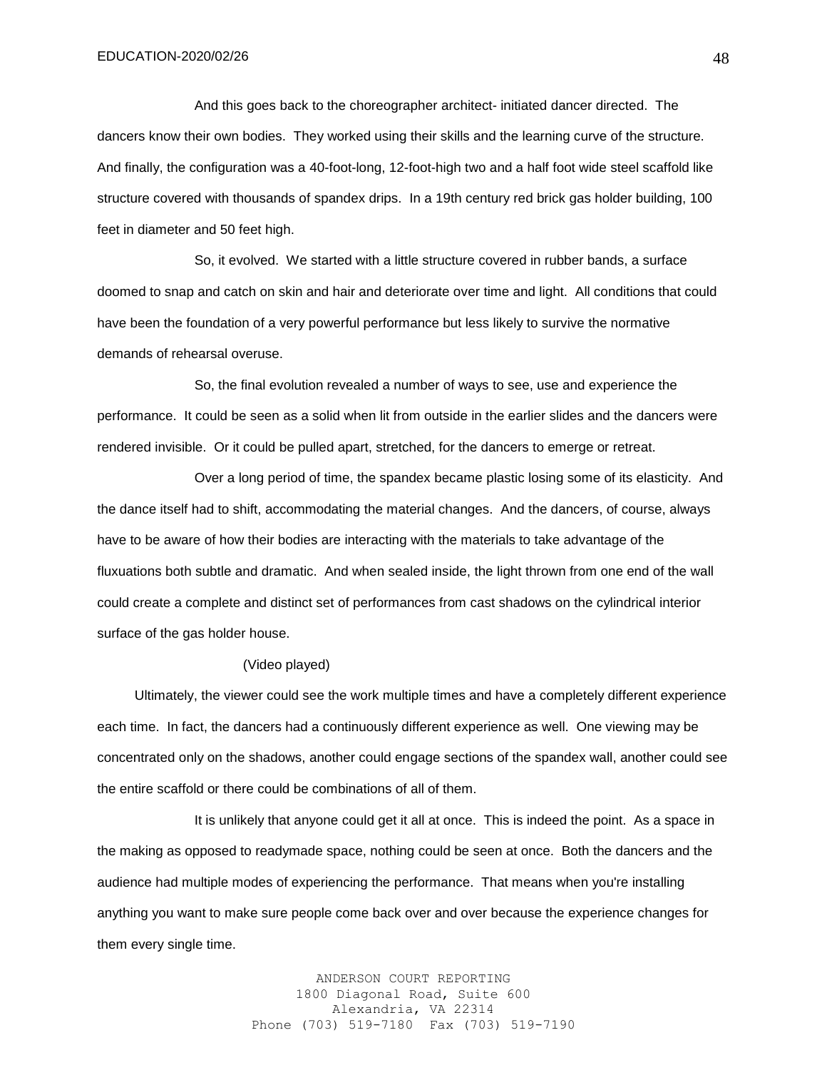And this goes back to the choreographer architect- initiated dancer directed. The dancers know their own bodies. They worked using their skills and the learning curve of the structure. And finally, the configuration was a 40-foot-long, 12-foot-high two and a half foot wide steel scaffold like structure covered with thousands of spandex drips. In a 19th century red brick gas holder building, 100 feet in diameter and 50 feet high.

So, it evolved. We started with a little structure covered in rubber bands, a surface doomed to snap and catch on skin and hair and deteriorate over time and light. All conditions that could have been the foundation of a very powerful performance but less likely to survive the normative demands of rehearsal overuse.

So, the final evolution revealed a number of ways to see, use and experience the performance. It could be seen as a solid when lit from outside in the earlier slides and the dancers were rendered invisible. Or it could be pulled apart, stretched, for the dancers to emerge or retreat.

Over a long period of time, the spandex became plastic losing some of its elasticity. And the dance itself had to shift, accommodating the material changes. And the dancers, of course, always have to be aware of how their bodies are interacting with the materials to take advantage of the fluxuations both subtle and dramatic. And when sealed inside, the light thrown from one end of the wall could create a complete and distinct set of performances from cast shadows on the cylindrical interior surface of the gas holder house.

(Video played)

Ultimately, the viewer could see the work multiple times and have a completely different experience each time. In fact, the dancers had a continuously different experience as well. One viewing may be concentrated only on the shadows, another could engage sections of the spandex wall, another could see the entire scaffold or there could be combinations of all of them.

It is unlikely that anyone could get it all at once. This is indeed the point. As a space in the making as opposed to readymade space, nothing could be seen at once. Both the dancers and the audience had multiple modes of experiencing the performance. That means when you're installing anything you want to make sure people come back over and over because the experience changes for them every single time.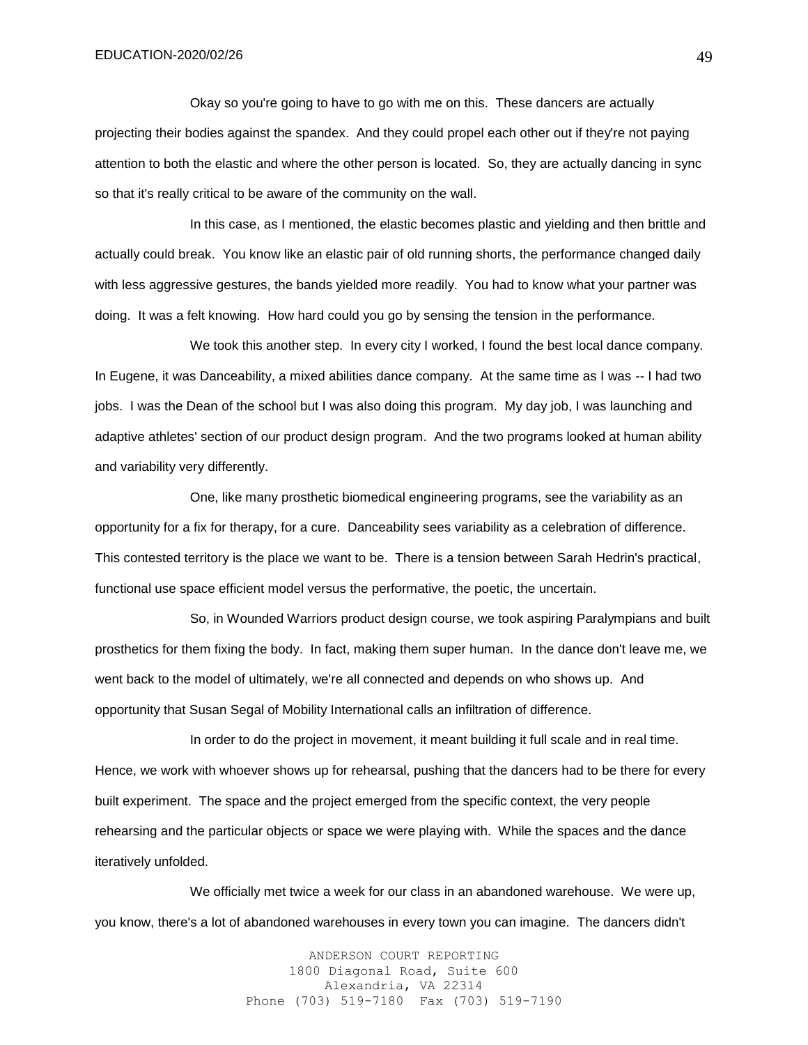Okay so you're going to have to go with me on this. These dancers are actually projecting their bodies against the spandex. And they could propel each other out if they're not paying attention to both the elastic and where the other person is located. So, they are actually dancing in sync so that it's really critical to be aware of the community on the wall.

In this case, as I mentioned, the elastic becomes plastic and yielding and then brittle and actually could break. You know like an elastic pair of old running shorts, the performance changed daily with less aggressive gestures, the bands yielded more readily. You had to know what your partner was doing. It was a felt knowing. How hard could you go by sensing the tension in the performance.

We took this another step. In every city I worked, I found the best local dance company. In Eugene, it was Danceability, a mixed abilities dance company. At the same time as I was -- I had two jobs. I was the Dean of the school but I was also doing this program. My day job, I was launching and adaptive athletes' section of our product design program. And the two programs looked at human ability and variability very differently.

One, like many prosthetic biomedical engineering programs, see the variability as an opportunity for a fix for therapy, for a cure. Danceability sees variability as a celebration of difference. This contested territory is the place we want to be. There is a tension between Sarah Hedrin's practical, functional use space efficient model versus the performative, the poetic, the uncertain.

So, in Wounded Warriors product design course, we took aspiring Paralympians and built prosthetics for them fixing the body. In fact, making them super human. In the dance don't leave me, we went back to the model of ultimately, we're all connected and depends on who shows up. And opportunity that Susan Segal of Mobility International calls an infiltration of difference.

In order to do the project in movement, it meant building it full scale and in real time. Hence, we work with whoever shows up for rehearsal, pushing that the dancers had to be there for every built experiment. The space and the project emerged from the specific context, the very people rehearsing and the particular objects or space we were playing with. While the spaces and the dance iteratively unfolded.

We officially met twice a week for our class in an abandoned warehouse. We were up, you know, there's a lot of abandoned warehouses in every town you can imagine. The dancers didn't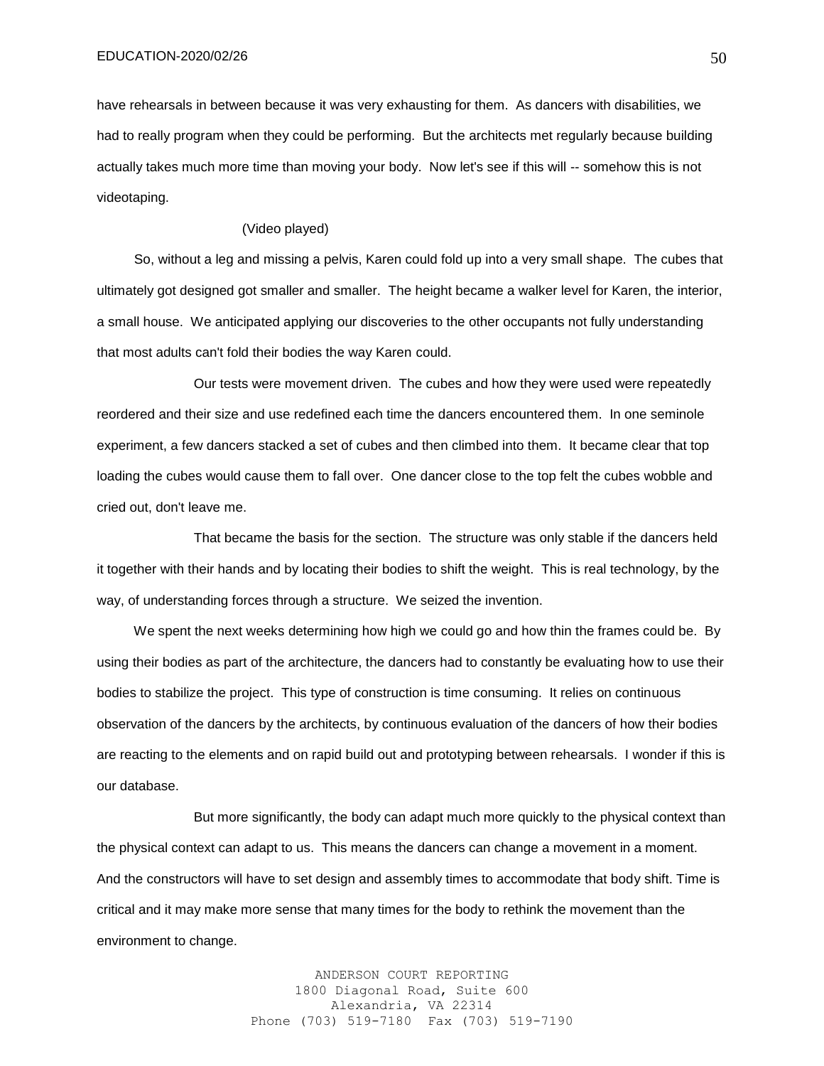have rehearsals in between because it was very exhausting for them. As dancers with disabilities, we had to really program when they could be performing. But the architects met regularly because building actually takes much more time than moving your body. Now let's see if this will -- somehow this is not videotaping.

(Video played)

So, without a leg and missing a pelvis, Karen could fold up into a very small shape. The cubes that ultimately got designed got smaller and smaller. The height became a walker level for Karen, the interior, a small house. We anticipated applying our discoveries to the other occupants not fully understanding that most adults can't fold their bodies the way Karen could.

Our tests were movement driven. The cubes and how they were used were repeatedly reordered and their size and use redefined each time the dancers encountered them. In one seminole experiment, a few dancers stacked a set of cubes and then climbed into them. It became clear that top loading the cubes would cause them to fall over. One dancer close to the top felt the cubes wobble and cried out, don't leave me.

That became the basis for the section. The structure was only stable if the dancers held it together with their hands and by locating their bodies to shift the weight. This is real technology, by the way, of understanding forces through a structure. We seized the invention.

We spent the next weeks determining how high we could go and how thin the frames could be. By using their bodies as part of the architecture, the dancers had to constantly be evaluating how to use their bodies to stabilize the project. This type of construction is time consuming. It relies on continuous observation of the dancers by the architects, by continuous evaluation of the dancers of how their bodies are reacting to the elements and on rapid build out and prototyping between rehearsals. I wonder if this is our database.

But more significantly, the body can adapt much more quickly to the physical context than the physical context can adapt to us. This means the dancers can change a movement in a moment. And the constructors will have to set design and assembly times to accommodate that body shift. Time is critical and it may make more sense that many times for the body to rethink the movement than the environment to change.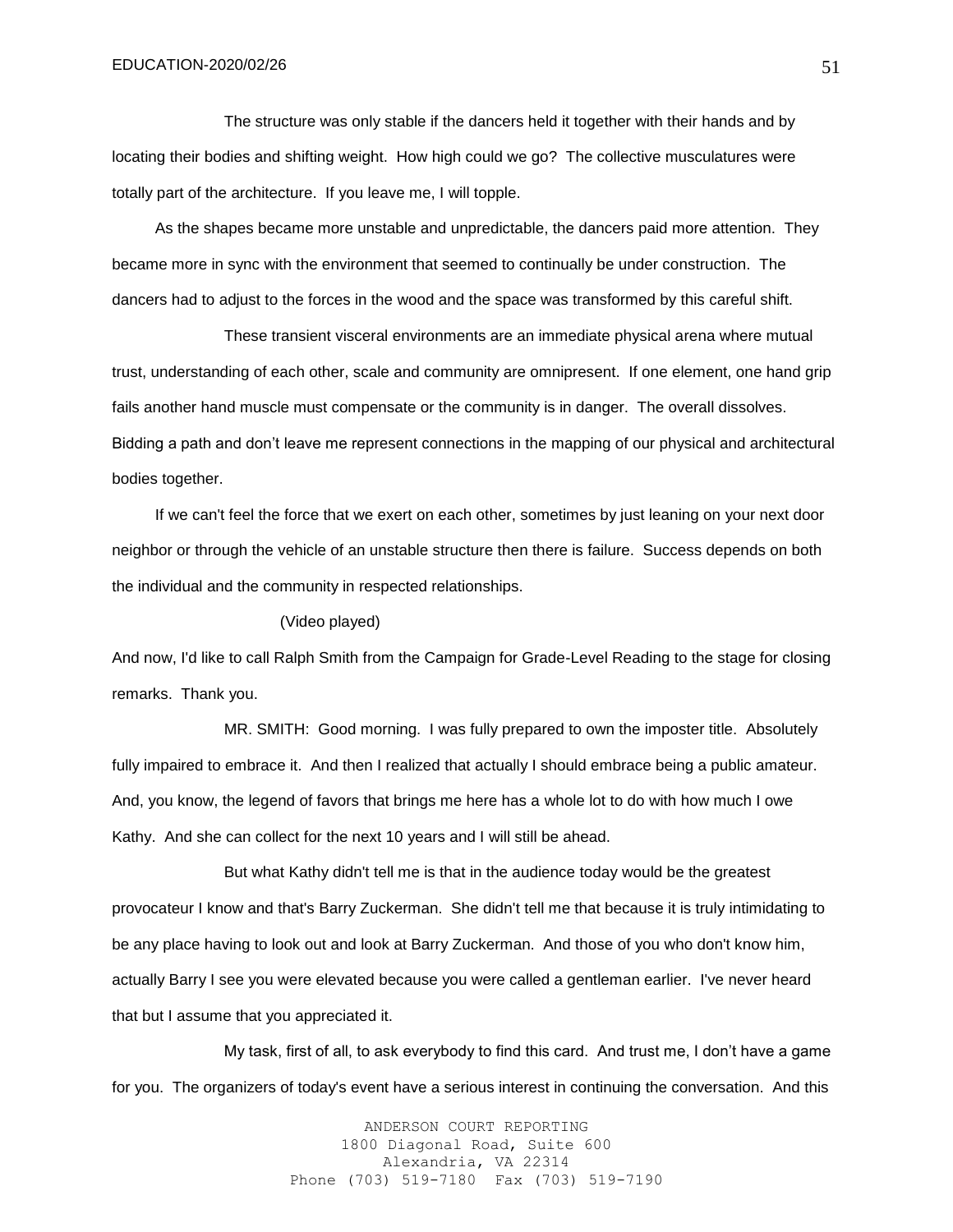The structure was only stable if the dancers held it together with their hands and by locating their bodies and shifting weight. How high could we go? The collective musculatures were totally part of the architecture. If you leave me, I will topple.

As the shapes became more unstable and unpredictable, the dancers paid more attention. They became more in sync with the environment that seemed to continually be under construction. The dancers had to adjust to the forces in the wood and the space was transformed by this careful shift.

These transient visceral environments are an immediate physical arena where mutual trust, understanding of each other, scale and community are omnipresent. If one element, one hand grip fails another hand muscle must compensate or the community is in danger. The overall dissolves. Bidding a path and don't leave me represent connections in the mapping of our physical and architectural bodies together.

If we can't feel the force that we exert on each other, sometimes by just leaning on your next door neighbor or through the vehicle of an unstable structure then there is failure. Success depends on both the individual and the community in respected relationships.

(Video played)

And now, I'd like to call Ralph Smith from the Campaign for Grade-Level Reading to the stage for closing remarks. Thank you.

MR. SMITH: Good morning. I was fully prepared to own the imposter title. Absolutely fully impaired to embrace it. And then I realized that actually I should embrace being a public amateur. And, you know, the legend of favors that brings me here has a whole lot to do with how much I owe Kathy. And she can collect for the next 10 years and I will still be ahead.

But what Kathy didn't tell me is that in the audience today would be the greatest provocateur I know and that's Barry Zuckerman. She didn't tell me that because it is truly intimidating to be any place having to look out and look at Barry Zuckerman. And those of you who don't know him, actually Barry I see you were elevated because you were called a gentleman earlier. I've never heard that but I assume that you appreciated it.

My task, first of all, to ask everybody to find this card. And trust me, I don't have a game for you. The organizers of today's event have a serious interest in continuing the conversation. And this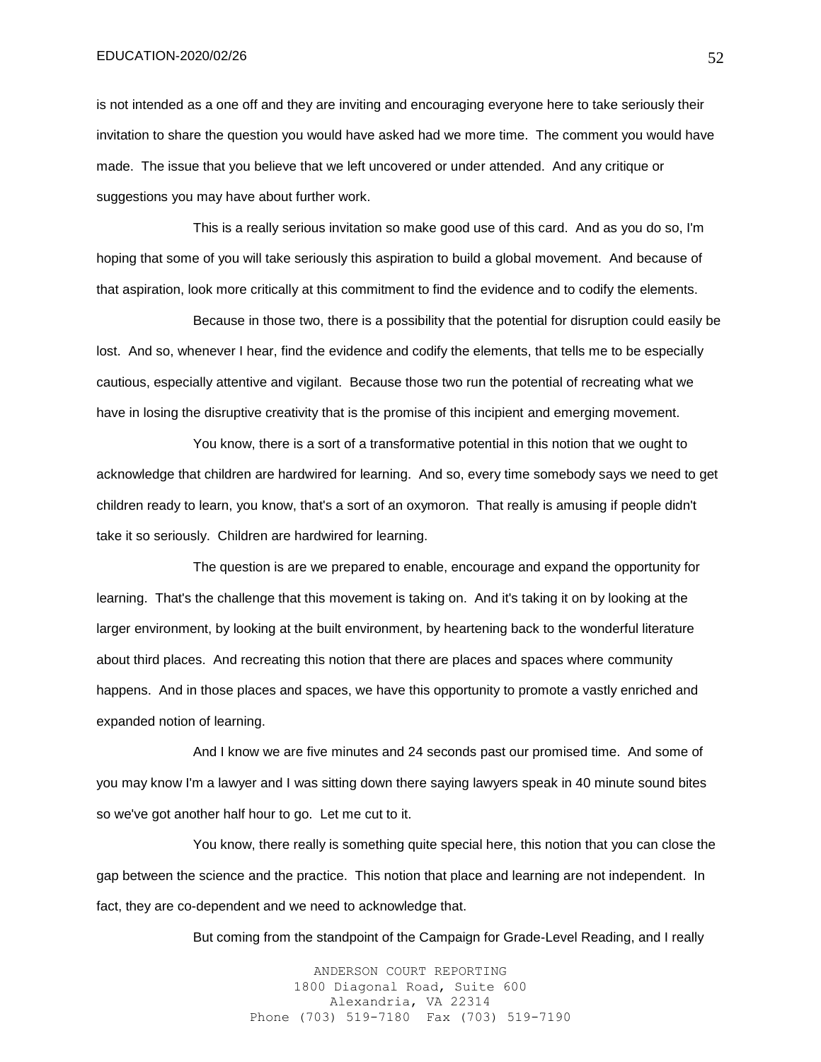is not intended as a one off and they are inviting and encouraging everyone here to take seriously their invitation to share the question you would have asked had we more time. The comment you would have made. The issue that you believe that we left uncovered or under attended. And any critique or suggestions you may have about further work.

This is a really serious invitation so make good use of this card. And as you do so, I'm hoping that some of you will take seriously this aspiration to build a global movement. And because of that aspiration, look more critically at this commitment to find the evidence and to codify the elements.

Because in those two, there is a possibility that the potential for disruption could easily be lost. And so, whenever I hear, find the evidence and codify the elements, that tells me to be especially cautious, especially attentive and vigilant. Because those two run the potential of recreating what we have in losing the disruptive creativity that is the promise of this incipient and emerging movement.

You know, there is a sort of a transformative potential in this notion that we ought to acknowledge that children are hardwired for learning. And so, every time somebody says we need to get children ready to learn, you know, that's a sort of an oxymoron. That really is amusing if people didn't take it so seriously. Children are hardwired for learning.

The question is are we prepared to enable, encourage and expand the opportunity for learning. That's the challenge that this movement is taking on. And it's taking it on by looking at the larger environment, by looking at the built environment, by heartening back to the wonderful literature about third places. And recreating this notion that there are places and spaces where community happens. And in those places and spaces, we have this opportunity to promote a vastly enriched and expanded notion of learning.

And I know we are five minutes and 24 seconds past our promised time. And some of you may know I'm a lawyer and I was sitting down there saying lawyers speak in 40 minute sound bites so we've got another half hour to go. Let me cut to it.

You know, there really is something quite special here, this notion that you can close the gap between the science and the practice. This notion that place and learning are not independent. In fact, they are co-dependent and we need to acknowledge that.

But coming from the standpoint of the Campaign for Grade-Level Reading, and I really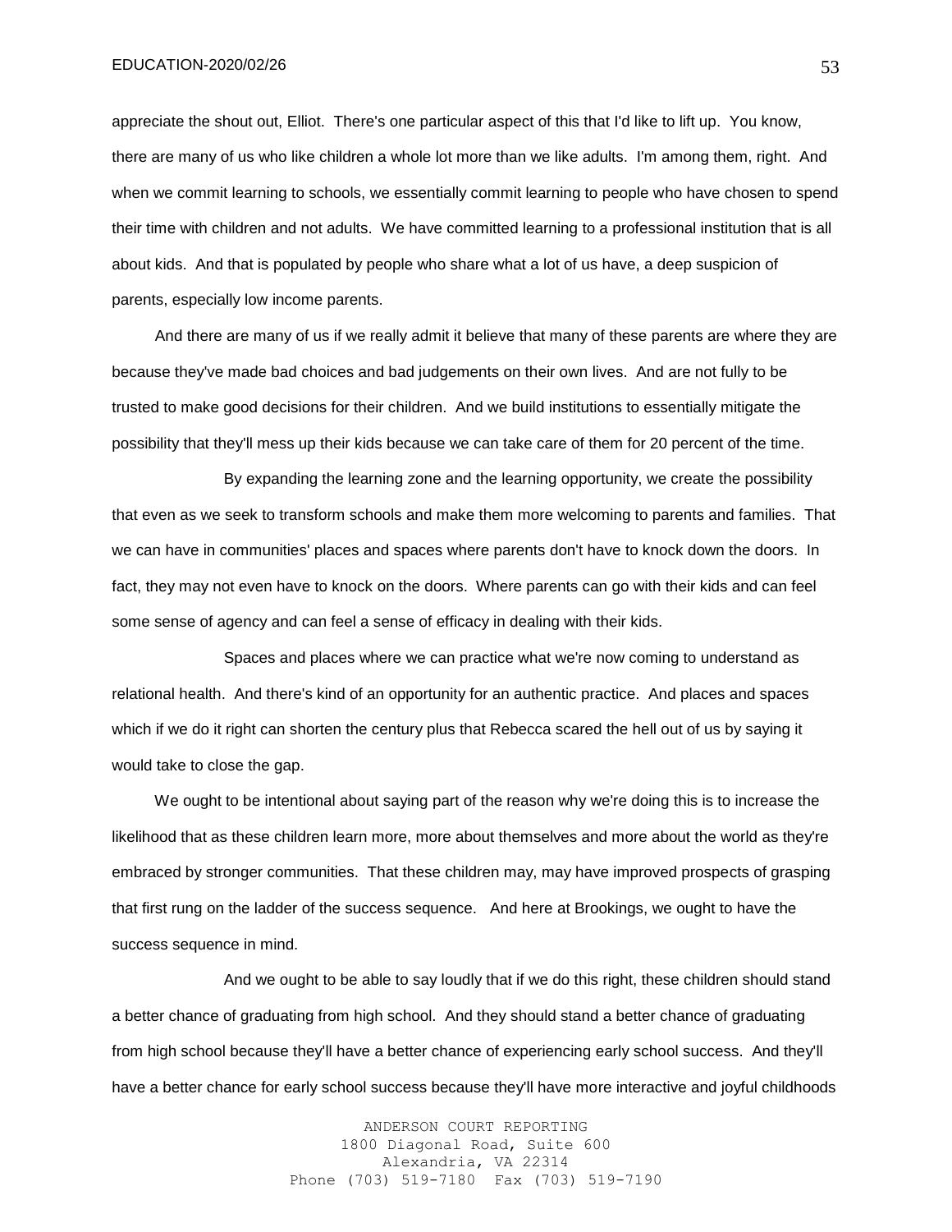appreciate the shout out, Elliot. There's one particular aspect of this that I'd like to lift up. You know, there are many of us who like children a whole lot more than we like adults. I'm among them, right. And when we commit learning to schools, we essentially commit learning to people who have chosen to spend their time with children and not adults. We have committed learning to a professional institution that is all about kids. And that is populated by people who share what a lot of us have, a deep suspicion of parents, especially low income parents.

And there are many of us if we really admit it believe that many of these parents are where they are because they've made bad choices and bad judgements on their own lives. And are not fully to be trusted to make good decisions for their children. And we build institutions to essentially mitigate the possibility that they'll mess up their kids because we can take care of them for 20 percent of the time.

By expanding the learning zone and the learning opportunity, we create the possibility that even as we seek to transform schools and make them more welcoming to parents and families. That we can have in communities' places and spaces where parents don't have to knock down the doors. In fact, they may not even have to knock on the doors. Where parents can go with their kids and can feel some sense of agency and can feel a sense of efficacy in dealing with their kids.

Spaces and places where we can practice what we're now coming to understand as relational health. And there's kind of an opportunity for an authentic practice. And places and spaces which if we do it right can shorten the century plus that Rebecca scared the hell out of us by saying it would take to close the gap.

We ought to be intentional about saying part of the reason why we're doing this is to increase the likelihood that as these children learn more, more about themselves and more about the world as they're embraced by stronger communities. That these children may, may have improved prospects of grasping that first rung on the ladder of the success sequence. And here at Brookings, we ought to have the success sequence in mind.

And we ought to be able to say loudly that if we do this right, these children should stand a better chance of graduating from high school. And they should stand a better chance of graduating from high school because they'll have a better chance of experiencing early school success. And they'll have a better chance for early school success because they'll have more interactive and joyful childhoods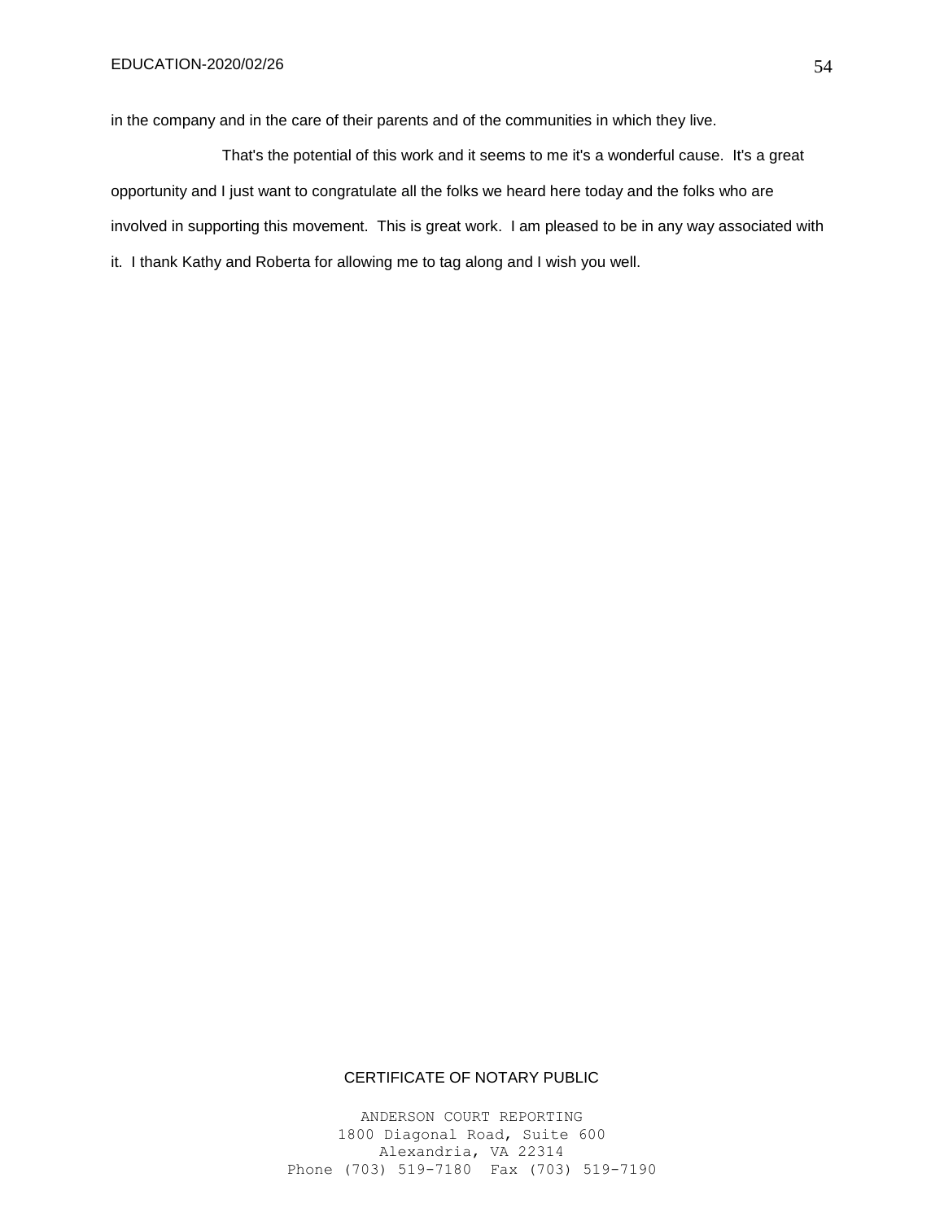in the company and in the care of their parents and of the communities in which they live.

That's the potential of this work and it seems to me it's a wonderful cause. It's a great opportunity and I just want to congratulate all the folks we heard here today and the folks who are involved in supporting this movement. This is great work. I am pleased to be in any way associated with it. I thank Kathy and Roberta for allowing me to tag along and I wish you well.

CERTIFICATE OF NOTARY PUBLIC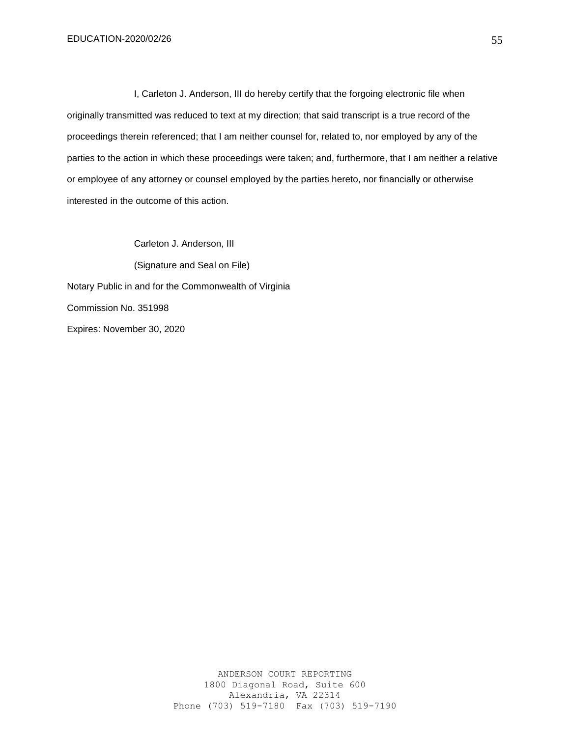I, Carleton J. Anderson, III do hereby certify that the forgoing electronic file when originally transmitted was reduced to text at my direction; that said transcript is a true record of the proceedings therein referenced; that I am neither counsel for, related to, nor employed by any of the parties to the action in which these proceedings were taken; and, furthermore, that I am neither a relative or employee of any attorney or counsel employed by the parties hereto, nor financially or otherwise interested in the outcome of this action.

Carleton J. Anderson, III

(Signature and Seal on File)

Notary Public in and for the Commonwealth of Virginia

Commission No. 351998

Expires: November 30, 2020